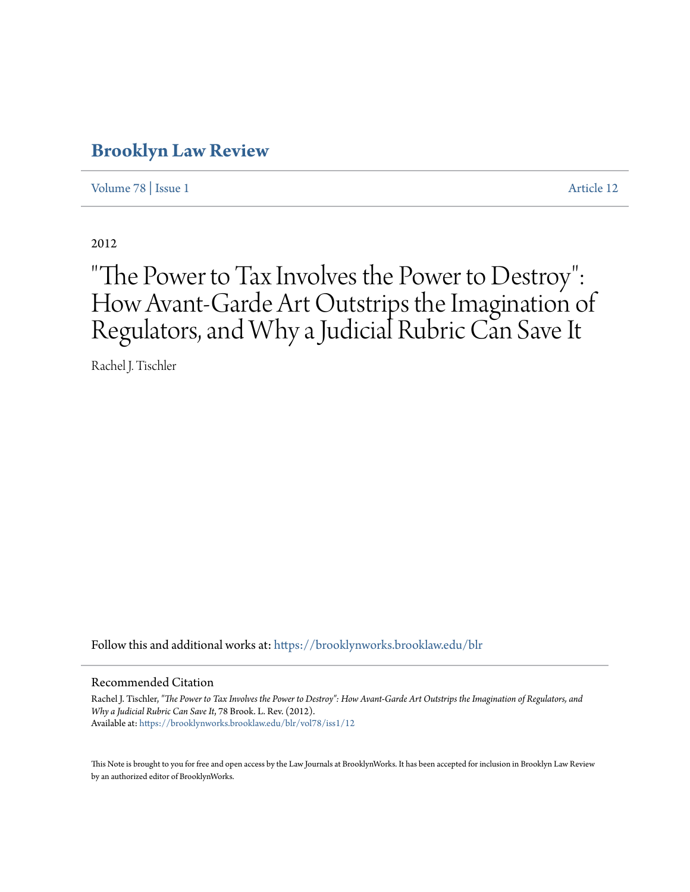# Brooklyn Law Review

Volume 78 | Issue 1 Article 12

2012

# "The Power to Tax Involves the Power to Destroy": How Avant-Garde Art Outstrips the Imagination of Regulators, and Why a Judicial Rubric Can Save It

Rachel J. Tischler

Follow this and additional works at: https://brooklynworks.brooklaw.edu/blr

## Recommended Citation

Rachel J. Tischler, *"The Power to Tax Involves the Power to Destroy": How Avant-Garde Art Outstrips the Imagination of Regulators, and Why a Judicial Rubric Can Save It*, 78 Brook. L. Rev. (2012).
Available at: https://brooklynworks.brooklaw.edu/blr/vol78/iss1/12

This Note is brought to you for free and open access by the Law Journals at BrooklynWorks. It has been accepted for inclusion in Brooklyn Law Review by an authorized editor of BrooklynWorks.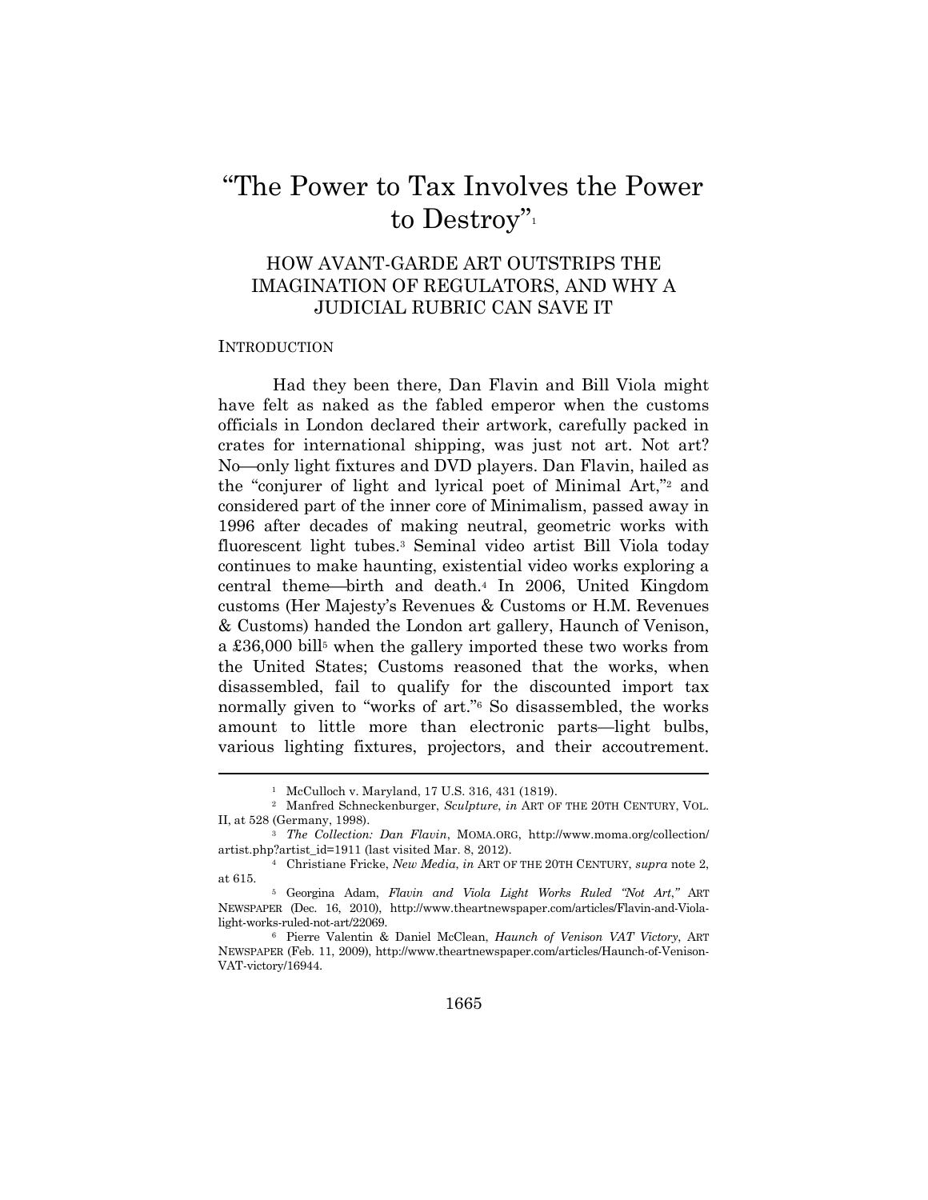# "The Power to Tax Involves the Power to Destroy"[1]

## HOW AVANT-GARDE ART OUTSTRIPS THE IMAGINATION OF REGULATORS, AND WHY A JUDICIAL RUBRIC CAN SAVE IT

### INTRODUCTION

Had they been there, Dan Flavin and Bill Viola might have felt as naked as the fabled emperor when the customs officials in London declared their artwork, carefully packed in crates for international shipping, was just not art. Not art? No—only light fixtures and DVD players. Dan Flavin, hailed as the "conjurer of light and lyrical poet of Minimal Art,"[2] and considered part of the inner core of Minimalism, passed away in 1996 after decades of making neutral, geometric works with fluorescent light tubes.[3] Seminal video artist Bill Viola today continues to make haunting, existential video works exploring a central theme—birth and death.[4] In 2006, United Kingdom customs (Her Majesty's Revenues & Customs or H.M. Revenues & Customs) handed the London art gallery, Haunch of Venison, a £36,000 bill[5] when the gallery imported these two works from the United States; Customs reasoned that the works, when disassembled, fail to qualify for the discounted import tax normally given to "works of art."[6] So disassembled, the works amount to little more than electronic parts—light bulbs, various lighting fixtures, projectors, and their accoutrement.

---

[1] McCulloch v. Maryland, 17 U.S. 316, 431 (1819).

[2] Manfred Schneckenburger, *Sculpture*, *in* ART OF THE 20TH CENTURY, VOL. II, at 528 (Germany, 1998).

[3] *The Collection: Dan Flavin*, MOMA.ORG, http://www.moma.org/collection/artist.php?artist_id=1911 (last visited Mar. 8, 2012).

[4] Christiane Fricke, *New Media*, *in* ART OF THE 20TH CENTURY, *supra* note 2, at 615.

[5] Georgina Adam, *Flavin and Viola Light Works Ruled "Not Art*,*"* ART NEWSPAPER (Dec. 16, 2010), http://www.theartnewspaper.com/articles/Flavin-and-Viola-light-works-ruled-not-art/22069.

[6] Pierre Valentin & Daniel McClean, *Haunch of Venison VAT Victory*, ART NEWSPAPER (Feb. 11, 2009), http://www.theartnewspaper.com/articles/Haunch-of-Venison-VAT-victory/16944.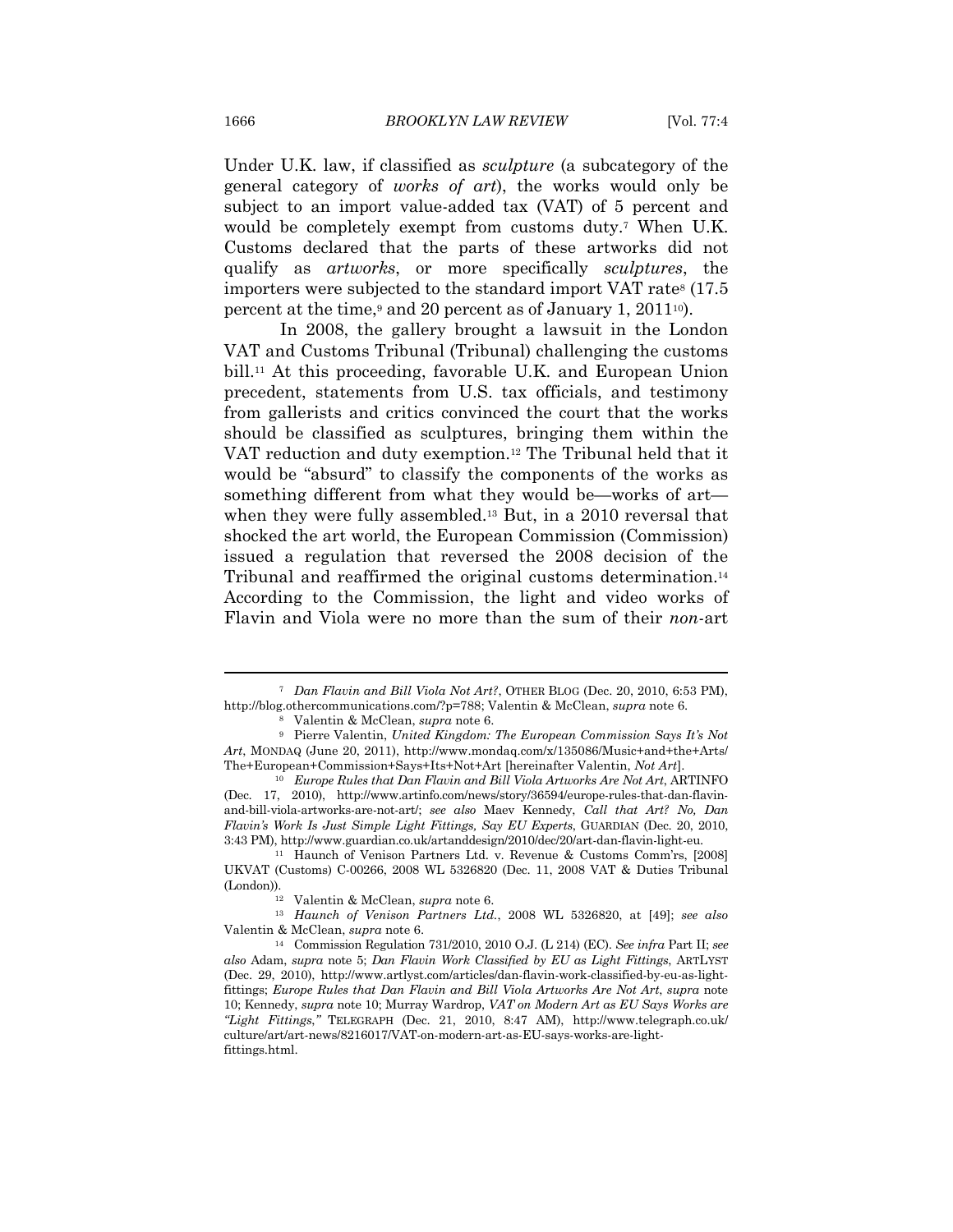Under U.K. law, if classified as *sculpture* (a subcategory of the general category of *works of art*), the works would only be subject to an import value-added tax (VAT) of 5 percent and would be completely exempt from customs duty.[7] When U.K. Customs declared that the parts of these artworks did not qualify as *artworks*, or more specifically *sculptures*, the importers were subjected to the standard import VAT rate[8] (17.5 percent at the time,[9] and 20 percent as of January 1, 2011[10]).

In 2008, the gallery brought a lawsuit in the London VAT and Customs Tribunal (Tribunal) challenging the customs bill.[11] At this proceeding, favorable U.K. and European Union precedent, statements from U.S. tax officials, and testimony from gallerists and critics convinced the court that the works should be classified as sculptures, bringing them within the VAT reduction and duty exemption.[12] The Tribunal held that it would be "absurd" to classify the components of the works as something different from what they would be—works of art—when they were fully assembled.[13] But, in a 2010 reversal that shocked the art world, the European Commission (Commission) issued a regulation that reversed the 2008 decision of the Tribunal and reaffirmed the original customs determination.[14] According to the Commission, the light and video works of Flavin and Viola were no more than the sum of their *non*-art

---

[7] *Dan Flavin and Bill Viola Not Art?*, OTHER BLOG (Dec. 20, 2010, 6:53 PM), http://blog.othercommunications.com/?p=788; Valentin & McClean, *supra* note 6.

[8] Valentin & McClean, *supra* note 6.

[9] Pierre Valentin, *United Kingdom: The European Commission Says It's Not Art*, MONDAQ (June 20, 2011), http://www.mondaq.com/x/135086/Music+and+the+Arts/The+European+Commission+Says+Its+Not+Art [hereinafter Valentin, *Not Art*].

[10] *Europe Rules that Dan Flavin and Bill Viola Artworks Are Not Art*, ARTINFO (Dec. 17, 2010), http://www.artinfo.com/news/story/36594/europe-rules-that-dan-flavin-and-bill-viola-artworks-are-not-art/; *see also* Maev Kennedy, *Call that Art? No, Dan Flavin's Work Is Just Simple Light Fittings, Say EU Experts*, GUARDIAN (Dec. 20, 2010, 3:43 PM), http://www.guardian.co.uk/artanddesign/2010/dec/20/art-dan-flavin-light-eu.

[11] Haunch of Venison Partners Ltd. v. Revenue & Customs Comm'rs, [2008] UKVAT (Customs) C-00266, 2008 WL 5326820 (Dec. 11, 2008 VAT & Duties Tribunal (London)).

[12] Valentin & McClean, *supra* note 6.

[13] *Haunch of Venison Partners Ltd.*, 2008 WL 5326820, at [49]; *see also* Valentin & McClean, *supra* note 6.

[14] Commission Regulation 731/2010, 2010 O.J. (L 214) (EC). *See infra* Part II; *see also* Adam, *supra* note 5; *Dan Flavin Work Classified by EU as Light Fittings*, ARTLYST (Dec. 29, 2010), http://www.artlyst.com/articles/dan-flavin-work-classified-by-eu-as-light-fittings; *Europe Rules that Dan Flavin and Bill Viola Artworks Are Not Art*, *supra* note 10; Kennedy, *supra* note 10; Murray Wardrop, *VAT on Modern Art as EU Says Works are "Light Fittings,"* TELEGRAPH (Dec. 21, 2010, 8:47 AM), http://www.telegraph.co.uk/culture/art/art-news/8216017/VAT-on-modern-art-as-EU-says-works-are-light-fittings.html.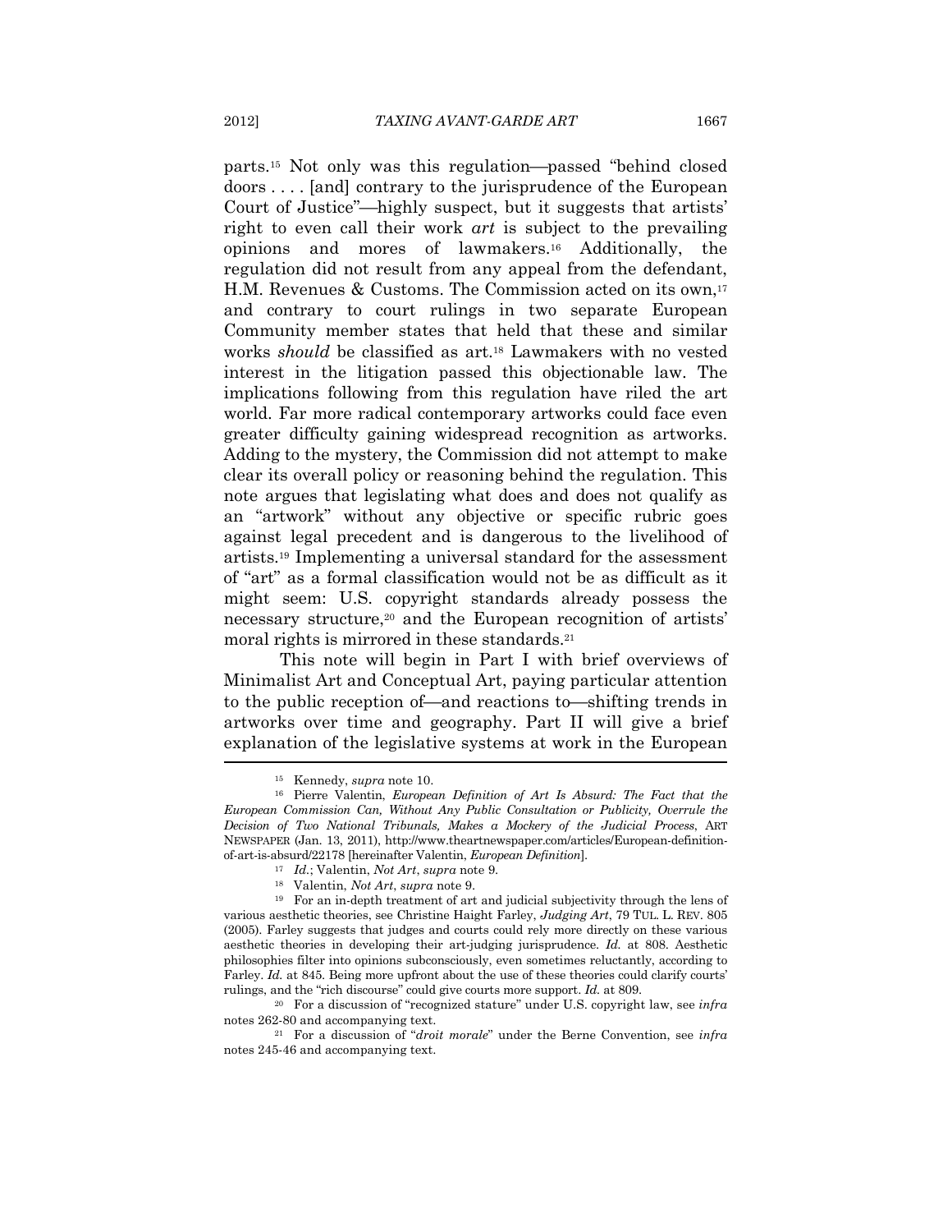parts.[15] Not only was this regulation—passed "behind closed doors . . . . [and] contrary to the jurisprudence of the European Court of Justice"—highly suspect, but it suggests that artists' right to even call their work *art* is subject to the prevailing opinions and mores of lawmakers.[16] Additionally, the regulation did not result from any appeal from the defendant, H.M. Revenues & Customs. The Commission acted on its own,[17] and contrary to court rulings in two separate European Community member states that held that these and similar works *should* be classified as art.[18] Lawmakers with no vested interest in the litigation passed this objectionable law. The implications following from this regulation have riled the art world. Far more radical contemporary artworks could face even greater difficulty gaining widespread recognition as artworks. Adding to the mystery, the Commission did not attempt to make clear its overall policy or reasoning behind the regulation. This note argues that legislating what does and does not qualify as an "artwork" without any objective or specific rubric goes against legal precedent and is dangerous to the livelihood of artists.[19] Implementing a universal standard for the assessment of "art" as a formal classification would not be as difficult as it might seem: U.S. copyright standards already possess the necessary structure,[20] and the European recognition of artists' moral rights is mirrored in these standards.[21]

This note will begin in Part I with brief overviews of Minimalist Art and Conceptual Art, paying particular attention to the public reception of—and reactions to—shifting trends in artworks over time and geography. Part II will give a brief explanation of the legislative systems at work in the European

---

[15] Kennedy, *supra* note 10.

[16] Pierre Valentin, *European Definition of Art Is Absurd: The Fact that the European Commission Can, Without Any Public Consultation or Publicity, Overrule the Decision of Two National Tribunals, Makes a Mockery of the Judicial Process*, ART NEWSPAPER (Jan. 13, 2011), http://www.theartnewspaper.com/articles/European-definition-of-art-is-absurd/22178 [hereinafter Valentin, *European Definition*].

[17] *Id.*; Valentin, *Not Art*, *supra* note 9.

[18] Valentin, *Not Art*, *supra* note 9.

[19] For an in-depth treatment of art and judicial subjectivity through the lens of various aesthetic theories, see Christine Haight Farley, *Judging Art*, 79 TUL. L. REV. 805 (2005). Farley suggests that judges and courts could rely more directly on these various aesthetic theories in developing their art-judging jurisprudence. *Id.* at 808. Aesthetic philosophies filter into opinions subconsciously, even sometimes reluctantly, according to Farley. *Id.* at 845. Being more upfront about the use of these theories could clarify courts' rulings, and the "rich discourse" could give courts more support. *Id.* at 809.

[20] For a discussion of "recognized stature" under U.S. copyright law, see *infra* notes 262-80 and accompanying text.

[21] For a discussion of "*droit morale*" under the Berne Convention, see *infra* notes 245-46 and accompanying text.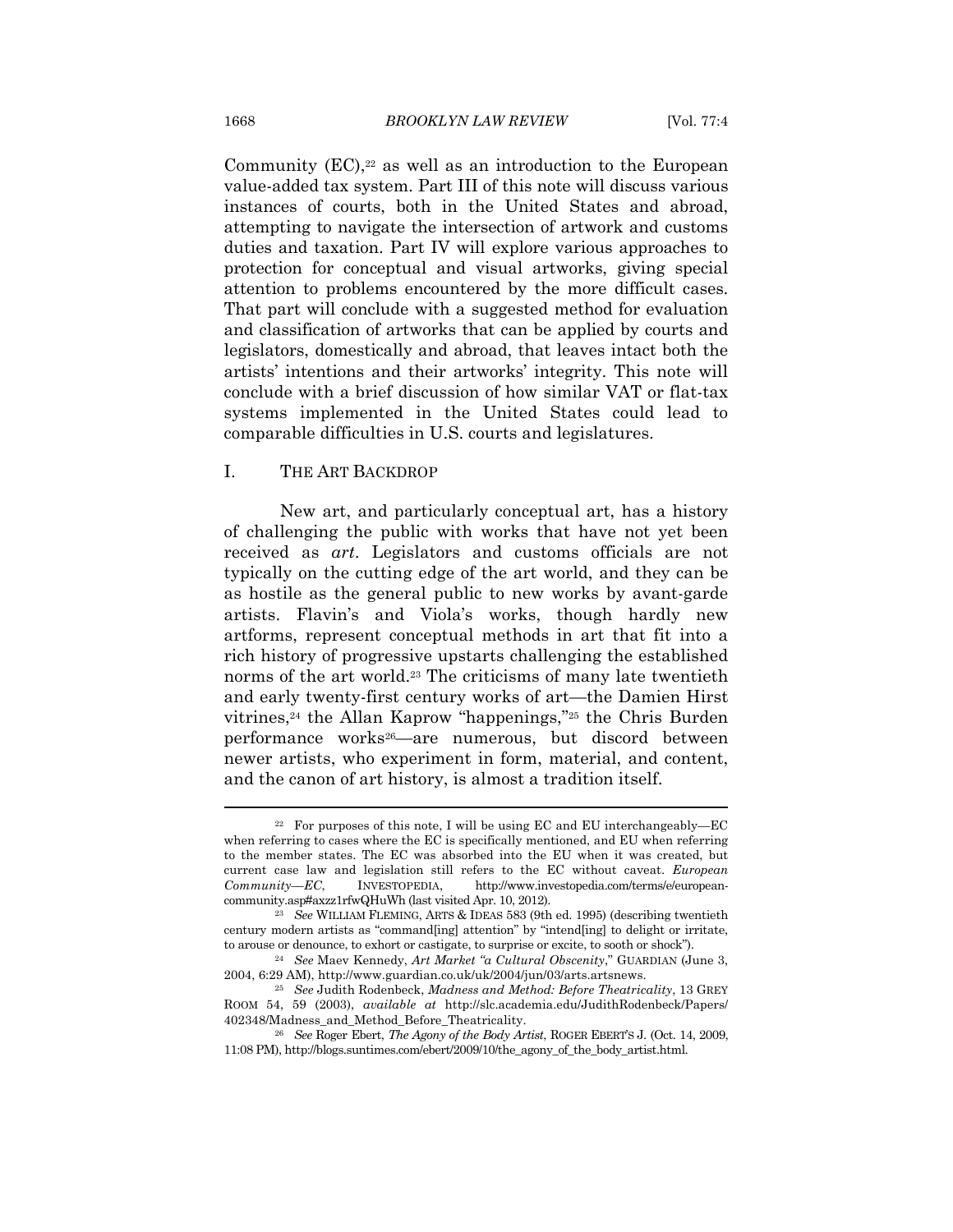Community (EC),[22] as well as an introduction to the European value-added tax system. Part III of this note will discuss various instances of courts, both in the United States and abroad, attempting to navigate the intersection of artwork and customs duties and taxation. Part IV will explore various approaches to protection for conceptual and visual artworks, giving special attention to problems encountered by the more difficult cases. That part will conclude with a suggested method for evaluation and classification of artworks that can be applied by courts and legislators, domestically and abroad, that leaves intact both the artists' intentions and their artworks' integrity. This note will conclude with a brief discussion of how similar VAT or flat-tax systems implemented in the United States could lead to comparable difficulties in U.S. courts and legislatures.

## I. THE ART BACKDROP

New art, and particularly conceptual art, has a history of challenging the public with works that have not yet been received as *art*. Legislators and customs officials are not typically on the cutting edge of the art world, and they can be as hostile as the general public to new works by avant-garde artists. Flavin's and Viola's works, though hardly new artforms, represent conceptual methods in art that fit into a rich history of progressive upstarts challenging the established norms of the art world.[23] The criticisms of many late twentieth and early twenty-first century works of art—the Damien Hirst vitrines,[24] the Allan Kaprow "happenings,"[25] the Chris Burden performance works[26]—are numerous, but discord between newer artists, who experiment in form, material, and content, and the canon of art history, is almost a tradition itself.

---

[22] For purposes of this note, I will be using EC and EU interchangeably—EC when referring to cases where the EC is specifically mentioned, and EU when referring to the member states. The EC was absorbed into the EU when it was created, but current case law and legislation still refers to the EC without caveat. *European Community—EC*, INVESTOPEDIA, http://www.investopedia.com/terms/e/european-community.asp#axzz1rfwQHuWh (last visited Apr. 10, 2012).

[23] *See* WILLIAM FLEMING, ARTS & IDEAS 583 (9th ed. 1995) (describing twentieth century modern artists as "command[ing] attention" by "intend[ing] to delight or irritate, to arouse or denounce, to exhort or castigate, to surprise or excite, to sooth or shock").

[24] *See* Maev Kennedy, *Art Market "a Cultural Obscenity*," GUARDIAN (June 3, 2004, 6:29 AM), http://www.guardian.co.uk/uk/2004/jun/03/arts.artsnews.

[25] *See* Judith Rodenbeck, *Madness and Method: Before Theatricality*, 13 GREY ROOM 54, 59 (2003), *available at* http://slc.academia.edu/JudithRodenbeck/Papers/402348/Madness_and_Method_Before_Theatricality.

[26] *See* Roger Ebert, *The Agony of the Body Artist*, ROGER EBERT'S J. (Oct. 14, 2009, 11:08 PM), http://blogs.suntimes.com/ebert/2009/10/the_agony_of_the_body_artist.html.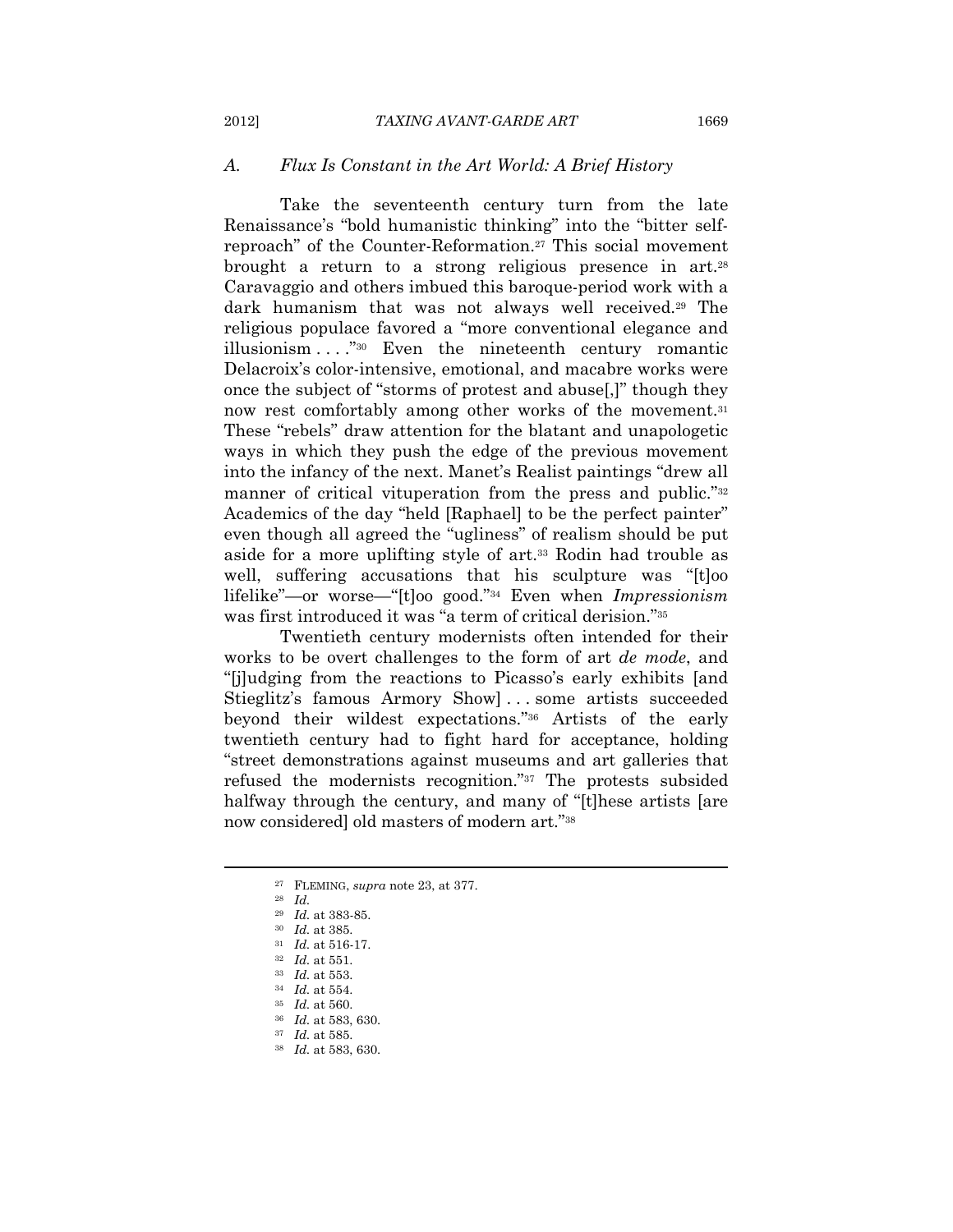### *A. Flux Is Constant in the Art World: A Brief History*

Take the seventeenth century turn from the late Renaissance's "bold humanistic thinking" into the "bitter self-reproach" of the Counter-Reformation.[27] This social movement brought a return to a strong religious presence in art.[28] Caravaggio and others imbued this baroque-period work with a dark humanism that was not always well received.[29] The religious populace favored a "more conventional elegance and illusionism . . . ."[30] Even the nineteenth century romantic Delacroix's color-intensive, emotional, and macabre works were once the subject of "storms of protest and abuse[,]" though they now rest comfortably among other works of the movement.[31] These "rebels" draw attention for the blatant and unapologetic ways in which they push the edge of the previous movement into the infancy of the next. Manet's Realist paintings "drew all manner of critical vituperation from the press and public."[32] Academics of the day "held [Raphael] to be the perfect painter" even though all agreed the "ugliness" of realism should be put aside for a more uplifting style of art.[33] Rodin had trouble as well, suffering accusations that his sculpture was "[t]oo lifelike"—or worse—"[t]oo good."[34] Even when *Impressionism* was first introduced it was "a term of critical derision."[35]

Twentieth century modernists often intended for their works to be overt challenges to the form of art *de mode*, and "[j]udging from the reactions to Picasso's early exhibits [and Stieglitz's famous Armory Show] . . . some artists succeeded beyond their wildest expectations."[36] Artists of the early twentieth century had to fight hard for acceptance, holding "street demonstrations against museums and art galleries that refused the modernists recognition."[37] The protests subsided halfway through the century, and many of "[t]hese artists [are now considered] old masters of modern art."[38]

---

[27] FLEMING, *supra* note 23, at 377.

[28] *Id.*

[29] *Id.* at 383-85.

[30] *Id.* at 385.

[31] *Id.* at 516-17.

[32] *Id.* at 551.

[33] *Id.* at 553.

[34] *Id.* at 554.

[35] *Id.* at 560.

[36] *Id.* at 583, 630.

[37] *Id.* at 585.

[38] *Id.* at 583, 630.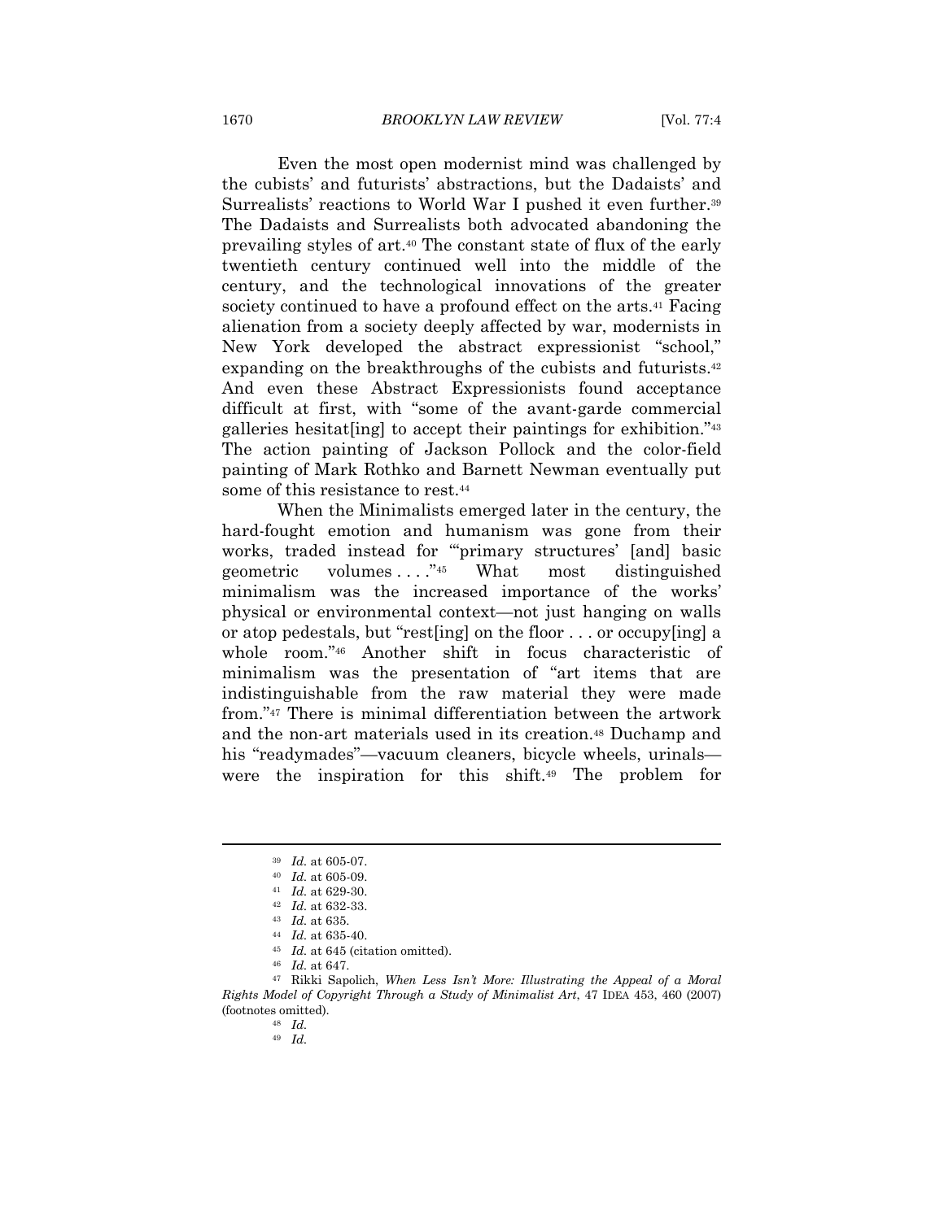Even the most open modernist mind was challenged by the cubists' and futurists' abstractions, but the Dadaists' and Surrealists' reactions to World War I pushed it even further.[39] The Dadaists and Surrealists both advocated abandoning the prevailing styles of art.[40] The constant state of flux of the early twentieth century continued well into the middle of the century, and the technological innovations of the greater society continued to have a profound effect on the arts.[41] Facing alienation from a society deeply affected by war, modernists in New York developed the abstract expressionist "school," expanding on the breakthroughs of the cubists and futurists.[42] And even these Abstract Expressionists found acceptance difficult at first, with "some of the avant-garde commercial galleries hesitat[ing] to accept their paintings for exhibition."[43] The action painting of Jackson Pollock and the color-field painting of Mark Rothko and Barnett Newman eventually put some of this resistance to rest.[44]

When the Minimalists emerged later in the century, the hard-fought emotion and humanism was gone from their works, traded instead for "'primary structures' [and] basic geometric volumes . . . ."[45] What most distinguished minimalism was the increased importance of the works' physical or environmental context—not just hanging on walls or atop pedestals, but "rest[ing] on the floor . . . or occupy[ing] a whole room."[46] Another shift in focus characteristic of minimalism was the presentation of "art items that are indistinguishable from the raw material they were made from."[47] There is minimal differentiation between the artwork and the non-art materials used in its creation.[48] Duchamp and his "readymades"—vacuum cleaners, bicycle wheels, urinals—were the inspiration for this shift.[49] The problem for

---

[39] *Id.* at 605-07.

[40] *Id.* at 605-09.

[41] *Id.* at 629-30.

[42] *Id.* at 632-33.

[43] *Id.* at 635.

[44] *Id.* at 635-40.

[45] *Id.* at 645 (citation omitted).

[46] *Id.* at 647.

[47] Rikki Sapolich, *When Less Isn't More: Illustrating the Appeal of a Moral Rights Model of Copyright Through a Study of Minimalist Art*, 47 IDEA 453, 460 (2007) (footnotes omitted).

[48] *Id.*

[49] *Id.*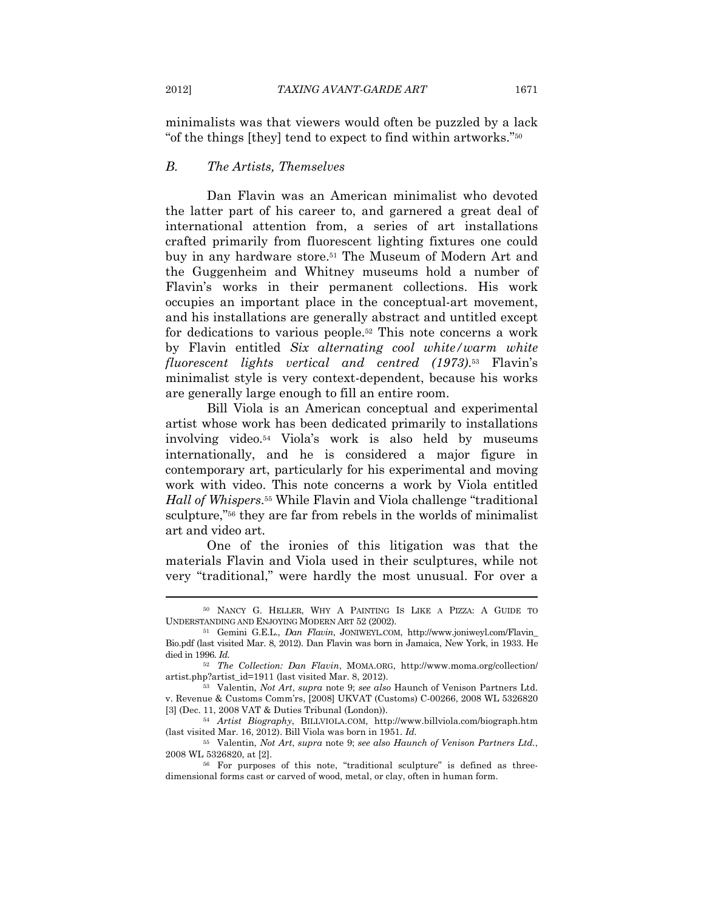minimalists was that viewers would often be puzzled by a lack "of the things [they] tend to expect to find within artworks."[50]

### *B. The Artists, Themselves*

Dan Flavin was an American minimalist who devoted the latter part of his career to, and garnered a great deal of international attention from, a series of art installations crafted primarily from fluorescent lighting fixtures one could buy in any hardware store.[51] The Museum of Modern Art and the Guggenheim and Whitney museums hold a number of Flavin's works in their permanent collections. His work occupies an important place in the conceptual-art movement, and his installations are generally abstract and untitled except for dedications to various people.[52] This note concerns a work by Flavin entitled *Six alternating cool white/warm white fluorescent lights vertical and centred (1973)*.[53] Flavin's minimalist style is very context-dependent, because his works are generally large enough to fill an entire room.

Bill Viola is an American conceptual and experimental artist whose work has been dedicated primarily to installations involving video.[54] Viola's work is also held by museums internationally, and he is considered a major figure in contemporary art, particularly for his experimental and moving work with video. This note concerns a work by Viola entitled *Hall of Whispers*.[55] While Flavin and Viola challenge "traditional sculpture,"[56] they are far from rebels in the worlds of minimalist art and video art.

One of the ironies of this litigation was that the materials Flavin and Viola used in their sculptures, while not very "traditional," were hardly the most unusual. For over a

---

[50] NANCY G. HELLER, WHY A PAINTING IS LIKE A PIZZA: A GUIDE TO UNDERSTANDING AND ENJOYING MODERN ART 52 (2002).

[51] Gemini G.E.L., *Dan Flavin*, JONIWEYL.COM, http://www.joniweyl.com/Flavin_Bio.pdf (last visited Mar. 8, 2012). Dan Flavin was born in Jamaica, New York, in 1933. He died in 1996. *Id.*

[52] *The Collection: Dan Flavin*, MOMA.ORG, http://www.moma.org/collection/artist.php?artist_id=1911 (last visited Mar. 8, 2012).

[53] Valentin, *Not Art*, *supra* note 9; *see also* Haunch of Venison Partners Ltd. v. Revenue & Customs Comm'rs, [2008] UKVAT (Customs) C-00266, 2008 WL 5326820 [3] (Dec. 11, 2008 VAT & Duties Tribunal (London)).

[54] *Artist Biography*, BILLVIOLA.COM, http://www.billviola.com/biograph.htm (last visited Mar. 16, 2012). Bill Viola was born in 1951. *Id.*

[55] Valentin, *Not Art*, *supra* note 9; *see also Haunch of Venison Partners Ltd.*, 2008 WL 5326820, at [2].

[56] For purposes of this note, "traditional sculpture" is defined as three-dimensional forms cast or carved of wood, metal, or clay, often in human form.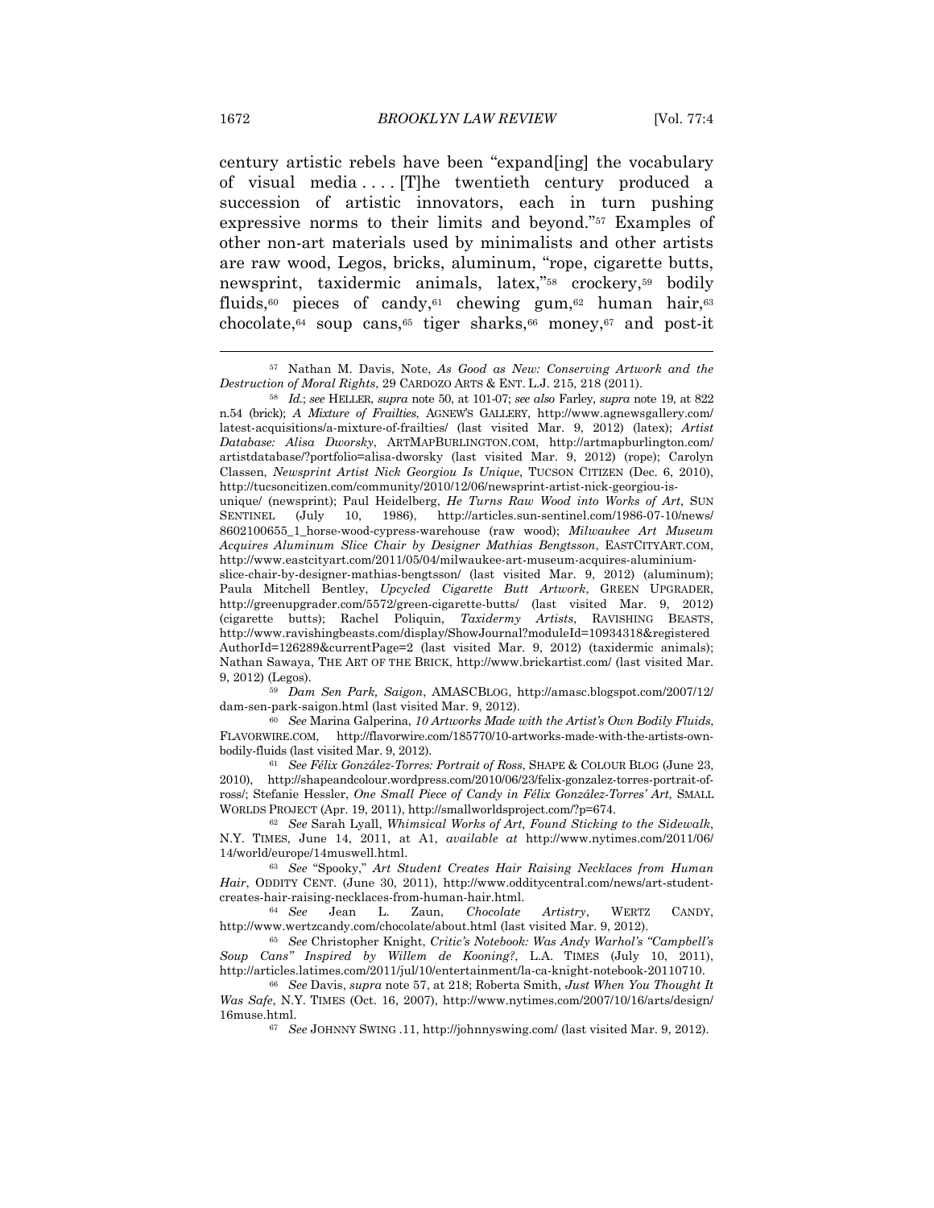century artistic rebels have been "expand[ing] the vocabulary of visual media . . . . [T]he twentieth century produced a succession of artistic innovators, each in turn pushing expressive norms to their limits and beyond."[57] Examples of other non-art materials used by minimalists and other artists are raw wood, Legos, bricks, aluminum, "rope, cigarette butts, newsprint, taxidermic animals, latex,"[58] crockery,[59] bodily fluids,[60] pieces of candy,[61] chewing gum,[62] human hair,[63] chocolate,[64] soup cans,[65] tiger sharks,[66] money,[67] and post-it

---

[57] Nathan M. Davis, Note, *As Good as New: Conserving Artwork and the Destruction of Moral Rights*, 29 CARDOZO ARTS & ENT. L.J. 215, 218 (2011).

[58] *Id.*; *see* HELLER, *supra* note 50, at 101-07; *see also* Farley, *supra* note 19, at 822 n.54 (brick); *A Mixture of Frailties*, AGNEW'S GALLERY, http://www.agnewsgallery.com/latest-acquisitions/a-mixture-of-frailties/ (last visited Mar. 9, 2012) (latex); *Artist Database: Alisa Dworsky*, ARTMAPBURLINGTON.COM, http://artmapburlington.com/artistdatabase/?portfolio=alisa-dworsky (last visited Mar. 9, 2012) (rope); Carolyn Classen, *Newsprint Artist Nick Georgiou Is Unique*, TUCSON CITIZEN (Dec. 6, 2010), http://tucsoncitizen.com/community/2010/12/06/newsprint-artist-nick-georgiou-is-unique/ (newsprint); Paul Heidelberg, *He Turns Raw Wood into Works of Art*, SUN SENTINEL (July 10, 1986), http://articles.sun-sentinel.com/1986-07-10/news/8602100655_1_horse-wood-cypress-warehouse (raw wood); *Milwaukee Art Museum Acquires Aluminum Slice Chair by Designer Mathias Bengtsson*, EASTCITYART.COM, http://www.eastcityart.com/2011/05/04/milwaukee-art-museum-acquires-aluminium-slice-chair-by-designer-mathias-bengtsson/ (last visited Mar. 9, 2012) (aluminum); Paula Mitchell Bentley, *Upcycled Cigarette Butt Artwork*, GREEN UPGRADER, http://greenupgrader.com/5572/green-cigarette-butts/ (last visited Mar. 9, 2012) (cigarette butts); Rachel Poliquin, *Taxidermy Artists*, RAVISHING BEASTS, http://www.ravishingbeasts.com/display/ShowJournal?moduleId=10934318&registeredAuthorId=126289&currentPage=2 (last visited Mar. 9, 2012) (taxidermic animals); Nathan Sawaya, THE ART OF THE BRICK, http://www.brickartist.com/ (last visited Mar. 9, 2012) (Legos).

[59] *Dam Sen Park, Saigon*, AMASCBLOG, http://amasc.blogspot.com/2007/12/dam-sen-park-saigon.html (last visited Mar. 9, 2012).

[60] *See* Marina Galperina, *10 Artworks Made with the Artist's Own Bodily Fluids*, FLAVORWIRE.COM, http://flavorwire.com/185770/10-artworks-made-with-the-artists-own-bodily-fluids (last visited Mar. 9, 2012).

[61] *See Félix González-Torres: Portrait of Ross*, SHAPE & COLOUR BLOG (June 23, 2010), http://shapeandcolour.wordpress.com/2010/06/23/felix-gonzalez-torres-portrait-of-ross/; Stefanie Hessler, *One Small Piece of Candy in Félix González-Torres' Art*, SMALL WORLDS PROJECT (Apr. 19, 2011), http://smallworldsproject.com/?p=674.

[62] *See* Sarah Lyall, *Whimsical Works of Art, Found Sticking to the Sidewalk*, N.Y. TIMES, June 14, 2011, at A1, *available at* http://www.nytimes.com/2011/06/14/world/europe/14muswell.html.

[63] *See* "Spooky," *Art Student Creates Hair Raising Necklaces from Human Hair*, ODDITY CENT. (June 30, 2011), http://www.odditycentral.com/news/art-student-creates-hair-raising-necklaces-from-human-hair.html.

[64] *See* Jean L. Zaun, *Chocolate Artistry*, WERTZ CANDY, http://www.wertzcandy.com/chocolate/about.html (last visited Mar. 9, 2012).

[65] *See* Christopher Knight, *Critic's Notebook: Was Andy Warhol's "Campbell's Soup Cans" Inspired by Willem de Kooning?*, L.A. TIMES (July 10, 2011), http://articles.latimes.com/2011/jul/10/entertainment/la-ca-knight-notebook-20110710.

[66] *See* Davis, *supra* note 57, at 218; Roberta Smith, *Just When You Thought It Was Safe*, N.Y. TIMES (Oct. 16, 2007), http://www.nytimes.com/2007/10/16/arts/design/16muse.html.

[67] *See* JOHNNY SWING .11, http://johnnyswing.com/ (last visited Mar. 9, 2012).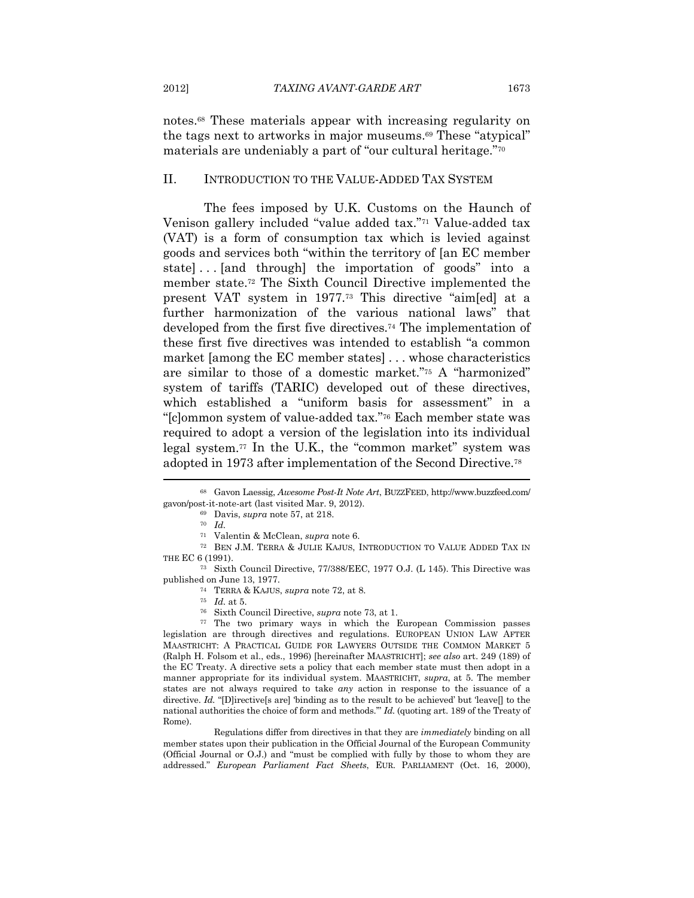notes.[68] These materials appear with increasing regularity on the tags next to artworks in major museums.[69] These "atypical" materials are undeniably a part of "our cultural heritage."[70]

## II. INTRODUCTION TO THE VALUE-ADDED TAX SYSTEM

The fees imposed by U.K. Customs on the Haunch of Venison gallery included "value added tax."[71] Value-added tax (VAT) is a form of consumption tax which is levied against goods and services both "within the territory of [an EC member state] . . . [and through] the importation of goods" into a member state.[72] The Sixth Council Directive implemented the present VAT system in 1977.[73] This directive "aim[ed] at a further harmonization of the various national laws" that developed from the first five directives.[74] The implementation of these first five directives was intended to establish "a common market [among the EC member states] . . . whose characteristics are similar to those of a domestic market."[75] A "harmonized" system of tariffs (TARIC) developed out of these directives, which established a "uniform basis for assessment" in a "[c]ommon system of value-added tax."[76] Each member state was required to adopt a version of the legislation into its individual legal system.[77] In the U.K., the "common market" system was adopted in 1973 after implementation of the Second Directive.[78]

---

[68] Gavon Laessig, *Awesome Post-It Note Art*, BUZZFEED, http://www.buzzfeed.com/gavon/post-it-note-art (last visited Mar. 9, 2012).

[69] Davis, *supra* note 57, at 218.

[70] *Id.*

[71] Valentin & McClean, *supra* note 6.

[72] BEN J.M. TERRA & JULIE KAJUS, INTRODUCTION TO VALUE ADDED TAX IN THE EC 6 (1991).

[73] Sixth Council Directive, 77/388/EEC, 1977 O.J. (L 145). This Directive was published on June 13, 1977.

[74] TERRA & KAJUS, *supra* note 72, at 8.

[75] *Id.* at 5.

[76] Sixth Council Directive, *supra* note 73, at 1.

[77] The two primary ways in which the European Commission passes legislation are through directives and regulations. EUROPEAN UNION LAW AFTER MAASTRICHT: A PRACTICAL GUIDE FOR LAWYERS OUTSIDE THE COMMON MARKET 5 (Ralph H. Folsom et al., eds., 1996) [hereinafter MAASTRICHT]; *see also* art. 249 (189) of the EC Treaty. A directive sets a policy that each member state must then adopt in a manner appropriate for its individual system. MAASTRICHT, *supra*, at 5. The member states are not always required to take *any* action in response to the issuance of a directive. *Id.* "[D]irective[s are] 'binding as to the result to be achieved' but 'leave[] to the national authorities the choice of form and methods.'" *Id.* (quoting art. 189 of the Treaty of Rome).

Regulations differ from directives in that they are *immediately* binding on all member states upon their publication in the Official Journal of the European Community (Official Journal or O.J.) and "must be complied with fully by those to whom they are addressed." *European Parliament Fact Sheets*, EUR. PARLIAMENT (Oct. 16, 2000),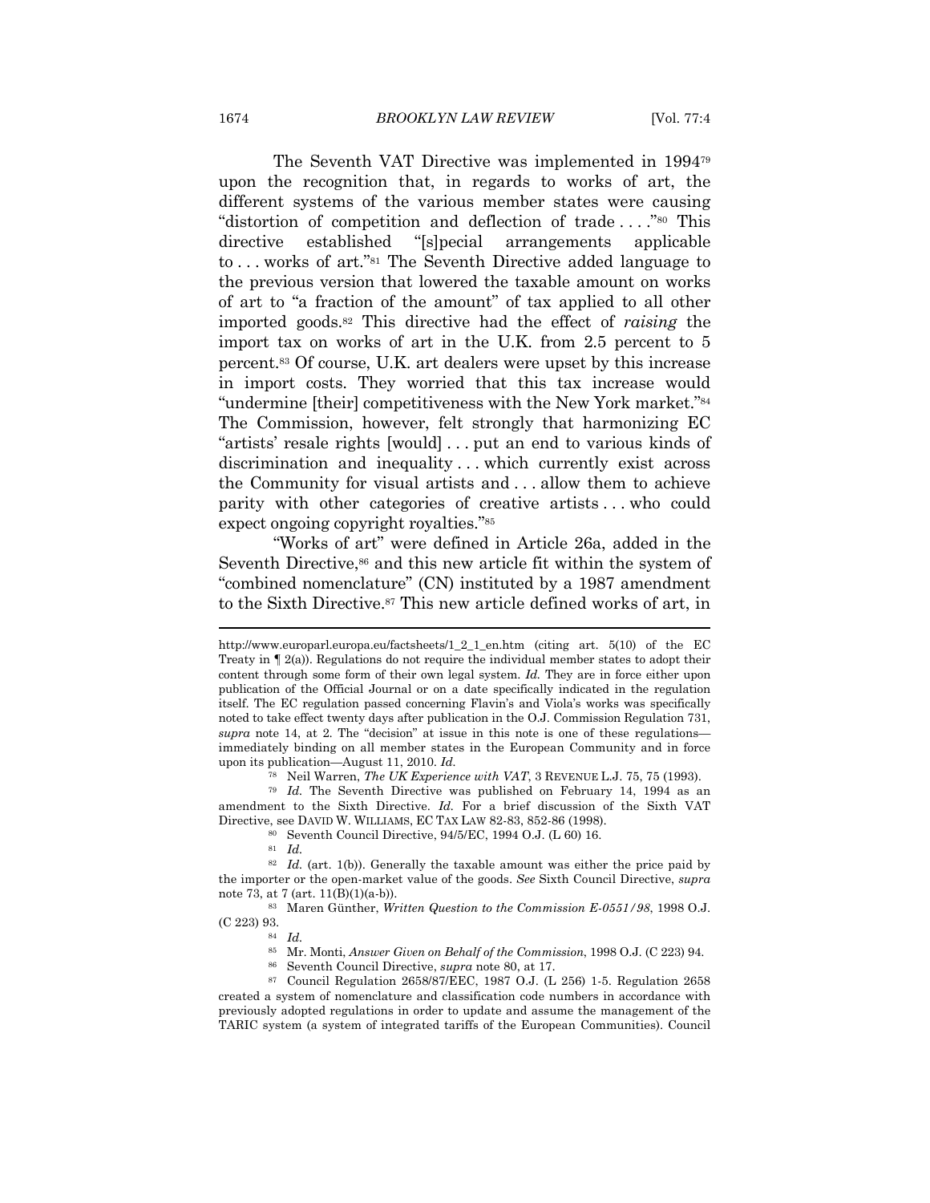The Seventh VAT Directive was implemented in 1994[79] upon the recognition that, in regards to works of art, the different systems of the various member states were causing "distortion of competition and deflection of trade . . . ."[80] This directive established "[s]pecial arrangements applicable to . . . works of art."[81] The Seventh Directive added language to the previous version that lowered the taxable amount on works of art to "a fraction of the amount" of tax applied to all other imported goods.[82] This directive had the effect of *raising* the import tax on works of art in the U.K. from 2.5 percent to 5 percent.[83] Of course, U.K. art dealers were upset by this increase in import costs. They worried that this tax increase would "undermine [their] competitiveness with the New York market."[84] The Commission, however, felt strongly that harmonizing EC "artists' resale rights [would] . . . put an end to various kinds of discrimination and inequality . . . which currently exist across the Community for visual artists and . . . allow them to achieve parity with other categories of creative artists . . . who could expect ongoing copyright royalties."[85]

"Works of art" were defined in Article 26a, added in the Seventh Directive,[86] and this new article fit within the system of "combined nomenclature" (CN) instituted by a 1987 amendment to the Sixth Directive.[87] This new article defined works of art, in

---

http://www.europarl.europa.eu/factsheets/1_2_1_en.htm (citing art. 5(10) of the EC Treaty in ¶ 2(a)). Regulations do not require the individual member states to adopt their content through some form of their own legal system. *Id.* They are in force either upon publication of the Official Journal or on a date specifically indicated in the regulation itself. The EC regulation passed concerning Flavin's and Viola's works was specifically noted to take effect twenty days after publication in the O.J. Commission Regulation 731, *supra* note 14, at 2. The "decision" at issue in this note is one of these regulations—immediately binding on all member states in the European Community and in force upon its publication—August 11, 2010. *Id.*

[78] Neil Warren, *The UK Experience with VAT*, 3 REVENUE L.J. 75, 75 (1993).

[79] *Id.* The Seventh Directive was published on February 14, 1994 as an amendment to the Sixth Directive. *Id.* For a brief discussion of the Sixth VAT Directive, see DAVID W. WILLIAMS, EC TAX LAW 82-83, 852-86 (1998).

[80] Seventh Council Directive, 94/5/EC, 1994 O.J. (L 60) 16.

[81] *Id.*

[82] *Id.* (art. 1(b)). Generally the taxable amount was either the price paid by the importer or the open-market value of the goods. *See* Sixth Council Directive, *supra* note 73, at 7 (art. 11(B)(1)(a-b)).

[83] Maren Günther, *Written Question to the Commission E-0551/98*, 1998 O.J. (C 223) 93.

[84] *Id.*

[85] Mr. Monti, *Answer Given on Behalf of the Commission*, 1998 O.J. (C 223) 94.

[86] Seventh Council Directive, *supra* note 80, at 17.

[87] Council Regulation 2658/87/EEC, 1987 O.J. (L 256) 1-5. Regulation 2658 created a system of nomenclature and classification code numbers in accordance with previously adopted regulations in order to update and assume the management of the TARIC system (a system of integrated tariffs of the European Communities). Council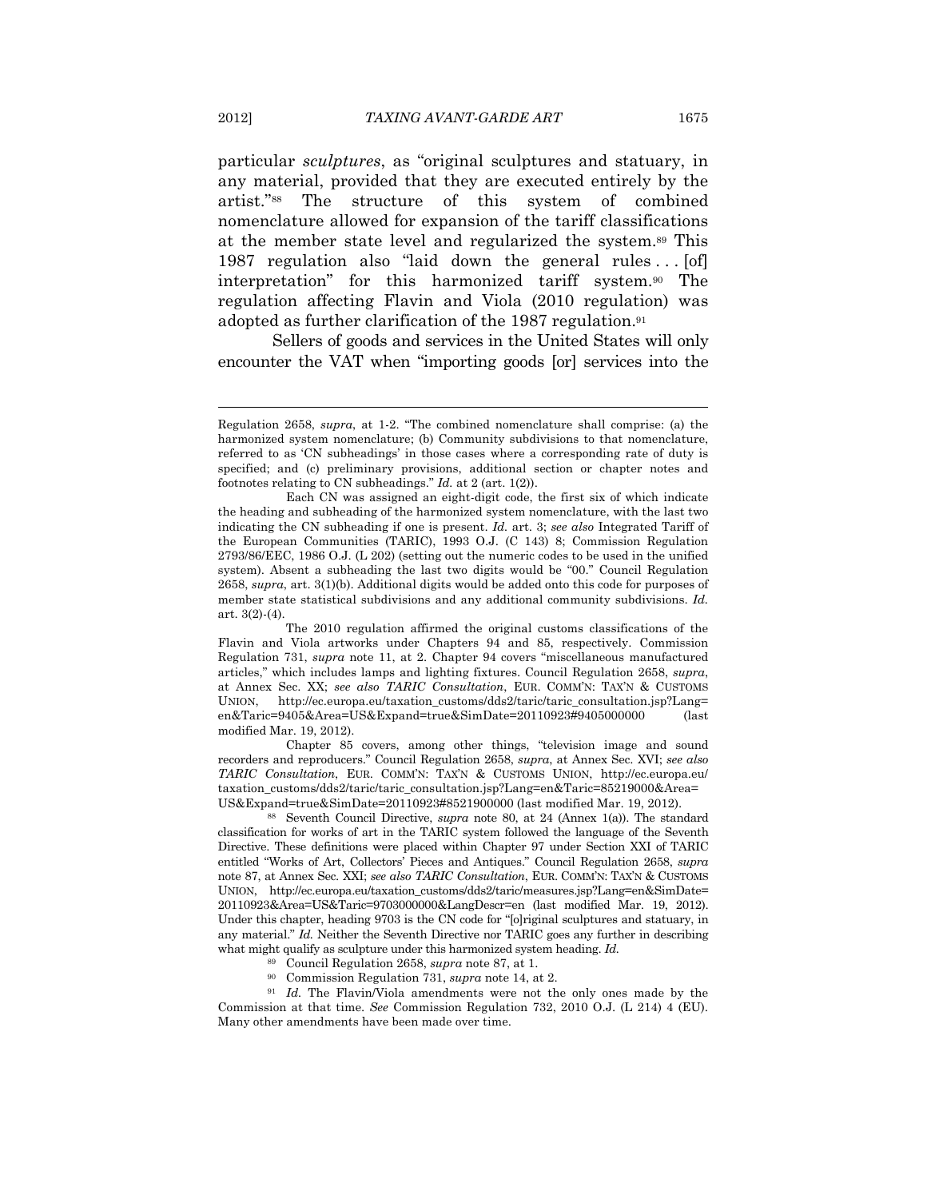particular *sculptures*, as "original sculptures and statuary, in any material, provided that they are executed entirely by the artist."[88] The structure of this system of combined nomenclature allowed for expansion of the tariff classifications at the member state level and regularized the system.[89] This 1987 regulation also "laid down the general rules . . . [of] interpretation" for this harmonized tariff system.[90] The regulation affecting Flavin and Viola (2010 regulation) was adopted as further clarification of the 1987 regulation.[91]

Sellers of goods and services in the United States will only encounter the VAT when "importing goods [or] services into the

---

Regulation 2658, *supra*, at 1-2. "The combined nomenclature shall comprise: (a) the harmonized system nomenclature; (b) Community subdivisions to that nomenclature, referred to as 'CN subheadings' in those cases where a corresponding rate of duty is specified; and (c) preliminary provisions, additional section or chapter notes and footnotes relating to CN subheadings." *Id.* at 2 (art. 1(2)).

Each CN was assigned an eight-digit code, the first six of which indicate the heading and subheading of the harmonized system nomenclature, with the last two indicating the CN subheading if one is present. *Id.* art. 3; *see also* Integrated Tariff of the European Communities (TARIC), 1993 O.J. (C 143) 8; Commission Regulation 2793/86/EEC, 1986 O.J. (L 202) (setting out the numeric codes to be used in the unified system). Absent a subheading the last two digits would be "00." Council Regulation 2658, *supra*, art. 3(1)(b). Additional digits would be added onto this code for purposes of member state statistical subdivisions and any additional community subdivisions. *Id.* art. 3(2)-(4).

The 2010 regulation affirmed the original customs classifications of the Flavin and Viola artworks under Chapters 94 and 85, respectively. Commission Regulation 731, *supra* note 11, at 2. Chapter 94 covers "miscellaneous manufactured articles," which includes lamps and lighting fixtures. Council Regulation 2658, *supra*, at Annex Sec. XX; *see also TARIC Consultation*, EUR. COMM'N: TAX'N & CUSTOMS UNION, http://ec.europa.eu/taxation_customs/dds2/taric/taric_consultation.jsp?Lang=en&Taric=9405&Area=US&Expand=true&SimDate=20110923#9405000000 (last modified Mar. 19, 2012).

Chapter 85 covers, among other things, "television image and sound recorders and reproducers." Council Regulation 2658, *supra*, at Annex Sec. XVI; *see also TARIC Consultation*, EUR. COMM'N: TAX'N & CUSTOMS UNION, http://ec.europa.eu/taxation_customs/dds2/taric/taric_consultation.jsp?Lang=en&Taric=85219000&Area=US&Expand=true&SimDate=20110923#8521900000 (last modified Mar. 19, 2012).

[88] Seventh Council Directive, *supra* note 80, at 24 (Annex 1(a)). The standard classification for works of art in the TARIC system followed the language of the Seventh Directive. These definitions were placed within Chapter 97 under Section XXI of TARIC entitled "Works of Art, Collectors' Pieces and Antiques." Council Regulation 2658, *supra* note 87, at Annex Sec. XXI; *see also TARIC Consultation*, EUR. COMM'N: TAX'N & CUSTOMS UNION, http://ec.europa.eu/taxation_customs/dds2/taric/measures.jsp?Lang=en&SimDate=20110923&Area=US&Taric=9703000000&LangDescr=en (last modified Mar. 19, 2012). Under this chapter, heading 9703 is the CN code for "[o]riginal sculptures and statuary, in any material." *Id.* Neither the Seventh Directive nor TARIC goes any further in describing what might qualify as sculpture under this harmonized system heading. *Id.*

[89] Council Regulation 2658, *supra* note 87, at 1.

[90] Commission Regulation 731, *supra* note 14, at 2.

[91] *Id.* The Flavin/Viola amendments were not the only ones made by the Commission at that time. *See* Commission Regulation 732, 2010 O.J. (L 214) 4 (EU). Many other amendments have been made over time.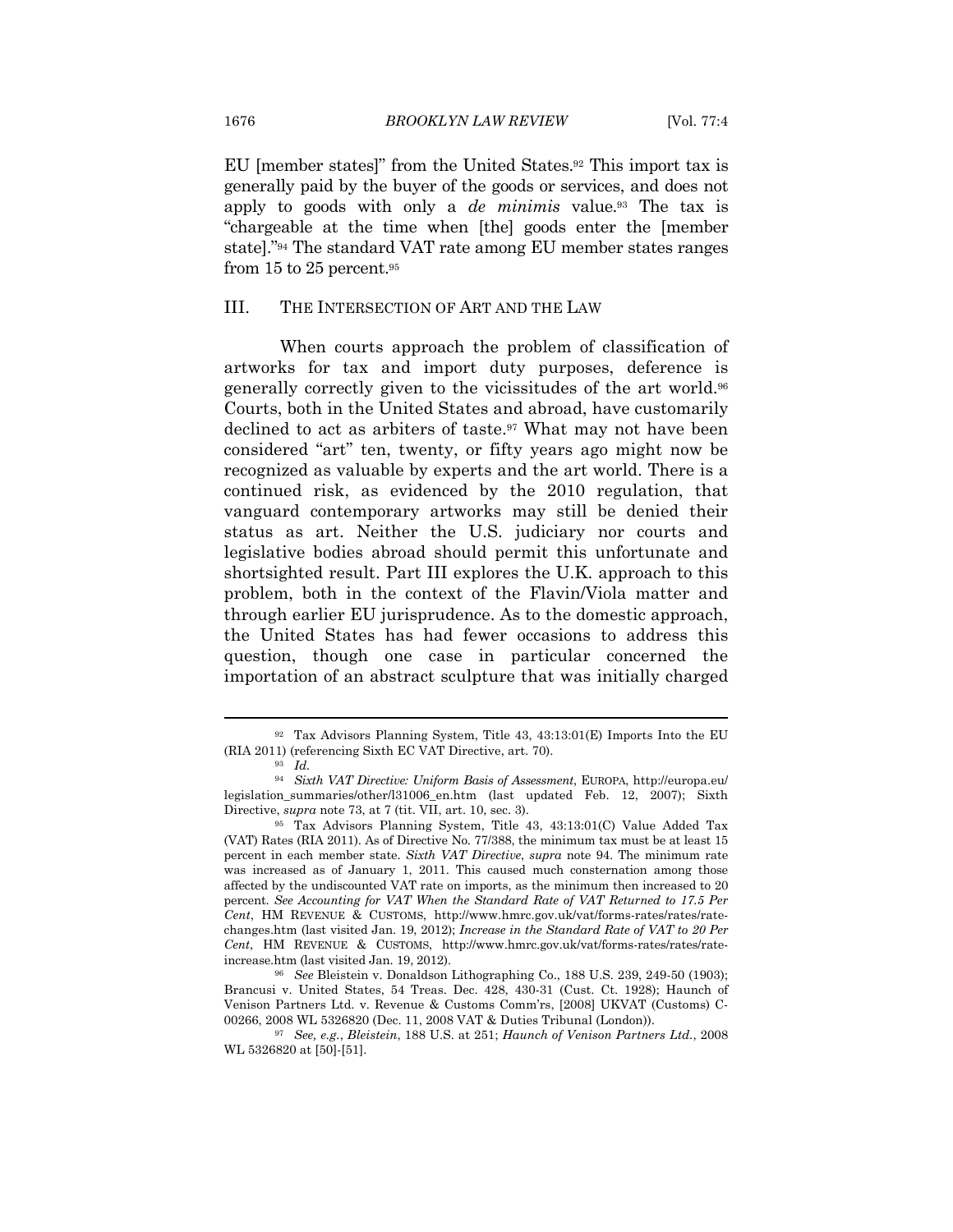EU [member states]" from the United States.[92] This import tax is generally paid by the buyer of the goods or services, and does not apply to goods with only a *de minimis* value.[93] The tax is "chargeable at the time when [the] goods enter the [member state]."[94] The standard VAT rate among EU member states ranges from 15 to 25 percent.[95]

## III. THE INTERSECTION OF ART AND THE LAW

When courts approach the problem of classification of artworks for tax and import duty purposes, deference is generally correctly given to the vicissitudes of the art world.[96] Courts, both in the United States and abroad, have customarily declined to act as arbiters of taste.[97] What may not have been considered "art" ten, twenty, or fifty years ago might now be recognized as valuable by experts and the art world. There is a continued risk, as evidenced by the 2010 regulation, that vanguard contemporary artworks may still be denied their status as art. Neither the U.S. judiciary nor courts and legislative bodies abroad should permit this unfortunate and shortsighted result. Part III explores the U.K. approach to this problem, both in the context of the Flavin/Viola matter and through earlier EU jurisprudence. As to the domestic approach, the United States has had fewer occasions to address this question, though one case in particular concerned the importation of an abstract sculpture that was initially charged

---

[92] Tax Advisors Planning System, Title 43, 43:13:01(E) Imports Into the EU (RIA 2011) (referencing Sixth EC VAT Directive, art. 70).

[93] *Id.*

[94] *Sixth VAT Directive: Uniform Basis of Assessment*, EUROPA, http://europa.eu/legislation_summaries/other/l31006_en.htm (last updated Feb. 12, 2007); Sixth Directive, *supra* note 73, at 7 (tit. VII, art. 10, sec. 3).

[95] Tax Advisors Planning System, Title 43, 43:13:01(C) Value Added Tax (VAT) Rates (RIA 2011). As of Directive No. 77/388, the minimum tax must be at least 15 percent in each member state. *Sixth VAT Directive*, *supra* note 94. The minimum rate was increased as of January 1, 2011. This caused much consternation among those affected by the undiscounted VAT rate on imports, as the minimum then increased to 20 percent. *See Accounting for VAT When the Standard Rate of VAT Returned to 17.5 Per Cent*, HM REVENUE & CUSTOMS, http://www.hmrc.gov.uk/vat/forms-rates/rates/rate-changes.htm (last visited Jan. 19, 2012); *Increase in the Standard Rate of VAT to 20 Per Cent*, HM REVENUE & CUSTOMS, http://www.hmrc.gov.uk/vat/forms-rates/rates/rate-increase.htm (last visited Jan. 19, 2012).

[96] *See* Bleistein v. Donaldson Lithographing Co., 188 U.S. 239, 249-50 (1903); Brancusi v. United States, 54 Treas. Dec. 428, 430-31 (Cust. Ct. 1928); Haunch of Venison Partners Ltd. v. Revenue & Customs Comm'rs, [2008] UKVAT (Customs) C-00266, 2008 WL 5326820 (Dec. 11, 2008 VAT & Duties Tribunal (London)).

[97] *See, e.g.*, *Bleistein*, 188 U.S. at 251; *Haunch of Venison Partners Ltd.*, 2008 WL 5326820 at [50]-[51].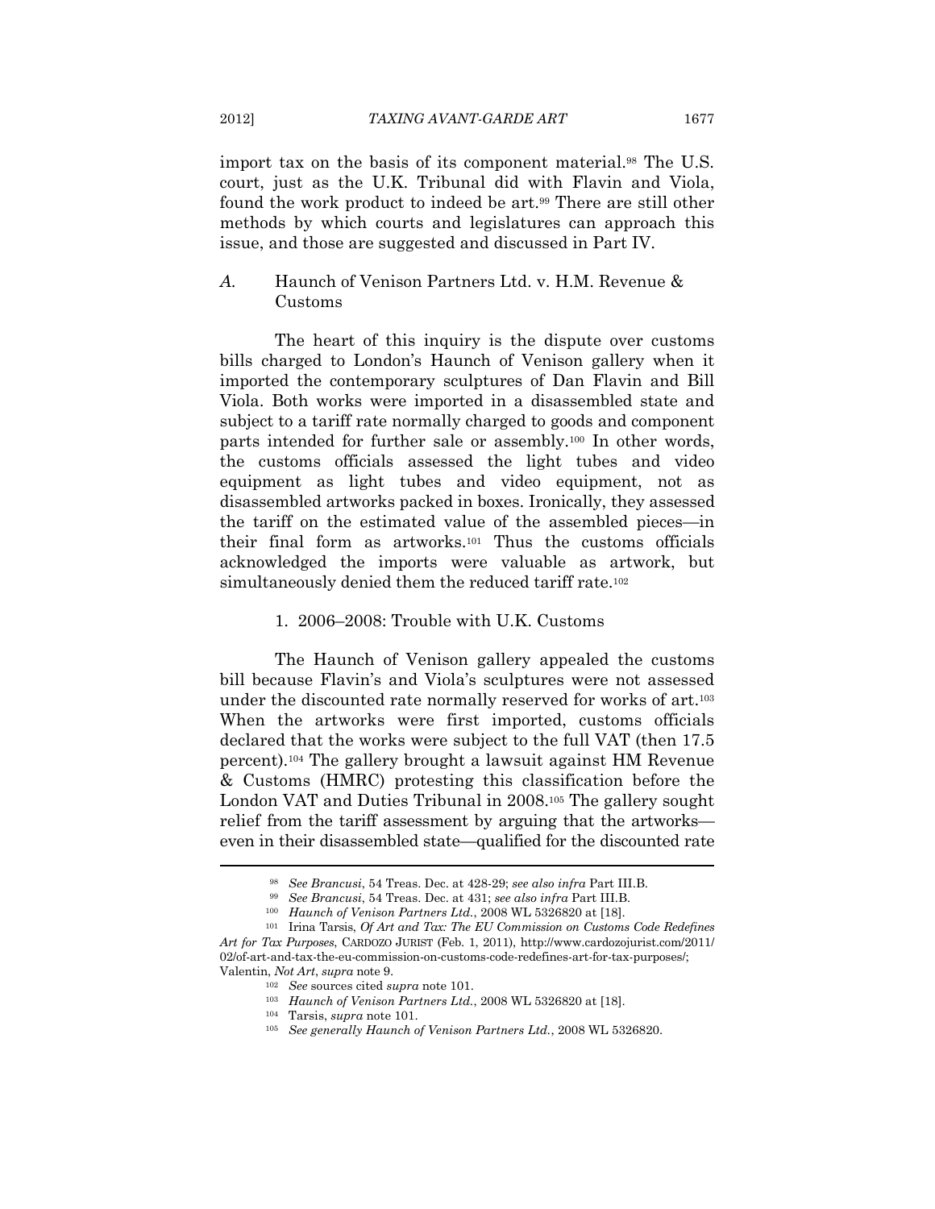import tax on the basis of its component material.[98] The U.S. court, just as the U.K. Tribunal did with Flavin and Viola, found the work product to indeed be art.[99] There are still other methods by which courts and legislatures can approach this issue, and those are suggested and discussed in Part IV.

### *A.* Haunch of Venison Partners Ltd. v. H.M. Revenue & Customs

The heart of this inquiry is the dispute over customs bills charged to London's Haunch of Venison gallery when it imported the contemporary sculptures of Dan Flavin and Bill Viola. Both works were imported in a disassembled state and subject to a tariff rate normally charged to goods and component parts intended for further sale or assembly.[100] In other words, the customs officials assessed the light tubes and video equipment as light tubes and video equipment, not as disassembled artworks packed in boxes. Ironically, they assessed the tariff on the estimated value of the assembled pieces—in their final form as artworks.[101] Thus the customs officials acknowledged the imports were valuable as artwork, but simultaneously denied them the reduced tariff rate.[102]

#### 1. 2006–2008: Trouble with U.K. Customs

The Haunch of Venison gallery appealed the customs bill because Flavin's and Viola's sculptures were not assessed under the discounted rate normally reserved for works of art.[103] When the artworks were first imported, customs officials declared that the works were subject to the full VAT (then 17.5 percent).[104] The gallery brought a lawsuit against HM Revenue & Customs (HMRC) protesting this classification before the London VAT and Duties Tribunal in 2008.[105] The gallery sought relief from the tariff assessment by arguing that the artworks—even in their disassembled state—qualified for the discounted rate

---

[98] *See Brancusi*, 54 Treas. Dec. at 428-29; *see also infra* Part III.B.

[99] *See Brancusi*, 54 Treas. Dec. at 431; *see also infra* Part III.B.

[100] *Haunch of Venison Partners Ltd.*, 2008 WL 5326820 at [18].

[101] Irina Tarsis, *Of Art and Tax: The EU Commission on Customs Code Redefines Art for Tax Purposes*, CARDOZO JURIST (Feb. 1, 2011), http://www.cardozojurist.com/2011/02/of-art-and-tax-the-eu-commission-on-customs-code-redefines-art-for-tax-purposes/; Valentin, *Not Art*, *supra* note 9.

[102] *See* sources cited *supra* note 101.

[103] *Haunch of Venison Partners Ltd.*, 2008 WL 5326820 at [18].

[104] Tarsis, *supra* note 101.

[105] *See generally Haunch of Venison Partners Ltd.*, 2008 WL 5326820.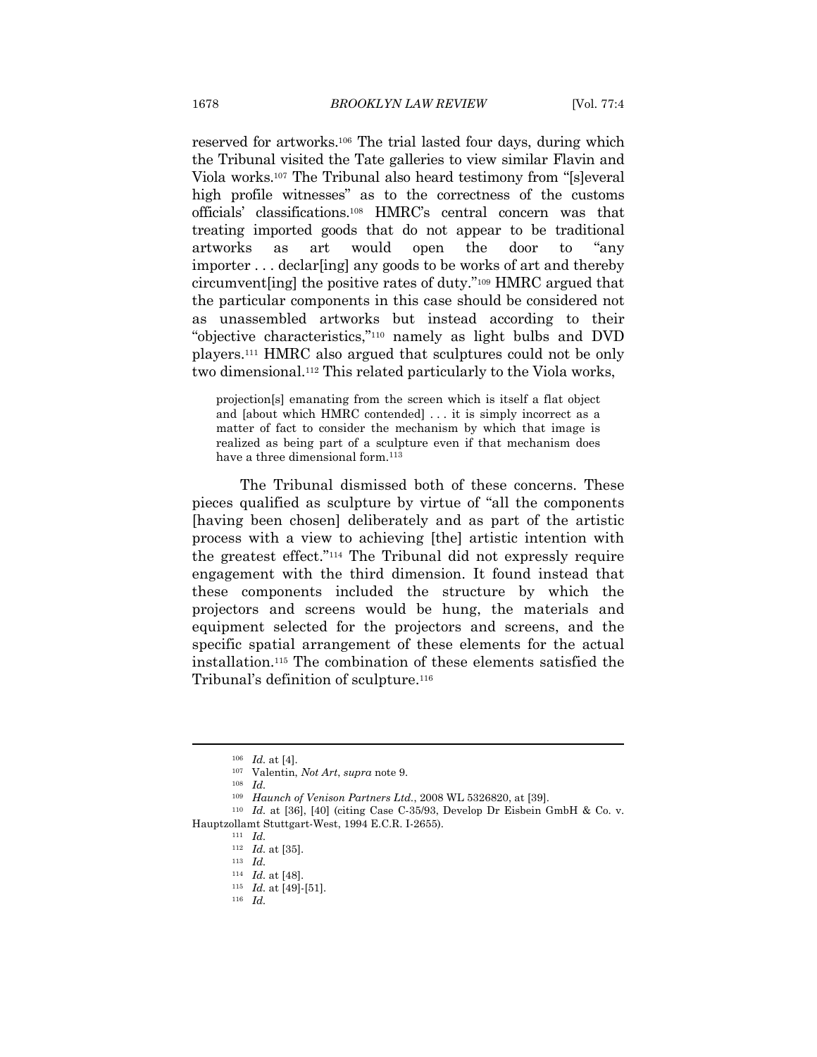reserved for artworks.[106] The trial lasted four days, during which the Tribunal visited the Tate galleries to view similar Flavin and Viola works.[107] The Tribunal also heard testimony from "[s]everal high profile witnesses" as to the correctness of the customs officials' classifications.[108] HMRC's central concern was that treating imported goods that do not appear to be traditional artworks as art would open the door to "any importer . . . declar[ing] any goods to be works of art and thereby circumvent[ing] the positive rates of duty."[109] HMRC argued that the particular components in this case should be considered not as unassembled artworks but instead according to their "objective characteristics,"[110] namely as light bulbs and DVD players.[111] HMRC also argued that sculptures could not be only two dimensional.[112] This related particularly to the Viola works,

> projection[s] emanating from the screen which is itself a flat object and [about which HMRC contended] . . . it is simply incorrect as a matter of fact to consider the mechanism by which that image is realized as being part of a sculpture even if that mechanism does have a three dimensional form.[113]

The Tribunal dismissed both of these concerns. These pieces qualified as sculpture by virtue of "all the components [having been chosen] deliberately and as part of the artistic process with a view to achieving [the] artistic intention with the greatest effect."[114] The Tribunal did not expressly require engagement with the third dimension. It found instead that these components included the structure by which the projectors and screens would be hung, the materials and equipment selected for the projectors and screens, and the specific spatial arrangement of these elements for the actual installation.[115] The combination of these elements satisfied the Tribunal's definition of sculpture.[116]

---

[106] *Id.* at [4].

[107] Valentin, *Not Art*, *supra* note 9.

[108] *Id.*

[109] *Haunch of Venison Partners Ltd.*, 2008 WL 5326820, at [39].

[110] *Id.* at [36], [40] (citing Case C-35/93, Develop Dr Eisbein GmbH & Co. v. Hauptzollamt Stuttgart-West, 1994 E.C.R. I-2655).

[111] *Id.*

[112] *Id.* at [35].

[113] *Id.*

[114] *Id.* at [48].

[115] *Id.* at [49]-[51].

[116] *Id.*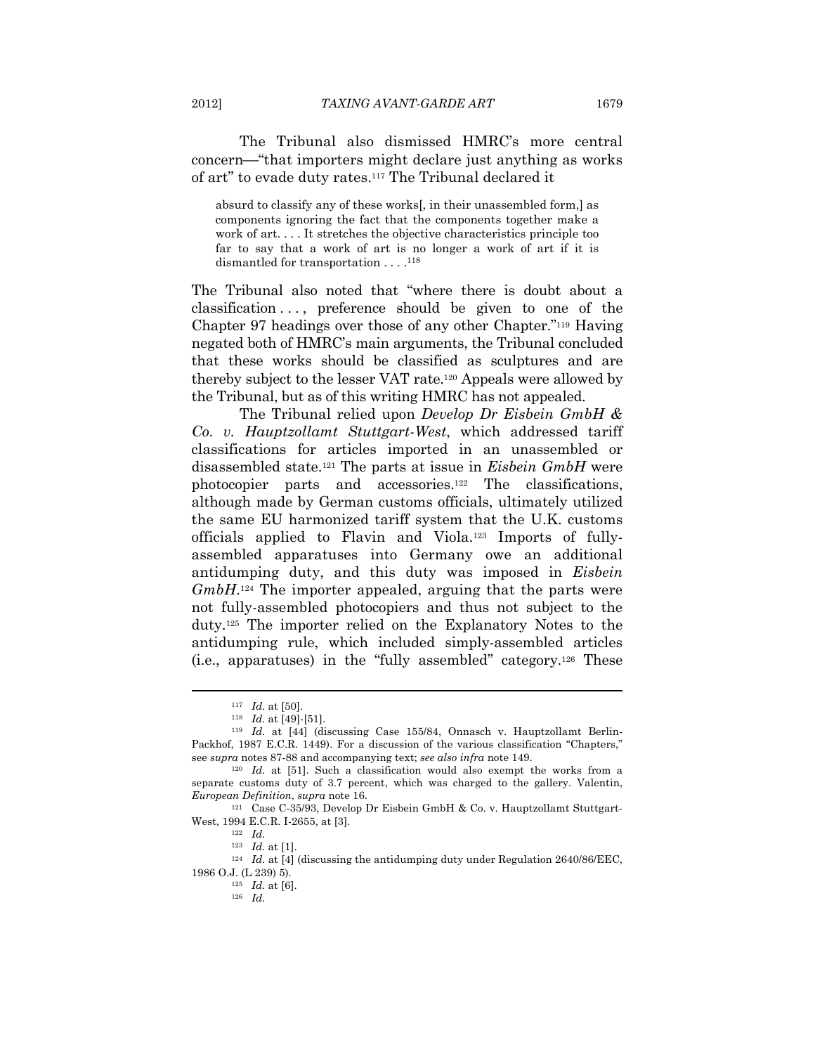The Tribunal also dismissed HMRC's more central concern—"that importers might declare just anything as works of art" to evade duty rates.[117] The Tribunal declared it

> absurd to classify any of these works[, in their unassembled form,] as components ignoring the fact that the components together make a work of art. . . . It stretches the objective characteristics principle too far to say that a work of art is no longer a work of art if it is dismantled for transportation . . . .[118]

The Tribunal also noted that "where there is doubt about a classification . . . , preference should be given to one of the Chapter 97 headings over those of any other Chapter."[119] Having negated both of HMRC's main arguments, the Tribunal concluded that these works should be classified as sculptures and are thereby subject to the lesser VAT rate.[120] Appeals were allowed by the Tribunal, but as of this writing HMRC has not appealed.

The Tribunal relied upon *Develop Dr Eisbein GmbH & Co. v. Hauptzollamt Stuttgart-West*, which addressed tariff classifications for articles imported in an unassembled or disassembled state.[121] The parts at issue in *Eisbein GmbH* were photocopier parts and accessories.[122] The classifications, although made by German customs officials, ultimately utilized the same EU harmonized tariff system that the U.K. customs officials applied to Flavin and Viola.[123] Imports of fully-assembled apparatuses into Germany owe an additional antidumping duty, and this duty was imposed in *Eisbein GmbH*.[124] The importer appealed, arguing that the parts were not fully-assembled photocopiers and thus not subject to the duty.[125] The importer relied on the Explanatory Notes to the antidumping rule, which included simply-assembled articles (i.e., apparatuses) in the "fully assembled" category.[126] These

---

[117] *Id.* at [50].

[118] *Id.* at [49]-[51].

[119] *Id.* at [44] (discussing Case 155/84, Onnasch v. Hauptzollamt Berlin-Packhof, 1987 E.C.R. 1449). For a discussion of the various classification "Chapters," see *supra* notes 87-88 and accompanying text; *see also infra* note 149.

[120] *Id.* at [51]. Such a classification would also exempt the works from a separate customs duty of 3.7 percent, which was charged to the gallery. Valentin, *European Definition*, *supra* note 16.

[121] Case C-35/93, Develop Dr Eisbein GmbH & Co. v. Hauptzollamt Stuttgart-West, 1994 E.C.R. I-2655, at [3].

[122] *Id.*

[123] *Id.* at [1].

[124] *Id.* at [4] (discussing the antidumping duty under Regulation 2640/86/EEC, 1986 O.J. (L 239) 5).

[125] *Id.* at [6].

[126] *Id.*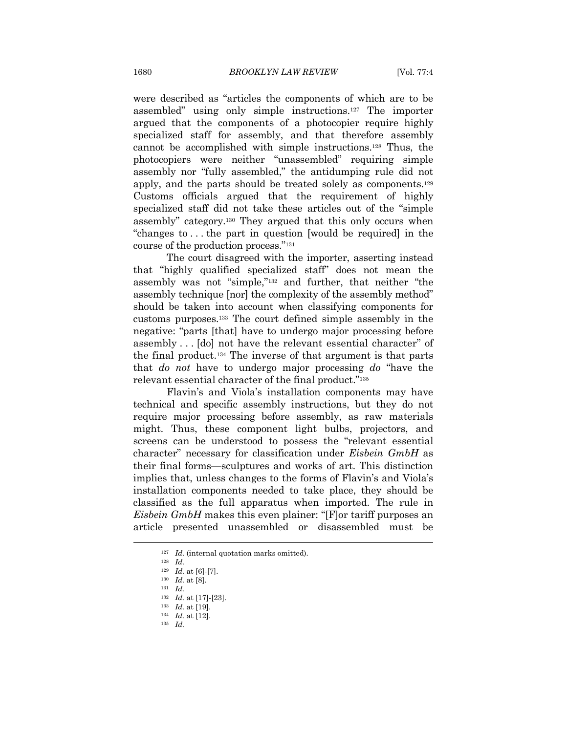were described as "articles the components of which are to be assembled" using only simple instructions.[127] The importer argued that the components of a photocopier require highly specialized staff for assembly, and that therefore assembly cannot be accomplished with simple instructions.[128] Thus, the photocopiers were neither "unassembled" requiring simple assembly nor "fully assembled," the antidumping rule did not apply, and the parts should be treated solely as components.[129] Customs officials argued that the requirement of highly specialized staff did not take these articles out of the "simple assembly" category.[130] They argued that this only occurs when "changes to . . . the part in question [would be required] in the course of the production process."[131]

The court disagreed with the importer, asserting instead that "highly qualified specialized staff" does not mean the assembly was not "simple,"[132] and further, that neither "the assembly technique [nor] the complexity of the assembly method" should be taken into account when classifying components for customs purposes.[133] The court defined simple assembly in the negative: "parts [that] have to undergo major processing before assembly . . . [do] not have the relevant essential character" of the final product.[134] The inverse of that argument is that parts that *do not* have to undergo major processing *do* "have the relevant essential character of the final product."[135]

Flavin's and Viola's installation components may have technical and specific assembly instructions, but they do not require major processing before assembly, as raw materials might. Thus, these component light bulbs, projectors, and screens can be understood to possess the "relevant essential character" necessary for classification under *Eisbein GmbH* as their final forms—sculptures and works of art. This distinction implies that, unless changes to the forms of Flavin's and Viola's installation components needed to take place, they should be classified as the full apparatus when imported. The rule in *Eisbein GmbH* makes this even plainer: "[F]or tariff purposes an article presented unassembled or disassembled must be

---

[127] *Id.* (internal quotation marks omitted).

[128] *Id.*

[129] *Id.* at [6]-[7].

[130] *Id.* at [8].

[131] *Id.*

[132] *Id.* at [17]-[23].

[133] *Id.* at [19].

[134] *Id.* at [12].

[135] *Id.*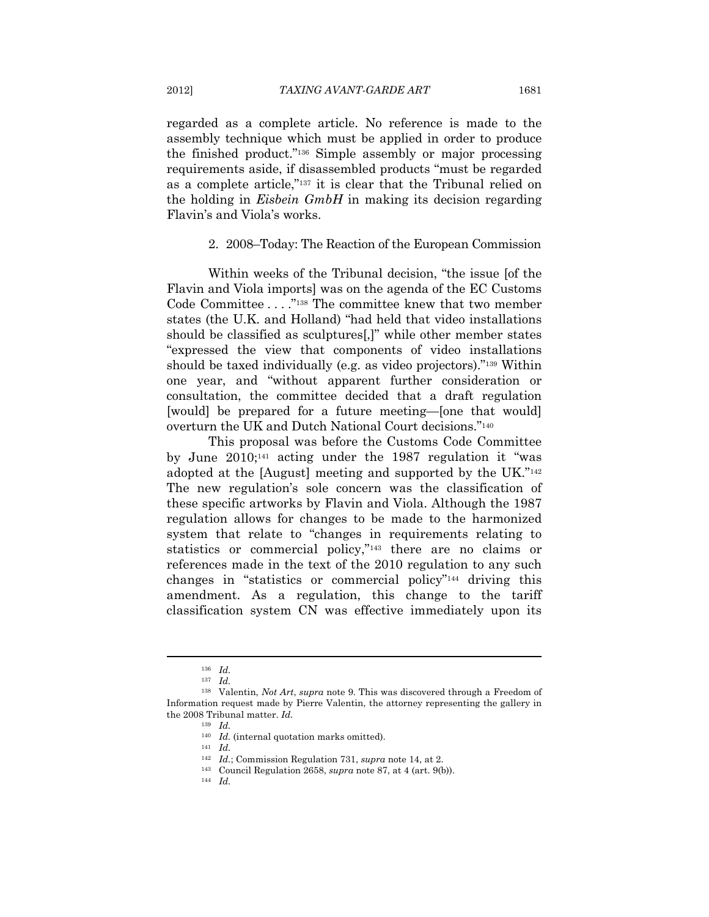regarded as a complete article. No reference is made to the assembly technique which must be applied in order to produce the finished product."[136] Simple assembly or major processing requirements aside, if disassembled products "must be regarded as a complete article,"[137] it is clear that the Tribunal relied on the holding in *Eisbein GmbH* in making its decision regarding Flavin's and Viola's works.

### 2. 2008–Today: The Reaction of the European Commission

Within weeks of the Tribunal decision, "the issue [of the Flavin and Viola imports] was on the agenda of the EC Customs Code Committee . . . ."[138] The committee knew that two member states (the U.K. and Holland) "had held that video installations should be classified as sculptures[,]" while other member states "expressed the view that components of video installations should be taxed individually (e.g. as video projectors)."[139] Within one year, and "without apparent further consideration or consultation, the committee decided that a draft regulation [would] be prepared for a future meeting—[one that would] overturn the UK and Dutch National Court decisions."[140]

This proposal was before the Customs Code Committee by June 2010;[141] acting under the 1987 regulation it "was adopted at the [August] meeting and supported by the UK."[142] The new regulation's sole concern was the classification of these specific artworks by Flavin and Viola. Although the 1987 regulation allows for changes to be made to the harmonized system that relate to "changes in requirements relating to statistics or commercial policy,"[143] there are no claims or references made in the text of the 2010 regulation to any such changes in "statistics or commercial policy"[144] driving this amendment. As a regulation, this change to the tariff classification system CN was effective immediately upon its

---

[136] *Id.*

[137] *Id.*

[138] Valentin, *Not Art*, *supra* note 9. This was discovered through a Freedom of Information request made by Pierre Valentin, the attorney representing the gallery in the 2008 Tribunal matter. *Id.*

[139] *Id.*

[140] *Id.* (internal quotation marks omitted).

[141] *Id.*

[142] *Id.*; Commission Regulation 731, *supra* note 14, at 2.

[143] Council Regulation 2658, *supra* note 87, at 4 (art. 9(b)).

[144] *Id.*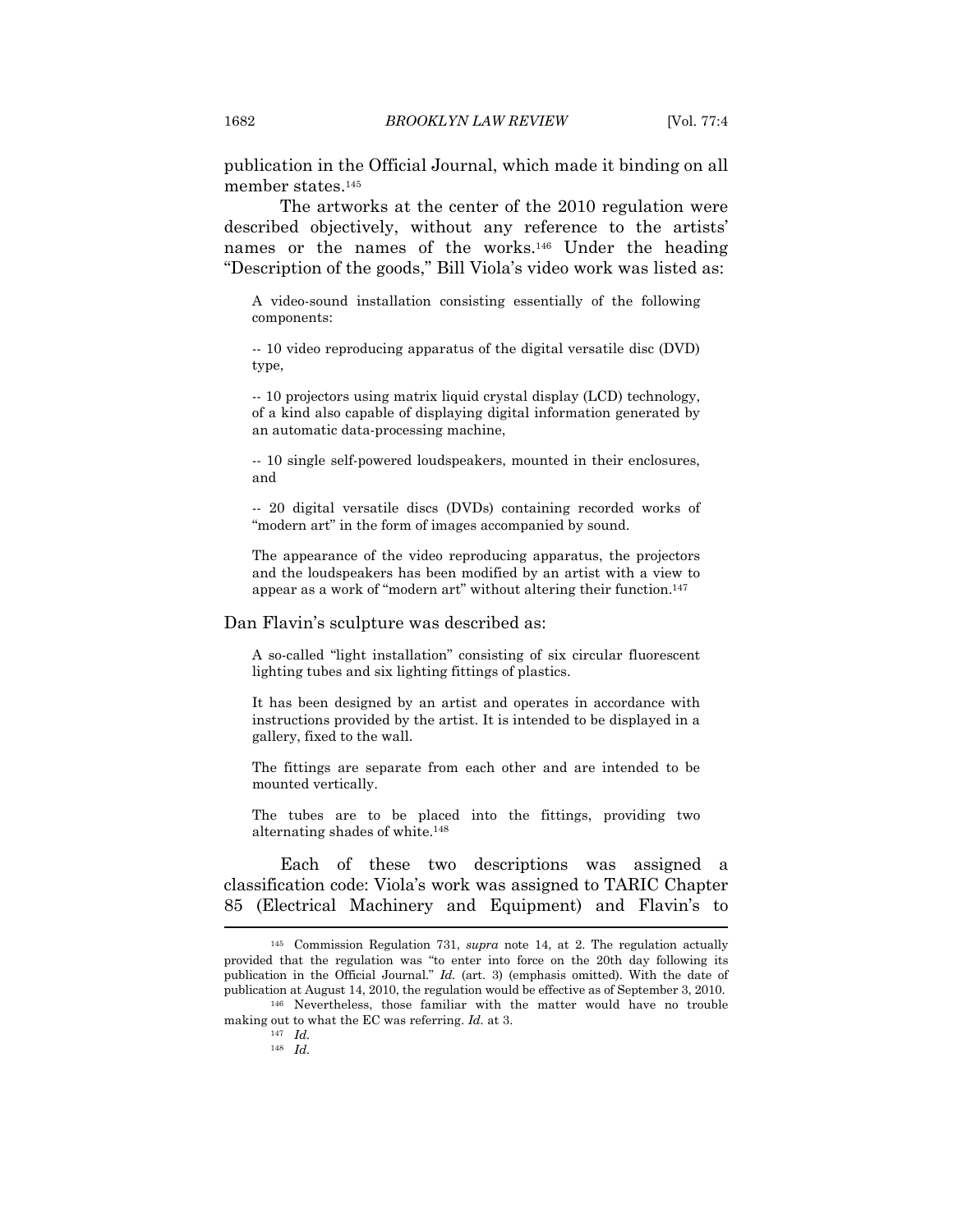publication in the Official Journal, which made it binding on all member states.[145]

The artworks at the center of the 2010 regulation were described objectively, without any reference to the artists' names or the names of the works.[146] Under the heading "Description of the goods," Bill Viola's video work was listed as:

> A video-sound installation consisting essentially of the following components:
>
> -- 10 video reproducing apparatus of the digital versatile disc (DVD) type,
>
> -- 10 projectors using matrix liquid crystal display (LCD) technology, of a kind also capable of displaying digital information generated by an automatic data-processing machine,
>
> -- 10 single self-powered loudspeakers, mounted in their enclosures, and
>
> -- 20 digital versatile discs (DVDs) containing recorded works of "modern art" in the form of images accompanied by sound.
>
> The appearance of the video reproducing apparatus, the projectors and the loudspeakers has been modified by an artist with a view to appear as a work of "modern art" without altering their function.[147]

Dan Flavin's sculpture was described as:

> A so-called "light installation" consisting of six circular fluorescent lighting tubes and six lighting fittings of plastics.
>
> It has been designed by an artist and operates in accordance with instructions provided by the artist. It is intended to be displayed in a gallery, fixed to the wall.
>
> The fittings are separate from each other and are intended to be mounted vertically.
>
> The tubes are to be placed into the fittings, providing two alternating shades of white.[148]

Each of these two descriptions was assigned a classification code: Viola's work was assigned to TARIC Chapter 85 (Electrical Machinery and Equipment) and Flavin's to

---

[145] Commission Regulation 731, *supra* note 14, at 2. The regulation actually provided that the regulation was "to enter into force on the 20th day following its publication in the Official Journal." *Id.* (art. 3) (emphasis omitted). With the date of publication at August 14, 2010, the regulation would be effective as of September 3, 2010.

[146] Nevertheless, those familiar with the matter would have no trouble making out to what the EC was referring. *Id.* at 3.

[147] *Id.*

[148] *Id.*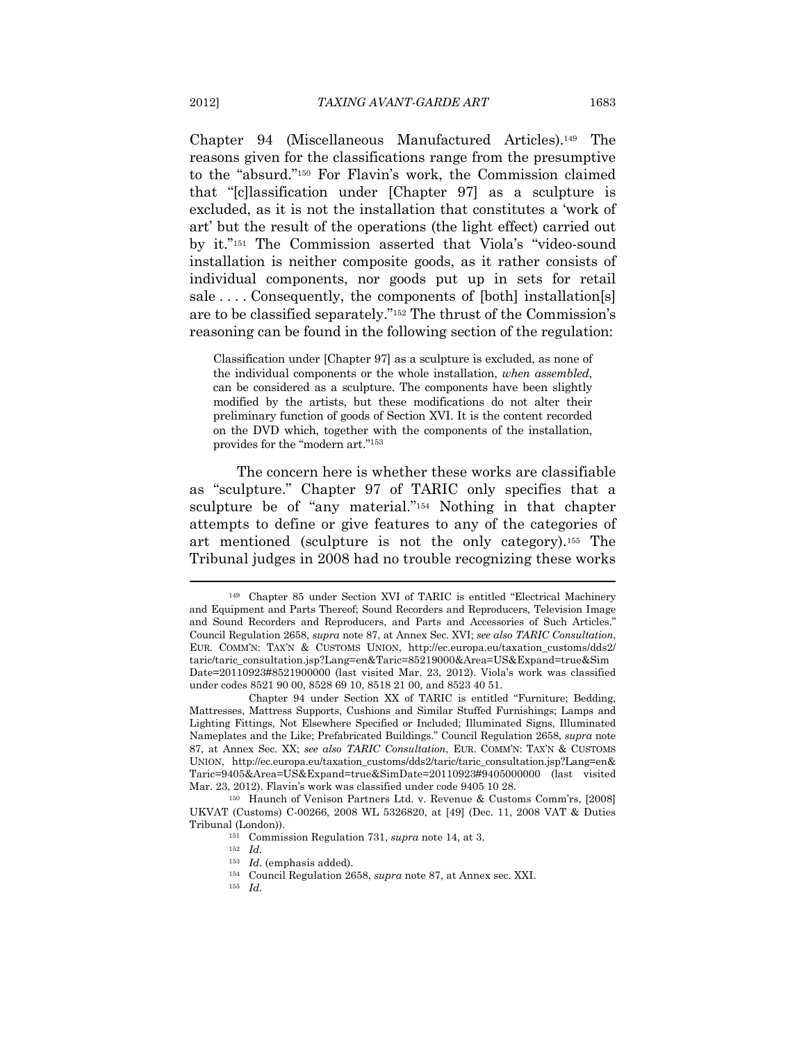Chapter 94 (Miscellaneous Manufactured Articles).[149] The reasons given for the classifications range from the presumptive to the "absurd."[150] For Flavin's work, the Commission claimed that "[c]lassification under [Chapter 97] as a sculpture is excluded, as it is not the installation that constitutes a 'work of art' but the result of the operations (the light effect) carried out by it."[151] The Commission asserted that Viola's "video-sound installation is neither composite goods, as it rather consists of individual components, nor goods put up in sets for retail sale . . . . Consequently, the components of [both] installation[s] are to be classified separately."[152] The thrust of the Commission's reasoning can be found in the following section of the regulation:

> Classification under [Chapter 97] as a sculpture is excluded, as none of the individual components or the whole installation, *when assembled*, can be considered as a sculpture. The components have been slightly modified by the artists, but these modifications do not alter their preliminary function of goods of Section XVI. It is the content recorded on the DVD which, together with the components of the installation, provides for the "modern art."[153]

The concern here is whether these works are classifiable as "sculpture." Chapter 97 of TARIC only specifies that a sculpture be of "any material."[154] Nothing in that chapter attempts to define or give features to any of the categories of art mentioned (sculpture is not the only category).[155] The Tribunal judges in 2008 had no trouble recognizing these works

---

[149] Chapter 85 under Section XVI of TARIC is entitled "Electrical Machinery and Equipment and Parts Thereof; Sound Recorders and Reproducers, Television Image and Sound Recorders and Reproducers, and Parts and Accessories of Such Articles." Council Regulation 2658, *supra* note 87, at Annex Sec. XVI; *see also TARIC Consultation*, EUR. COMM'N: TAX'N & CUSTOMS UNION, http://ec.europa.eu/taxation_customs/dds2/taric/taric_consultation.jsp?Lang=en&Taric=85219000&Area=US&Expand=true&SimDate=20110923#8521900000 (last visited Mar. 23, 2012). Viola's work was classified under codes 8521 90 00, 8528 69 10, 8518 21 00, and 8523 40 51.

Chapter 94 under Section XX of TARIC is entitled "Furniture; Bedding, Mattresses, Mattress Supports, Cushions and Similar Stuffed Furnishings; Lamps and Lighting Fittings, Not Elsewhere Specified or Included; Illuminated Signs, Illuminated Nameplates and the Like; Prefabricated Buildings." Council Regulation 2658, *supra* note 87, at Annex Sec. XX; *see also TARIC Consultation*, EUR. COMM'N: TAX'N & CUSTOMS UNION, http://ec.europa.eu/taxation_customs/dds2/taric/taric_consultation.jsp?Lang=en&Taric=9405&Area=US&Expand=true&SimDate=20110923#9405000000 (last visited Mar. 23, 2012). Flavin's work was classified under code 9405 10 28.

[150] Haunch of Venison Partners Ltd. v. Revenue & Customs Comm'rs, [2008] UKVAT (Customs) C-00266, 2008 WL 5326820, at [49] (Dec. 11, 2008 VAT & Duties Tribunal (London)).

[151] Commission Regulation 731, *supra* note 14, at 3.

[152] *Id.*

[153] *Id.* (emphasis added).

[154] Council Regulation 2658, *supra* note 87, at Annex sec. XXI.

[155] *Id.*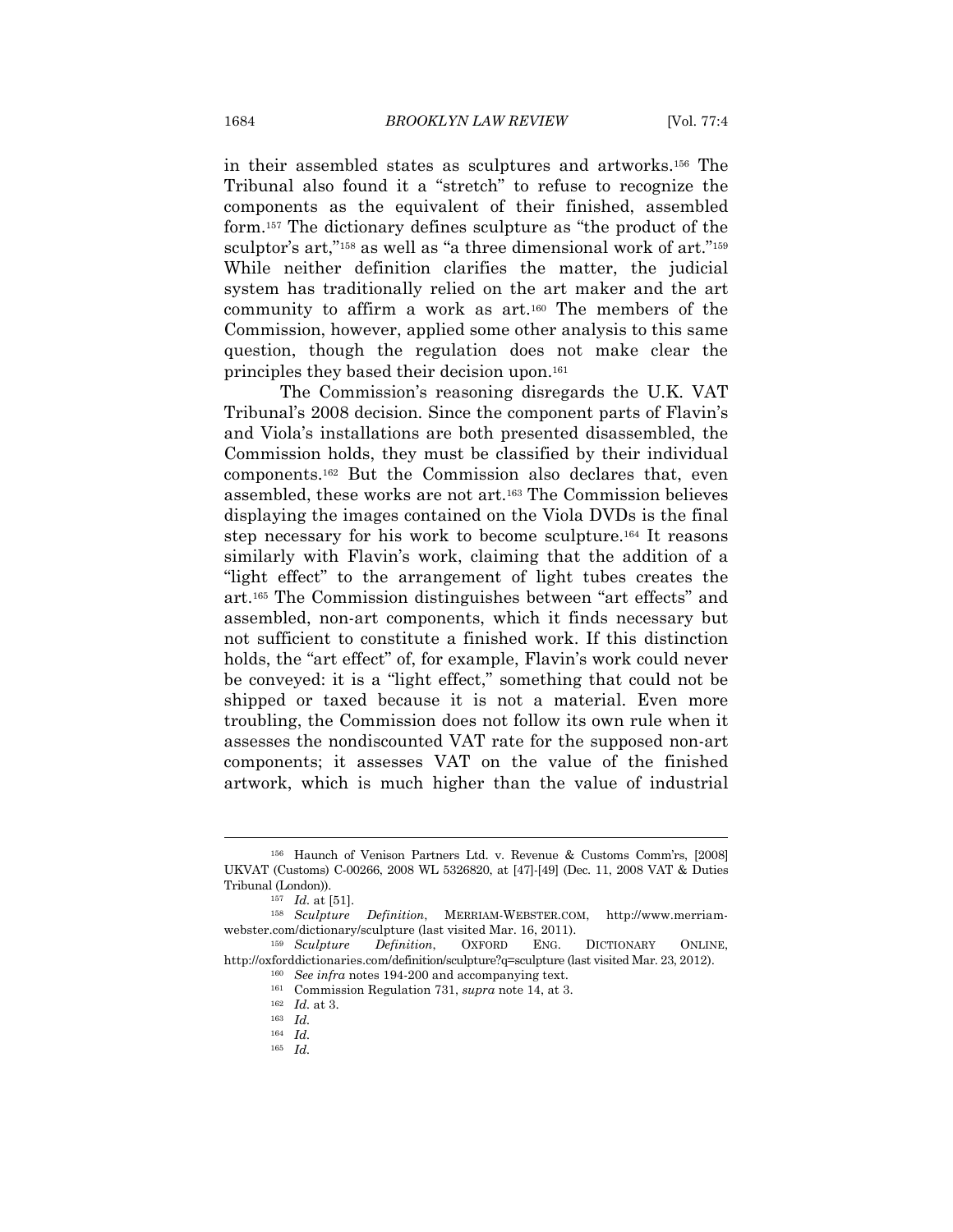in their assembled states as sculptures and artworks.[156] The Tribunal also found it a "stretch" to refuse to recognize the components as the equivalent of their finished, assembled form.[157] The dictionary defines sculpture as "the product of the sculptor's art,"[158] as well as "a three dimensional work of art."[159] While neither definition clarifies the matter, the judicial system has traditionally relied on the art maker and the art community to affirm a work as art.[160] The members of the Commission, however, applied some other analysis to this same question, though the regulation does not make clear the principles they based their decision upon.[161]

The Commission's reasoning disregards the U.K. VAT Tribunal's 2008 decision. Since the component parts of Flavin's and Viola's installations are both presented disassembled, the Commission holds, they must be classified by their individual components.[162] But the Commission also declares that, even assembled, these works are not art.[163] The Commission believes displaying the images contained on the Viola DVDs is the final step necessary for his work to become sculpture.[164] It reasons similarly with Flavin's work, claiming that the addition of a "light effect" to the arrangement of light tubes creates the art.[165] The Commission distinguishes between "art effects" and assembled, non-art components, which it finds necessary but not sufficient to constitute a finished work. If this distinction holds, the "art effect" of, for example, Flavin's work could never be conveyed: it is a "light effect," something that could not be shipped or taxed because it is not a material. Even more troubling, the Commission does not follow its own rule when it assesses the nondiscounted VAT rate for the supposed non-art components; it assesses VAT on the value of the finished artwork, which is much higher than the value of industrial

---

[156] Haunch of Venison Partners Ltd. v. Revenue & Customs Comm'rs, [2008] UKVAT (Customs) C-00266, 2008 WL 5326820, at [47]-[49] (Dec. 11, 2008 VAT & Duties Tribunal (London)).

[157] *Id.* at [51].

[158] *Sculpture Definition*, MERRIAM-WEBSTER.COM, http://www.merriam-webster.com/dictionary/sculpture (last visited Mar. 16, 2011).

[159] *Sculpture Definition*, OXFORD ENG. DICTIONARY ONLINE, http://oxforddictionaries.com/definition/sculpture?q=sculpture (last visited Mar. 23, 2012).

[160] *See infra* notes 194-200 and accompanying text.

[161] Commission Regulation 731, *supra* note 14, at 3.

[162] *Id.* at 3.

[163] *Id.*

[164] *Id.*

[165] *Id.*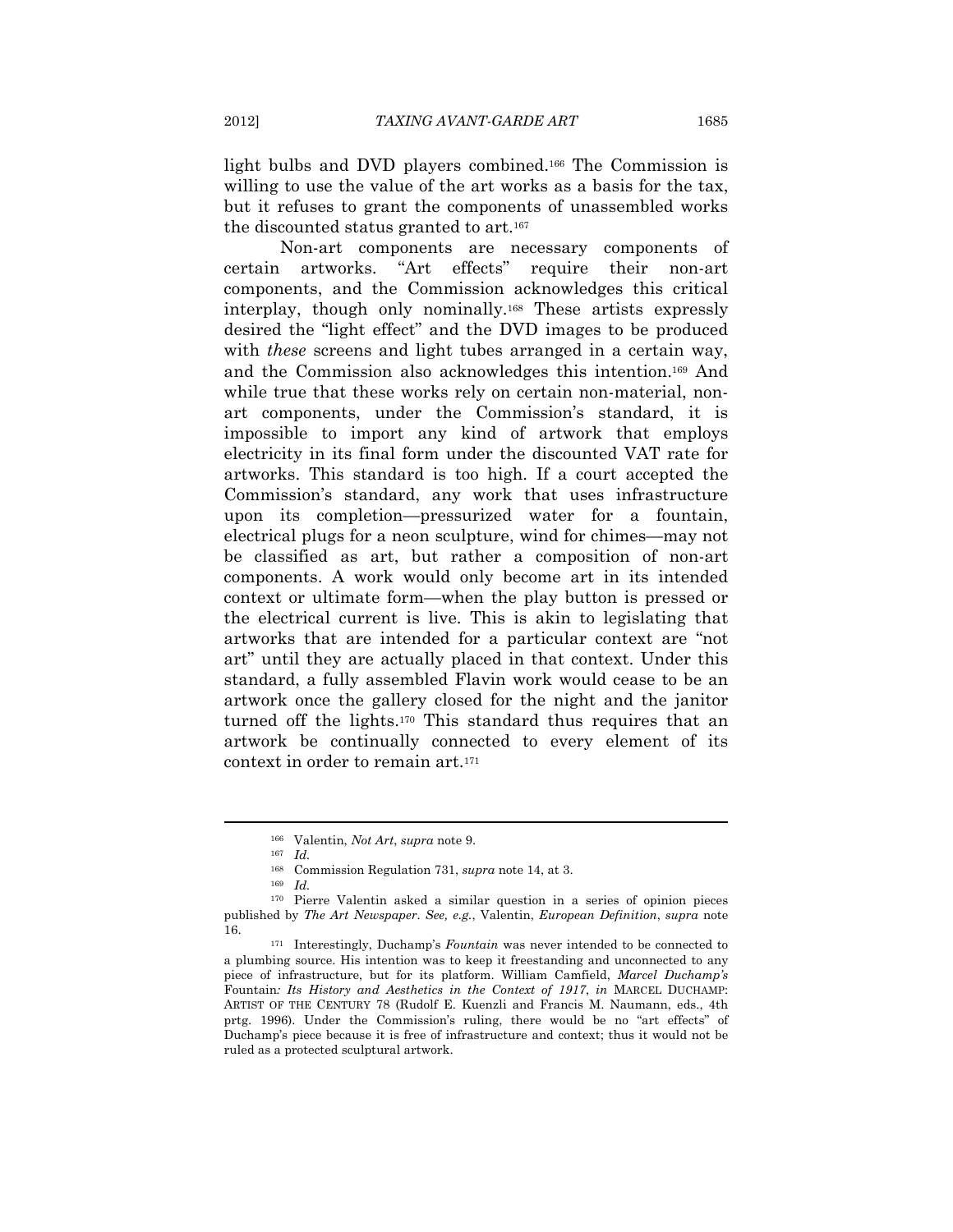light bulbs and DVD players combined.[166] The Commission is willing to use the value of the art works as a basis for the tax, but it refuses to grant the components of unassembled works the discounted status granted to art.[167]

Non-art components are necessary components of certain artworks. "Art effects" require their non-art components, and the Commission acknowledges this critical interplay, though only nominally.[168] These artists expressly desired the "light effect" and the DVD images to be produced with *these* screens and light tubes arranged in a certain way, and the Commission also acknowledges this intention.[169] And while true that these works rely on certain non-material, non-art components, under the Commission's standard, it is impossible to import any kind of artwork that employs electricity in its final form under the discounted VAT rate for artworks. This standard is too high. If a court accepted the Commission's standard, any work that uses infrastructure upon its completion—pressurized water for a fountain, electrical plugs for a neon sculpture, wind for chimes—may not be classified as art, but rather a composition of non-art components. A work would only become art in its intended context or ultimate form—when the play button is pressed or the electrical current is live. This is akin to legislating that artworks that are intended for a particular context are "not art" until they are actually placed in that context. Under this standard, a fully assembled Flavin work would cease to be an artwork once the gallery closed for the night and the janitor turned off the lights.[170] This standard thus requires that an artwork be continually connected to every element of its context in order to remain art.[171]

---

[166] Valentin, *Not Art*, *supra* note 9.

[167] *Id.*

[168] Commission Regulation 731, *supra* note 14, at 3.

[169] *Id.*

[170] Pierre Valentin asked a similar question in a series of opinion pieces published by *The Art Newspaper*. *See, e.g.*, Valentin, *European Definition*, *supra* note 16.

[171] Interestingly, Duchamp's *Fountain* was never intended to be connected to a plumbing source. His intention was to keep it freestanding and unconnected to any piece of infrastructure, but for its platform. William Camfield, *Marcel Duchamp's* Fountain*: Its History and Aesthetics in the Context of 1917*, *in* MARCEL DUCHAMP: ARTIST OF THE CENTURY 78 (Rudolf E. Kuenzli and Francis M. Naumann, eds., 4th prtg. 1996). Under the Commission's ruling, there would be no "art effects" of Duchamp's piece because it is free of infrastructure and context; thus it would not be ruled as a protected sculptural artwork.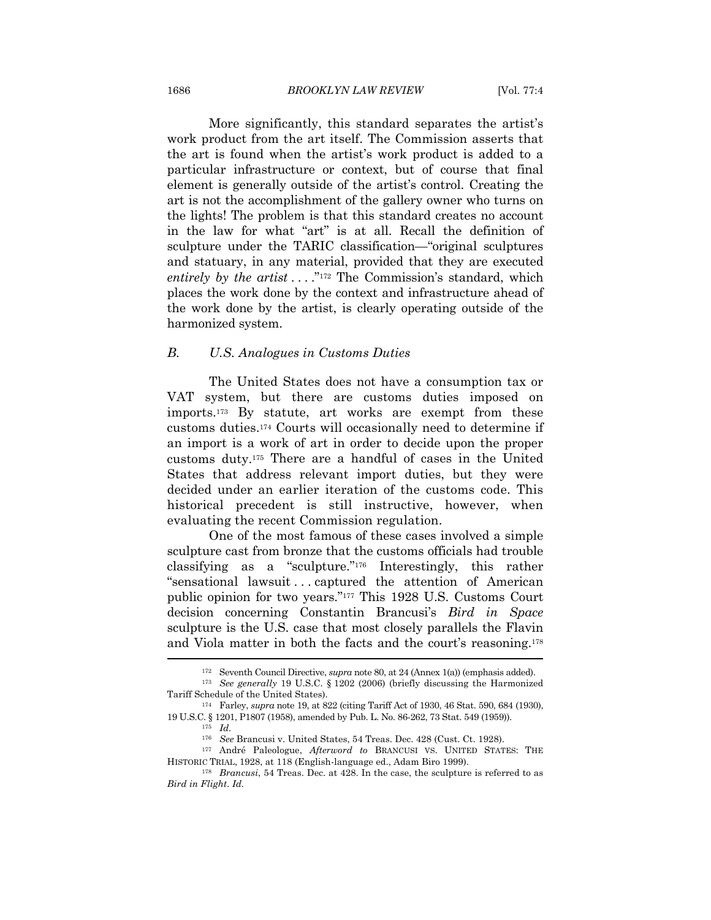More significantly, this standard separates the artist's work product from the art itself. The Commission asserts that the art is found when the artist's work product is added to a particular infrastructure or context, but of course that final element is generally outside of the artist's control. Creating the art is not the accomplishment of the gallery owner who turns on the lights! The problem is that this standard creates no account in the law for what "art" is at all. Recall the definition of sculpture under the TARIC classification—"original sculptures and statuary, in any material, provided that they are executed *entirely by the artist* . . . ."[172] The Commission's standard, which places the work done by the context and infrastructure ahead of the work done by the artist, is clearly operating outside of the harmonized system.

### *B. U.S. Analogues in Customs Duties*

The United States does not have a consumption tax or VAT system, but there are customs duties imposed on imports.[173] By statute, art works are exempt from these customs duties.[174] Courts will occasionally need to determine if an import is a work of art in order to decide upon the proper customs duty.[175] There are a handful of cases in the United States that address relevant import duties, but they were decided under an earlier iteration of the customs code. This historical precedent is still instructive, however, when evaluating the recent Commission regulation.

One of the most famous of these cases involved a simple sculpture cast from bronze that the customs officials had trouble classifying as a "sculpture."[176] Interestingly, this rather "sensational lawsuit . . . captured the attention of American public opinion for two years."[177] This 1928 U.S. Customs Court decision concerning Constantin Brancusi's *Bird in Space* sculpture is the U.S. case that most closely parallels the Flavin and Viola matter in both the facts and the court's reasoning.[178]

---

[172] Seventh Council Directive, *supra* note 80, at 24 (Annex 1(a)) (emphasis added).

[173] *See generally* 19 U.S.C. § 1202 (2006) (briefly discussing the Harmonized Tariff Schedule of the United States).

[174] Farley, *supra* note 19, at 822 (citing Tariff Act of 1930, 46 Stat. 590, 684 (1930), 19 U.S.C. § 1201, P1807 (1958), amended by Pub. L. No. 86-262, 73 Stat. 549 (1959)).

[175] *Id.*

[176] *See* Brancusi v. United States, 54 Treas. Dec. 428 (Cust. Ct. 1928).

[177] André Paleologue, *Afterword to* BRANCUSI VS. UNITED STATES: THE HISTORIC TRIAL, 1928, at 118 (English-language ed., Adam Biro 1999).

[178] *Brancusi*, 54 Treas. Dec. at 428. In the case, the sculpture is referred to as *Bird in Flight*. *Id.*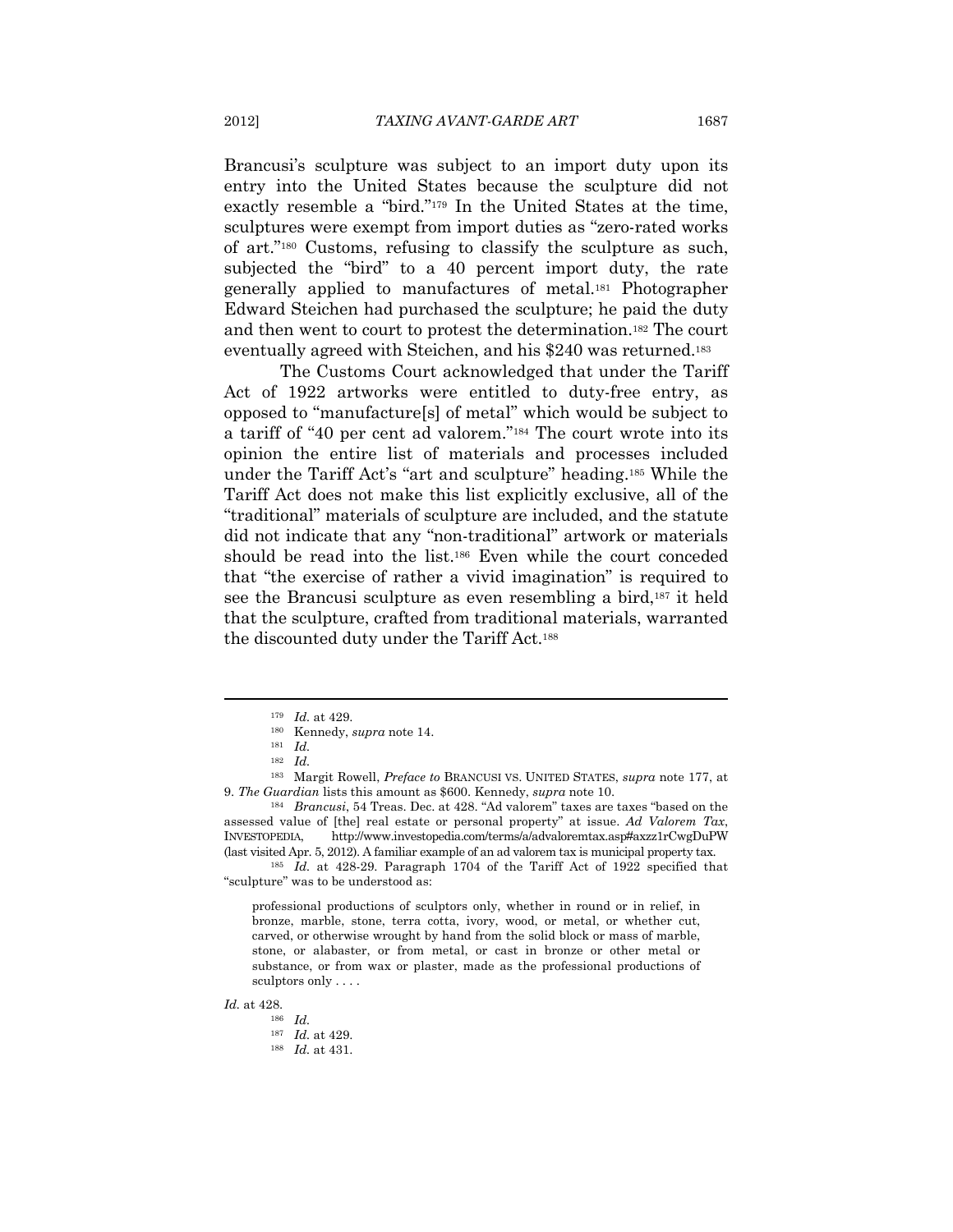Brancusi's sculpture was subject to an import duty upon its entry into the United States because the sculpture did not exactly resemble a "bird."[179] In the United States at the time, sculptures were exempt from import duties as "zero-rated works of art."[180] Customs, refusing to classify the sculpture as such, subjected the "bird" to a 40 percent import duty, the rate generally applied to manufactures of metal.[181] Photographer Edward Steichen had purchased the sculpture; he paid the duty and then went to court to protest the determination.[182] The court eventually agreed with Steichen, and his $240 was returned.[183]

The Customs Court acknowledged that under the Tariff Act of 1922 artworks were entitled to duty-free entry, as opposed to "manufacture[s] of metal" which would be subject to a tariff of "40 per cent ad valorem."[184] The court wrote into its opinion the entire list of materials and processes included under the Tariff Act's "art and sculpture" heading.[185] While the Tariff Act does not make this list explicitly exclusive, all of the "traditional" materials of sculpture are included, and the statute did not indicate that any "non-traditional" artwork or materials should be read into the list.[186] Even while the court conceded that "the exercise of rather a vivid imagination" is required to see the Brancusi sculpture as even resembling a bird,[187] it held that the sculpture, crafted from traditional materials, warranted the discounted duty under the Tariff Act.[188]

---

[179] *Id.* at 429.

[180] Kennedy, *supra* note 14.

[181] *Id.*

[182] *Id.*

[183] Margit Rowell, *Preface to* BRANCUSI VS. UNITED STATES, *supra* note 177, at 9. *The Guardian* lists this amount as $600. Kennedy, *supra* note 10.

[184] *Brancusi*, 54 Treas. Dec. at 428. "Ad valorem" taxes are taxes "based on the assessed value of [the] real estate or personal property" at issue. *Ad Valorem Tax*, INVESTOPEDIA, http://www.investopedia.com/terms/a/advaloremtax.asp#axzz1rCwgDuPW (last visited Apr. 5, 2012). A familiar example of an ad valorem tax is municipal property tax.

[185] *Id.* at 428-29. Paragraph 1704 of the Tariff Act of 1922 specified that "sculpture" was to be understood as:

> professional productions of sculptors only, whether in round or in relief, in bronze, marble, stone, terra cotta, ivory, wood, or metal, or whether cut, carved, or otherwise wrought by hand from the solid block or mass of marble, stone, or alabaster, or from metal, or cast in bronze or other metal or substance, or from wax or plaster, made as the professional productions of sculptors only . . . .

*Id.* at 428.

[186] *Id.*

[187] *Id.* at 429.

[188] *Id.* at 431.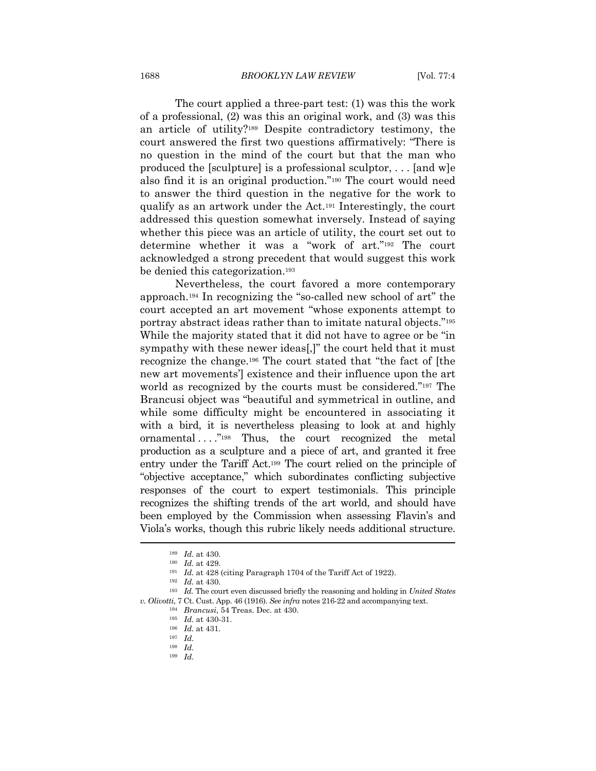The court applied a three-part test: (1) was this the work of a professional, (2) was this an original work, and (3) was this an article of utility?[189] Despite contradictory testimony, the court answered the first two questions affirmatively: "There is no question in the mind of the court but that the man who produced the [sculpture] is a professional sculptor, . . . [and w]e also find it is an original production."[190] The court would need to answer the third question in the negative for the work to qualify as an artwork under the Act.[191] Interestingly, the court addressed this question somewhat inversely. Instead of saying whether this piece was an article of utility, the court set out to determine whether it was a "work of art."[192] The court acknowledged a strong precedent that would suggest this work be denied this categorization.[193]

Nevertheless, the court favored a more contemporary approach.[194] In recognizing the "so-called new school of art" the court accepted an art movement "whose exponents attempt to portray abstract ideas rather than to imitate natural objects."[195] While the majority stated that it did not have to agree or be "in sympathy with these newer ideas[,]" the court held that it must recognize the change.[196] The court stated that "the fact of [the new art movements'] existence and their influence upon the art world as recognized by the courts must be considered."[197] The Brancusi object was "beautiful and symmetrical in outline, and while some difficulty might be encountered in associating it with a bird, it is nevertheless pleasing to look at and highly ornamental . . . ."[198] Thus, the court recognized the metal production as a sculpture and a piece of art, and granted it free entry under the Tariff Act.[199] The court relied on the principle of "objective acceptance," which subordinates conflicting subjective responses of the court to expert testimonials. This principle recognizes the shifting trends of the art world, and should have been employed by the Commission when assessing Flavin's and Viola's works, though this rubric likely needs additional structure.

---

[189] *Id.* at 430.

[190] *Id.* at 429.

[191] *Id.* at 428 (citing Paragraph 1704 of the Tariff Act of 1922).

[192] *Id.* at 430.

[193] *Id.* The court even discussed briefly the reasoning and holding in *United States v. Olivotti*, 7 Ct. Cust. App. 46 (1916). *See infra* notes 216-22 and accompanying text.

[194] *Brancusi*, 54 Treas. Dec. at 430.

[195] *Id.* at 430-31.

[196] *Id.* at 431.

[197] *Id.*

[198] *Id.*

[199] *Id.*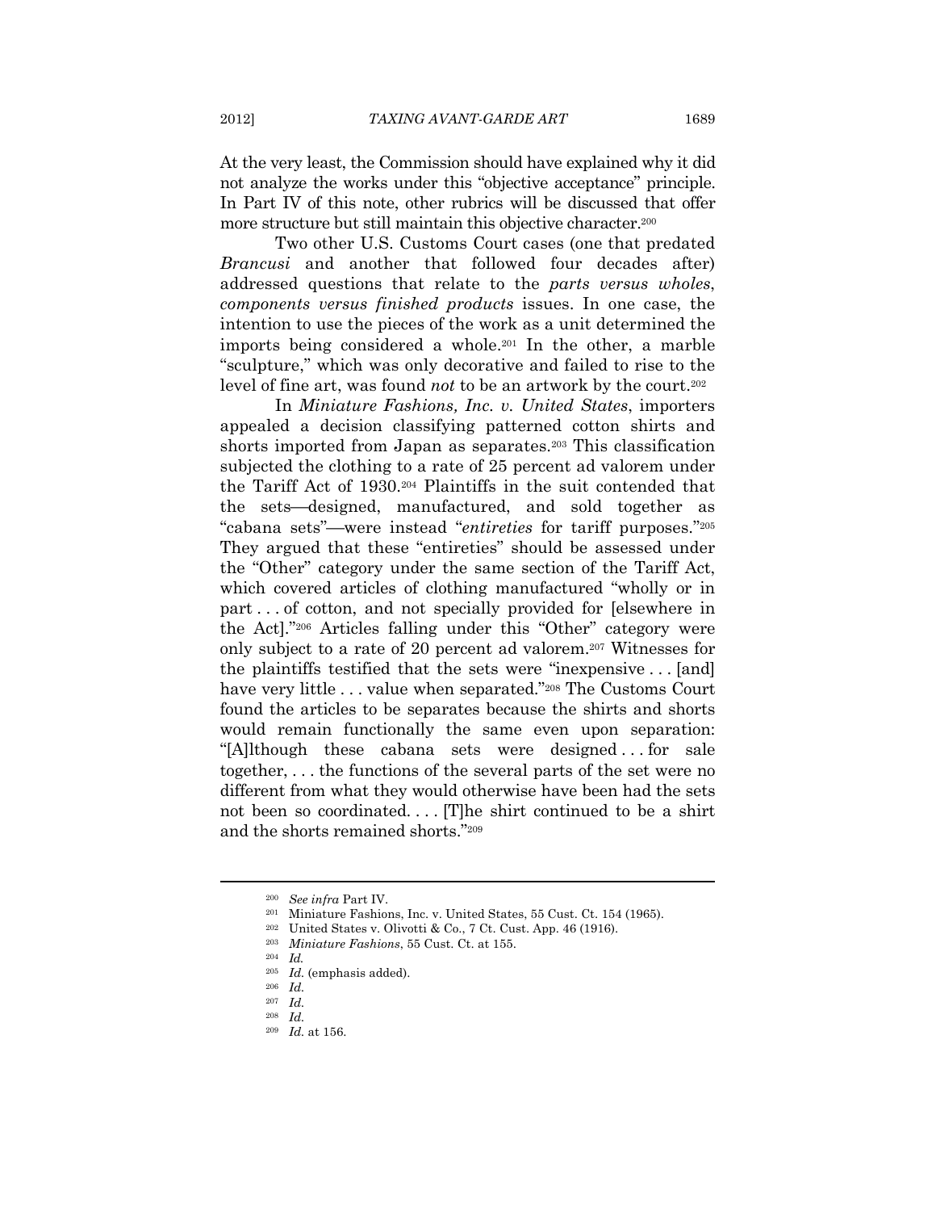At the very least, the Commission should have explained why it did not analyze the works under this "objective acceptance" principle. In Part IV of this note, other rubrics will be discussed that offer more structure but still maintain this objective character.[200]

Two other U.S. Customs Court cases (one that predated *Brancusi* and another that followed four decades after) addressed questions that relate to the *parts versus wholes*, *components versus finished products* issues. In one case, the intention to use the pieces of the work as a unit determined the imports being considered a whole.[201] In the other, a marble "sculpture," which was only decorative and failed to rise to the level of fine art, was found *not* to be an artwork by the court.[202]

In *Miniature Fashions, Inc. v. United States*, importers appealed a decision classifying patterned cotton shirts and shorts imported from Japan as separates.[203] This classification subjected the clothing to a rate of 25 percent ad valorem under the Tariff Act of 1930.[204] Plaintiffs in the suit contended that the sets—designed, manufactured, and sold together as "cabana sets"—were instead "*entireties* for tariff purposes."[205] They argued that these "entireties" should be assessed under the "Other" category under the same section of the Tariff Act, which covered articles of clothing manufactured "wholly or in part . . . of cotton, and not specially provided for [elsewhere in the Act]."[206] Articles falling under this "Other" category were only subject to a rate of 20 percent ad valorem.[207] Witnesses for the plaintiffs testified that the sets were "inexpensive . . . [and] have very little . . . value when separated."[208] The Customs Court found the articles to be separates because the shirts and shorts would remain functionally the same even upon separation: "[A]lthough these cabana sets were designed . . . for sale together, . . . the functions of the several parts of the set were no different from what they would otherwise have been had the sets not been so coordinated. . . . [T]he shirt continued to be a shirt and the shorts remained shorts."[209]

---

[200] *See infra* Part IV.

[201] Miniature Fashions, Inc. v. United States, 55 Cust. Ct. 154 (1965).

[202] United States v. Olivotti & Co., 7 Ct. Cust. App. 46 (1916).

[203] *Miniature Fashions*, 55 Cust. Ct. at 155.

[204] *Id.*

[205] *Id.* (emphasis added).

[206] *Id.*

[207] *Id.*

[208] *Id.*

[209] *Id.* at 156.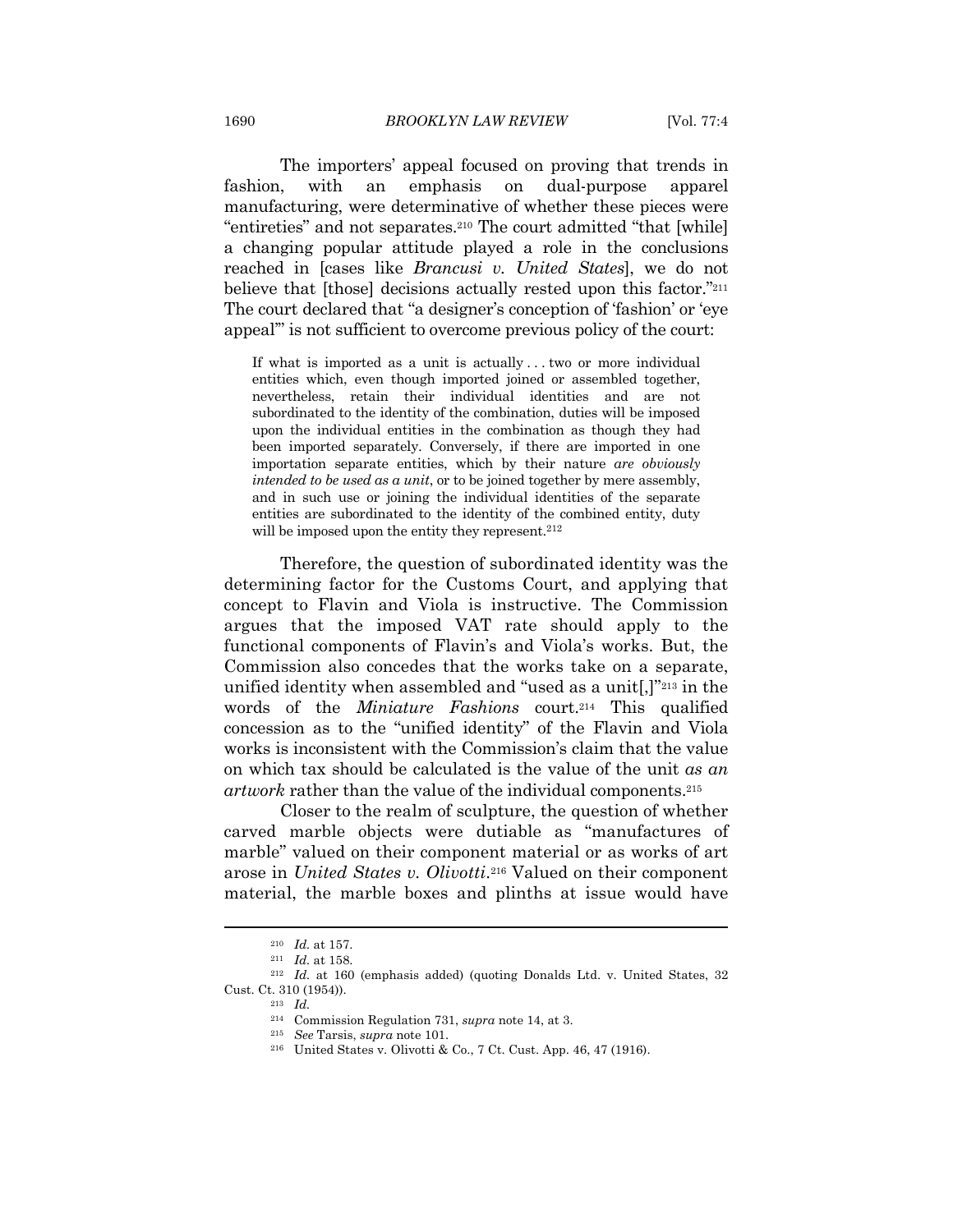The importers' appeal focused on proving that trends in fashion, with an emphasis on dual-purpose apparel manufacturing, were determinative of whether these pieces were "entireties" and not separates.[210] The court admitted "that [while] a changing popular attitude played a role in the conclusions reached in [cases like *Brancusi v. United States*], we do not believe that [those] decisions actually rested upon this factor."[211] The court declared that "a designer's conception of 'fashion' or 'eye appeal'" is not sufficient to overcome previous policy of the court:

> If what is imported as a unit is actually . . . two or more individual entities which, even though imported joined or assembled together, nevertheless, retain their individual identities and are not subordinated to the identity of the combination, duties will be imposed upon the individual entities in the combination as though they had been imported separately. Conversely, if there are imported in one importation separate entities, which by their nature *are obviously intended to be used as a unit*, or to be joined together by mere assembly, and in such use or joining the individual identities of the separate entities are subordinated to the identity of the combined entity, duty will be imposed upon the entity they represent.[212]

Therefore, the question of subordinated identity was the determining factor for the Customs Court, and applying that concept to Flavin and Viola is instructive. The Commission argues that the imposed VAT rate should apply to the functional components of Flavin's and Viola's works. But, the Commission also concedes that the works take on a separate, unified identity when assembled and "used as a unit[,]"[213] in the words of the *Miniature Fashions* court.[214] This qualified concession as to the "unified identity" of the Flavin and Viola works is inconsistent with the Commission's claim that the value on which tax should be calculated is the value of the unit *as an artwork* rather than the value of the individual components.[215]

Closer to the realm of sculpture, the question of whether carved marble objects were dutiable as "manufactures of marble" valued on their component material or as works of art arose in *United States v. Olivotti*.[216] Valued on their component material, the marble boxes and plinths at issue would have

---

[210] *Id.* at 157.

[211] *Id.* at 158.

[212] *Id.* at 160 (emphasis added) (quoting Donalds Ltd. v. United States, 32 Cust. Ct. 310 (1954)).

[213] *Id.*

[214] Commission Regulation 731, *supra* note 14, at 3.

[215] *See* Tarsis, *supra* note 101.

[216] United States v. Olivotti & Co., 7 Ct. Cust. App. 46, 47 (1916).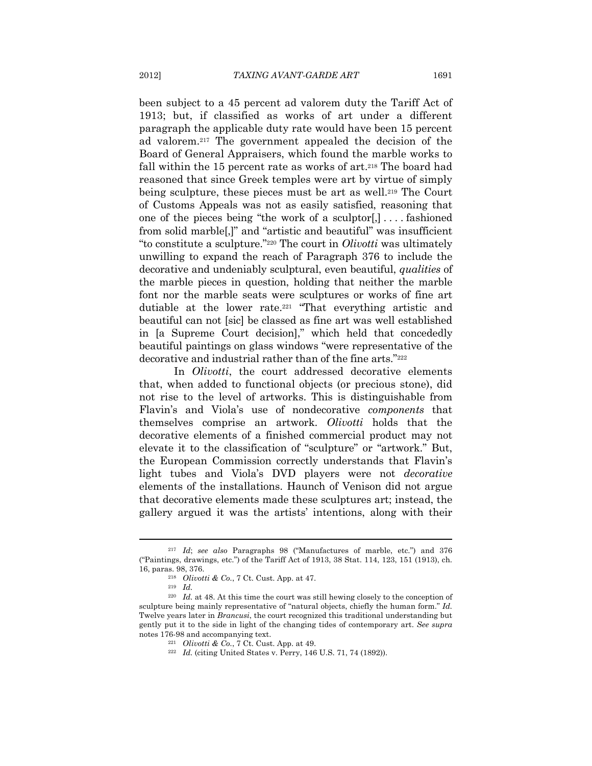been subject to a 45 percent ad valorem duty the Tariff Act of 1913; but, if classified as works of art under a different paragraph the applicable duty rate would have been 15 percent ad valorem.[217] The government appealed the decision of the Board of General Appraisers, which found the marble works to fall within the 15 percent rate as works of art.[218] The board had reasoned that since Greek temples were art by virtue of simply being sculpture, these pieces must be art as well.[219] The Court of Customs Appeals was not as easily satisfied, reasoning that one of the pieces being "the work of a sculptor[,] . . . . fashioned from solid marble[,]" and "artistic and beautiful" was insufficient "to constitute a sculpture."[220] The court in *Olivotti* was ultimately unwilling to expand the reach of Paragraph 376 to include the decorative and undeniably sculptural, even beautiful, *qualities* of the marble pieces in question, holding that neither the marble font nor the marble seats were sculptures or works of fine art dutiable at the lower rate.[221] "That everything artistic and beautiful can not [sic] be classed as fine art was well established in [a Supreme Court decision]," which held that concededly beautiful paintings on glass windows "were representative of the decorative and industrial rather than of the fine arts."[222]

In *Olivotti*, the court addressed decorative elements that, when added to functional objects (or precious stone), did not rise to the level of artworks. This is distinguishable from Flavin's and Viola's use of nondecorative *components* that themselves comprise an artwork. *Olivotti* holds that the decorative elements of a finished commercial product may not elevate it to the classification of "sculpture" or "artwork." But, the European Commission correctly understands that Flavin's light tubes and Viola's DVD players were not *decorative* elements of the installations. Haunch of Venison did not argue that decorative elements made these sculptures art; instead, the gallery argued it was the artists' intentions, along with their

---

[217] *Id*; *see also* Paragraphs 98 ("Manufactures of marble, etc.") and 376 ("Paintings, drawings, etc.") of the Tariff Act of 1913, 38 Stat. 114, 123, 151 (1913), ch. 16, paras. 98, 376.

[218] *Olivotti & Co.*, 7 Ct. Cust. App. at 47.

[219] *Id.*

[220] *Id.* at 48. At this time the court was still hewing closely to the conception of sculpture being mainly representative of "natural objects, chiefly the human form." *Id.* Twelve years later in *Brancusi*, the court recognized this traditional understanding but gently put it to the side in light of the changing tides of contemporary art. *See supra* notes 176-98 and accompanying text.

[221] *Olivotti & Co.*, 7 Ct. Cust. App. at 49.

[222] *Id.* (citing United States v. Perry, 146 U.S. 71, 74 (1892)).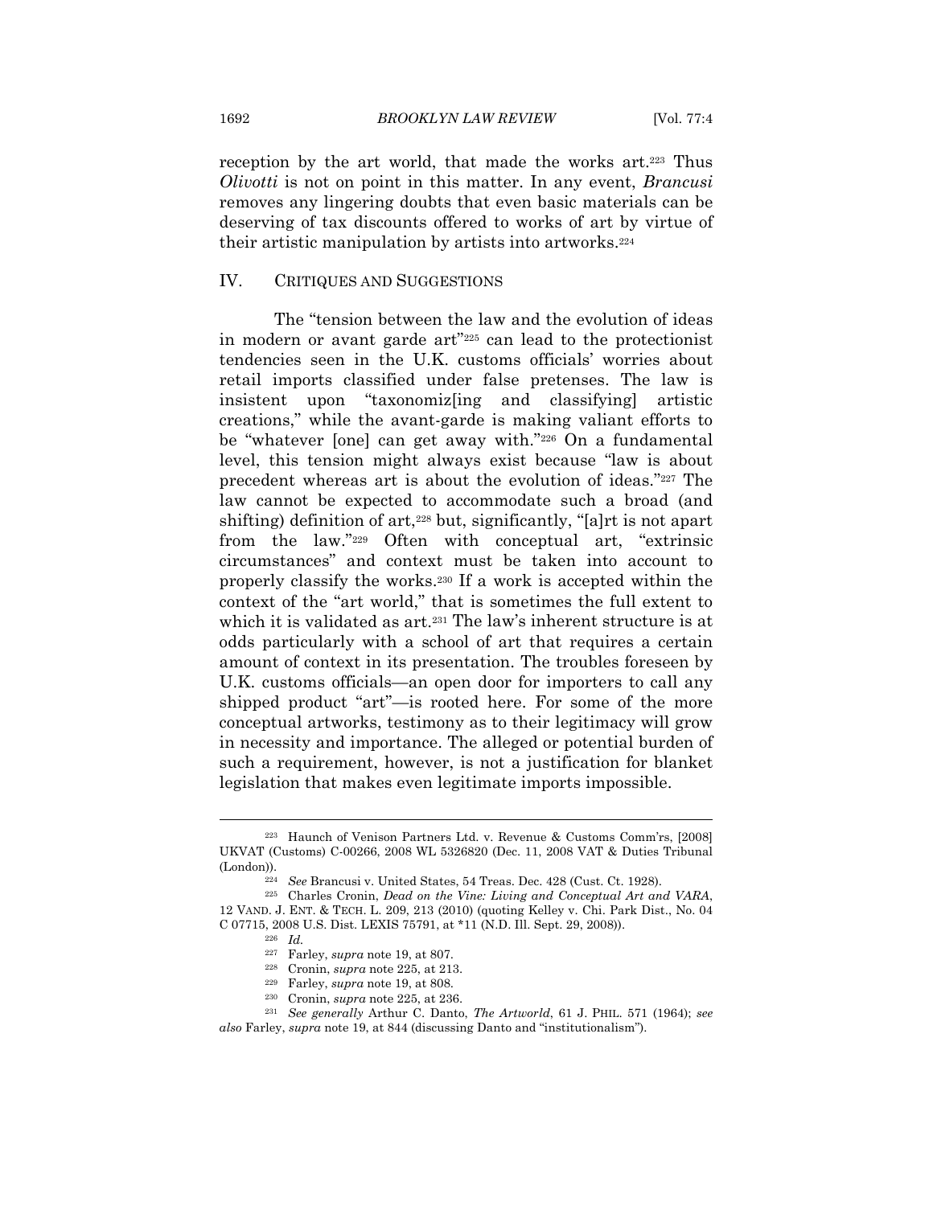reception by the art world, that made the works art.[223] Thus *Olivotti* is not on point in this matter. In any event, *Brancusi* removes any lingering doubts that even basic materials can be deserving of tax discounts offered to works of art by virtue of their artistic manipulation by artists into artworks.[224]

## IV. CRITIQUES AND SUGGESTIONS

The "tension between the law and the evolution of ideas in modern or avant garde art"[225] can lead to the protectionist tendencies seen in the U.K. customs officials' worries about retail imports classified under false pretenses. The law is insistent upon "taxonomiz[ing and classifying] artistic creations," while the avant-garde is making valiant efforts to be "whatever [one] can get away with."[226] On a fundamental level, this tension might always exist because "law is about precedent whereas art is about the evolution of ideas."[227] The law cannot be expected to accommodate such a broad (and shifting) definition of art,[228] but, significantly, "[a]rt is not apart from the law."[229] Often with conceptual art, "extrinsic circumstances" and context must be taken into account to properly classify the works.[230] If a work is accepted within the context of the "art world," that is sometimes the full extent to which it is validated as art.[231] The law's inherent structure is at odds particularly with a school of art that requires a certain amount of context in its presentation. The troubles foreseen by U.K. customs officials—an open door for importers to call any shipped product "art"—is rooted here. For some of the more conceptual artworks, testimony as to their legitimacy will grow in necessity and importance. The alleged or potential burden of such a requirement, however, is not a justification for blanket legislation that makes even legitimate imports impossible.

---

[223] Haunch of Venison Partners Ltd. v. Revenue & Customs Comm'rs, [2008] UKVAT (Customs) C-00266, 2008 WL 5326820 (Dec. 11, 2008 VAT & Duties Tribunal (London)).

[224] *See* Brancusi v. United States, 54 Treas. Dec. 428 (Cust. Ct. 1928).

[225] Charles Cronin, *Dead on the Vine: Living and Conceptual Art and VARA*, 12 VAND. J. ENT. & TECH. L. 209, 213 (2010) (quoting Kelley v. Chi. Park Dist., No. 04 C 07715, 2008 U.S. Dist. LEXIS 75791, at *11 (N.D. Ill. Sept. 29, 2008)).

[226] *Id.*

[227] Farley, *supra* note 19, at 807.

[228] Cronin, *supra* note 225, at 213.

[229] Farley, *supra* note 19, at 808.

[230] Cronin, *supra* note 225, at 236.

[231] *See generally* Arthur C. Danto, *The Artworld*, 61 J. PHIL. 571 (1964); *see also* Farley, *supra* note 19, at 844 (discussing Danto and "institutionalism").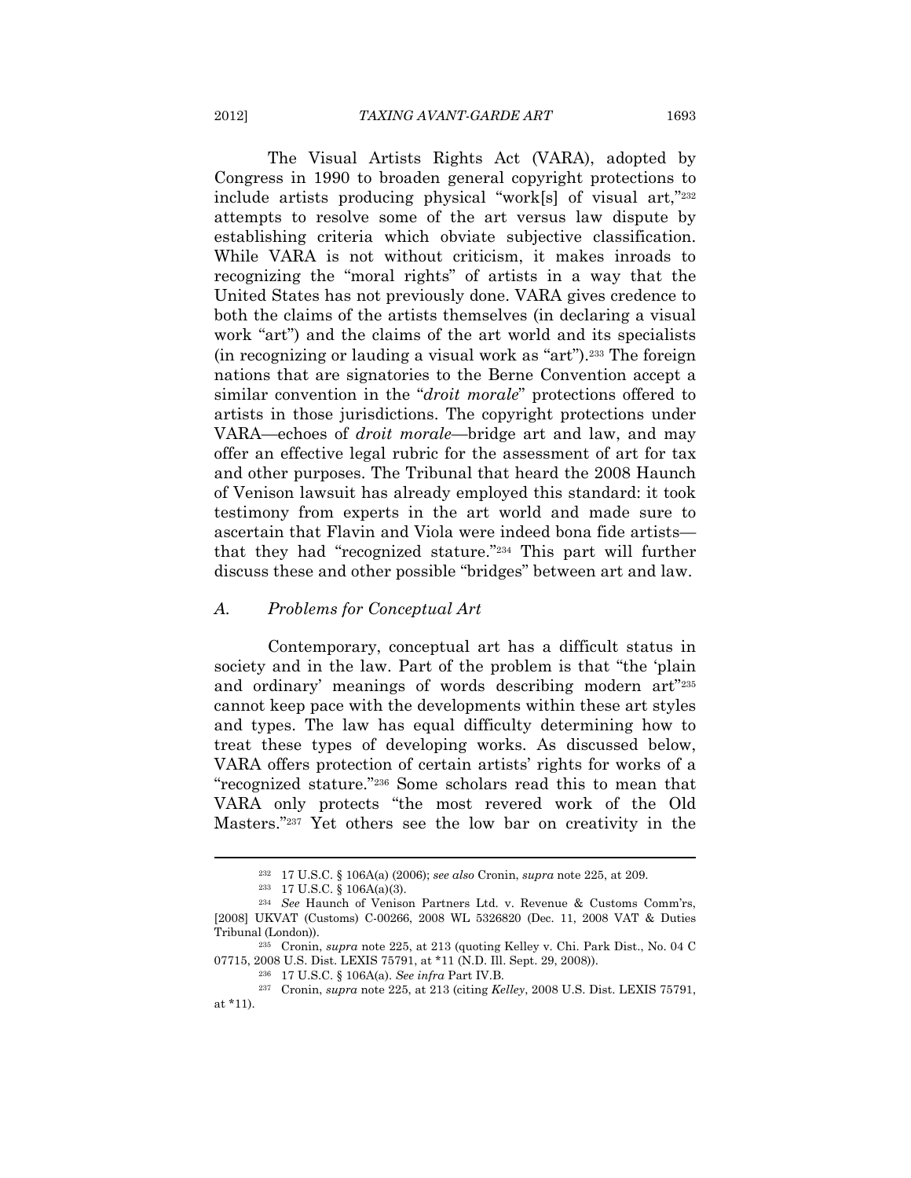The Visual Artists Rights Act (VARA), adopted by Congress in 1990 to broaden general copyright protections to include artists producing physical "work[s] of visual art,"[232] attempts to resolve some of the art versus law dispute by establishing criteria which obviate subjective classification. While VARA is not without criticism, it makes inroads to recognizing the "moral rights" of artists in a way that the United States has not previously done. VARA gives credence to both the claims of the artists themselves (in declaring a visual work "art") and the claims of the art world and its specialists (in recognizing or lauding a visual work as "art").[233] The foreign nations that are signatories to the Berne Convention accept a similar convention in the "*droit morale*" protections offered to artists in those jurisdictions. The copyright protections under VARA—echoes of *droit morale*—bridge art and law, and may offer an effective legal rubric for the assessment of art for tax and other purposes. The Tribunal that heard the 2008 Haunch of Venison lawsuit has already employed this standard: it took testimony from experts in the art world and made sure to ascertain that Flavin and Viola were indeed bona fide artists—that they had "recognized stature."[234] This part will further discuss these and other possible "bridges" between art and law.

### A. *Problems for Conceptual Art*

Contemporary, conceptual art has a difficult status in society and in the law. Part of the problem is that "the 'plain and ordinary' meanings of words describing modern art"[235] cannot keep pace with the developments within these art styles and types. The law has equal difficulty determining how to treat these types of developing works. As discussed below, VARA offers protection of certain artists' rights for works of a "recognized stature."[236] Some scholars read this to mean that VARA only protects "the most revered work of the Old Masters."[237] Yet others see the low bar on creativity in the

---

[232] 17 U.S.C. § 106A(a) (2006); *see also* Cronin, *supra* note 225, at 209.

[233] 17 U.S.C. § 106A(a)(3).

[234] *See* Haunch of Venison Partners Ltd. v. Revenue & Customs Comm'rs, [2008] UKVAT (Customs) C-00266, 2008 WL 5326820 (Dec. 11, 2008 VAT & Duties Tribunal (London)).

[235] Cronin, *supra* note 225, at 213 (quoting Kelley v. Chi. Park Dist., No. 04 C 07715, 2008 U.S. Dist. LEXIS 75791, at *11 (N.D. Ill. Sept. 29, 2008)).

[236] 17 U.S.C. § 106A(a). *See infra* Part IV.B.

[237] Cronin, *supra* note 225, at 213 (citing *Kelley*, 2008 U.S. Dist. LEXIS 75791, at *11).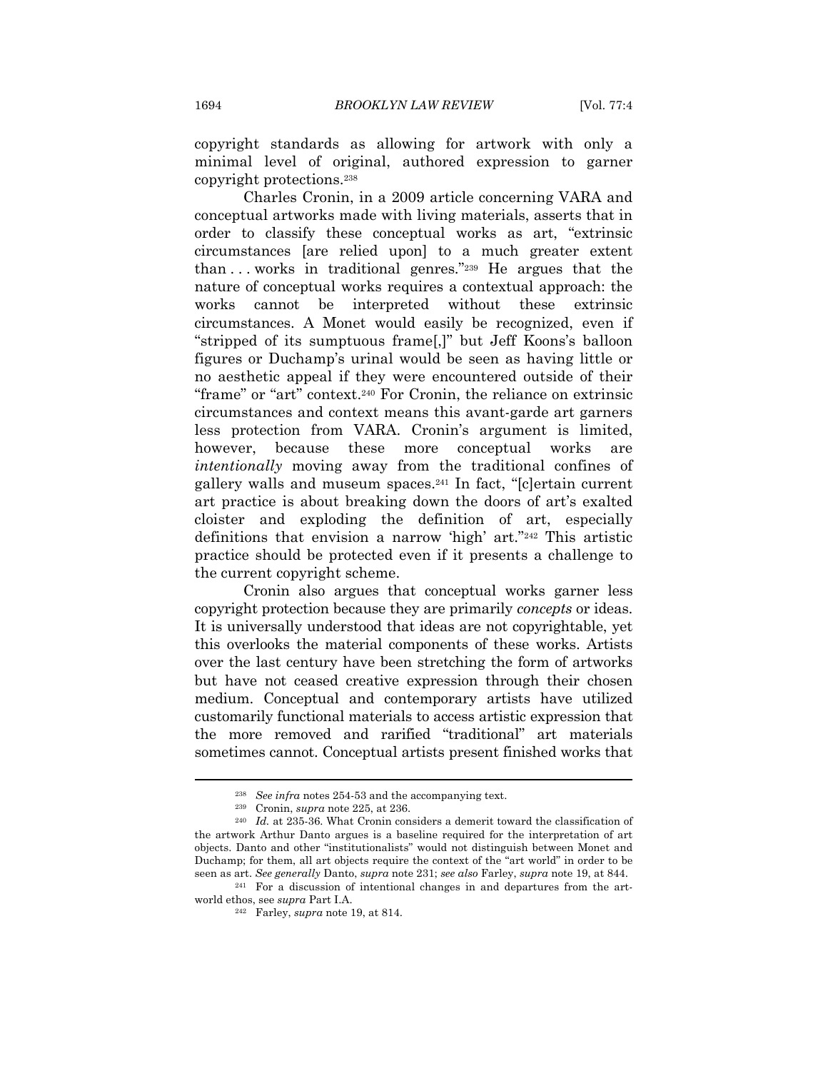copyright standards as allowing for artwork with only a minimal level of original, authored expression to garner copyright protections.[238]

Charles Cronin, in a 2009 article concerning VARA and conceptual artworks made with living materials, asserts that in order to classify these conceptual works as art, "extrinsic circumstances [are relied upon] to a much greater extent than . . . works in traditional genres."[239] He argues that the nature of conceptual works requires a contextual approach: the works cannot be interpreted without these extrinsic circumstances. A Monet would easily be recognized, even if "stripped of its sumptuous frame[,]" but Jeff Koons's balloon figures or Duchamp's urinal would be seen as having little or no aesthetic appeal if they were encountered outside of their "frame" or "art" context.[240] For Cronin, the reliance on extrinsic circumstances and context means this avant-garde art garners less protection from VARA. Cronin's argument is limited, however, because these more conceptual works are *intentionally* moving away from the traditional confines of gallery walls and museum spaces.[241] In fact, "[c]ertain current art practice is about breaking down the doors of art's exalted cloister and exploding the definition of art, especially definitions that envision a narrow 'high' art."[242] This artistic practice should be protected even if it presents a challenge to the current copyright scheme.

Cronin also argues that conceptual works garner less copyright protection because they are primarily *concepts* or ideas. It is universally understood that ideas are not copyrightable, yet this overlooks the material components of these works. Artists over the last century have been stretching the form of artworks but have not ceased creative expression through their chosen medium. Conceptual and contemporary artists have utilized customarily functional materials to access artistic expression that the more removed and rarified "traditional" art materials sometimes cannot. Conceptual artists present finished works that

---

[238] *See infra* notes 254-53 and the accompanying text.

[239] Cronin, *supra* note 225, at 236.

[240] *Id.* at 235-36. What Cronin considers a demerit toward the classification of the artwork Arthur Danto argues is a baseline required for the interpretation of art objects. Danto and other "institutionalists" would not distinguish between Monet and Duchamp; for them, all art objects require the context of the "art world" in order to be seen as art. *See generally* Danto, *supra* note 231; *see also* Farley, *supra* note 19, at 844.

[241] For a discussion of intentional changes in and departures from the art-world ethos, see *supra* Part I.A.

[242] Farley, *supra* note 19, at 814.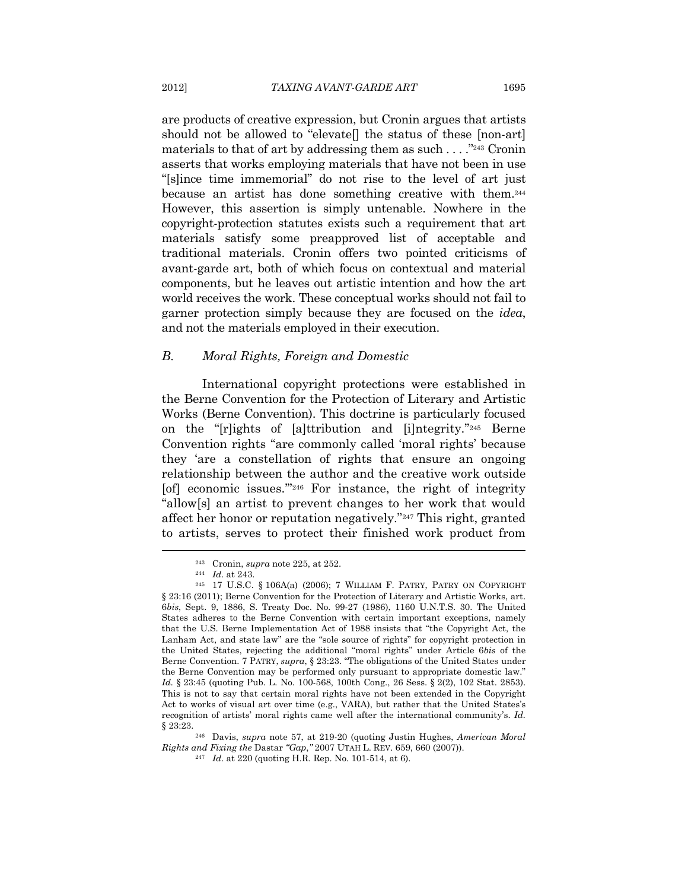are products of creative expression, but Cronin argues that artists should not be allowed to "elevate[] the status of these [non-art] materials to that of art by addressing them as such . . . ."[243] Cronin asserts that works employing materials that have not been in use "[s]ince time immemorial" do not rise to the level of art just because an artist has done something creative with them.[244] However, this assertion is simply untenable. Nowhere in the copyright-protection statutes exists such a requirement that art materials satisfy some preapproved list of acceptable and traditional materials. Cronin offers two pointed criticisms of avant-garde art, both of which focus on contextual and material components, but he leaves out artistic intention and how the art world receives the work. These conceptual works should not fail to garner protection simply because they are focused on the *idea*, and not the materials employed in their execution.

### *B. Moral Rights, Foreign and Domestic*

International copyright protections were established in the Berne Convention for the Protection of Literary and Artistic Works (Berne Convention). This doctrine is particularly focused on the "[r]ights of [a]ttribution and [i]ntegrity."[245] Berne Convention rights "are commonly called 'moral rights' because they 'are a constellation of rights that ensure an ongoing relationship between the author and the creative work outside [of] economic issues.'"[246] For instance, the right of integrity "allow[s] an artist to prevent changes to her work that would affect her honor or reputation negatively."[247] This right, granted to artists, serves to protect their finished work product from

---

[243] Cronin, *supra* note 225, at 252.

[244] *Id.* at 243.

[245] 17 U.S.C. § 106A(a) (2006); 7 WILLIAM F. PATRY, PATRY ON COPYRIGHT § 23:16 (2011); Berne Convention for the Protection of Literary and Artistic Works, art. 6*bis*, Sept. 9, 1886, S. Treaty Doc. No. 99-27 (1986), 1160 U.N.T.S. 30. The United States adheres to the Berne Convention with certain important exceptions, namely that the U.S. Berne Implementation Act of 1988 insists that "the Copyright Act, the Lanham Act, and state law" are the "sole source of rights" for copyright protection in the United States, rejecting the additional "moral rights" under Article 6*bis* of the Berne Convention. 7 PATRY, *supra*, § 23:23. "The obligations of the United States under the Berne Convention may be performed only pursuant to appropriate domestic law." *Id.* § 23:45 (quoting Pub. L. No. 100-568, 100th Cong., 26 Sess. § 2(2), 102 Stat. 2853). This is not to say that certain moral rights have not been extended in the Copyright Act to works of visual art over time (e.g., VARA), but rather that the United States's recognition of artists' moral rights came well after the international community's. *Id.* § 23:23.

[246] Davis, *supra* note 57, at 219-20 (quoting Justin Hughes, *American Moral Rights and Fixing the* Dastar *"Gap*,*"* 2007 UTAH L. REV. 659, 660 (2007)).

[247] *Id.* at 220 (quoting H.R. Rep. No. 101-514, at 6).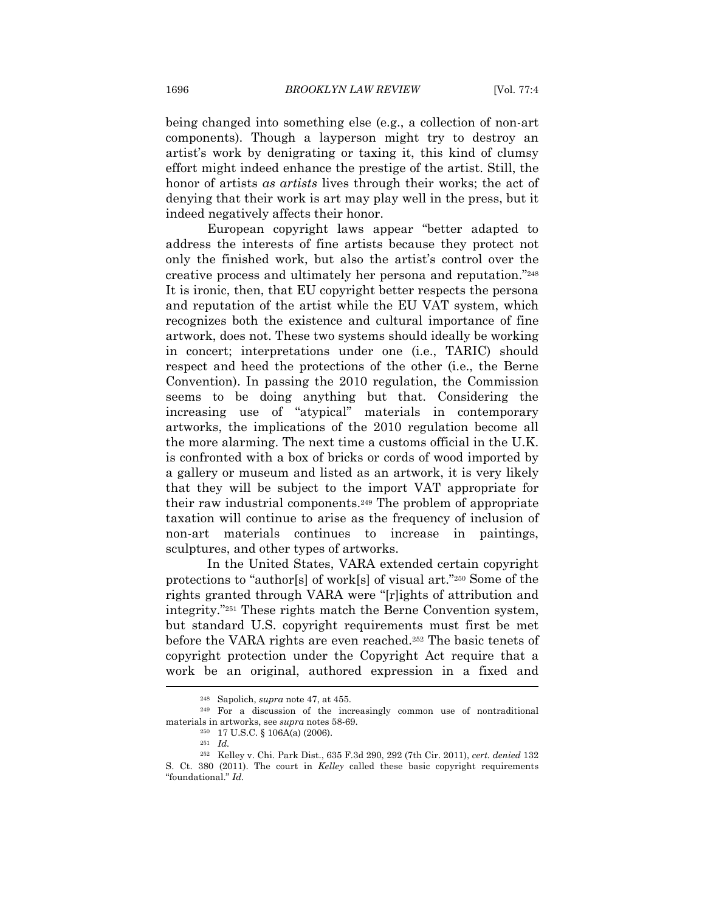being changed into something else (e.g., a collection of non-art components). Though a layperson might try to destroy an artist's work by denigrating or taxing it, this kind of clumsy effort might indeed enhance the prestige of the artist. Still, the honor of artists *as artists* lives through their works; the act of denying that their work is art may play well in the press, but it indeed negatively affects their honor.

European copyright laws appear "better adapted to address the interests of fine artists because they protect not only the finished work, but also the artist's control over the creative process and ultimately her persona and reputation."[248] It is ironic, then, that EU copyright better respects the persona and reputation of the artist while the EU VAT system, which recognizes both the existence and cultural importance of fine artwork, does not. These two systems should ideally be working in concert; interpretations under one (i.e., TARIC) should respect and heed the protections of the other (i.e., the Berne Convention). In passing the 2010 regulation, the Commission seems to be doing anything but that. Considering the increasing use of "atypical" materials in contemporary artworks, the implications of the 2010 regulation become all the more alarming. The next time a customs official in the U.K. is confronted with a box of bricks or cords of wood imported by a gallery or museum and listed as an artwork, it is very likely that they will be subject to the import VAT appropriate for their raw industrial components.[249] The problem of appropriate taxation will continue to arise as the frequency of inclusion of non-art materials continues to increase in paintings, sculptures, and other types of artworks.

In the United States, VARA extended certain copyright protections to "author[s] of work[s] of visual art."[250] Some of the rights granted through VARA were "[r]ights of attribution and integrity."[251] These rights match the Berne Convention system, but standard U.S. copyright requirements must first be met before the VARA rights are even reached.[252] The basic tenets of copyright protection under the Copyright Act require that a work be an original, authored expression in a fixed and

---

[248] Sapolich, *supra* note 47, at 455.

[249] For a discussion of the increasingly common use of nontraditional materials in artworks, see *supra* notes 58-69.

[250] 17 U.S.C. § 106A(a) (2006).

[251] *Id.*

[252] Kelley v. Chi. Park Dist., 635 F.3d 290, 292 (7th Cir. 2011), *cert. denied* 132 S. Ct. 380 (2011). The court in *Kelley* called these basic copyright requirements "foundational." *Id.*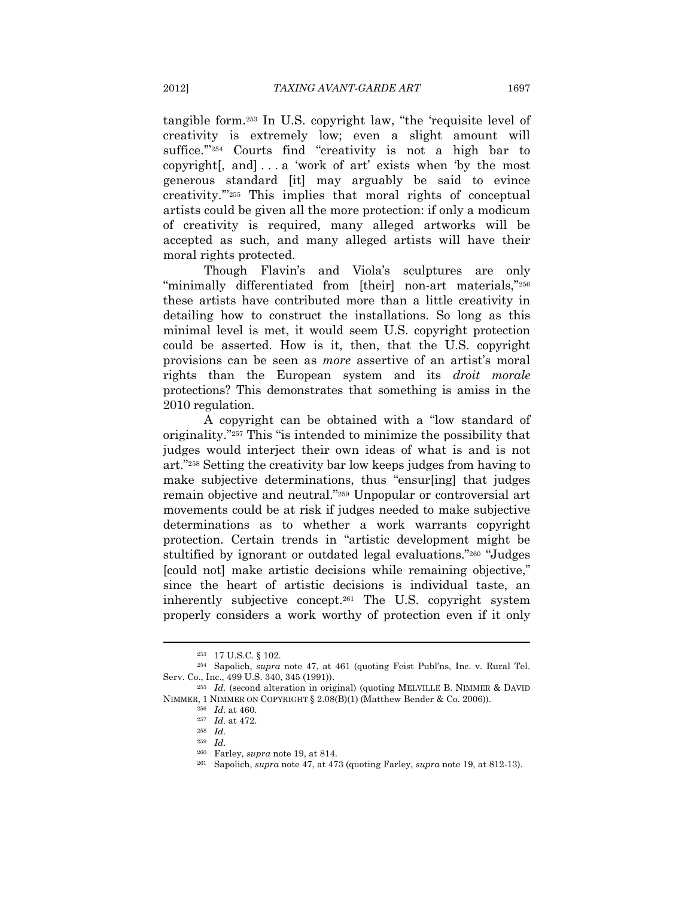tangible form.[253] In U.S. copyright law, "the 'requisite level of creativity is extremely low; even a slight amount will suffice.'"[254] Courts find "creativity is not a high bar to copyright[, and] . . . a 'work of art' exists when 'by the most generous standard [it] may arguably be said to evince creativity.'"[255] This implies that moral rights of conceptual artists could be given all the more protection: if only a modicum of creativity is required, many alleged artworks will be accepted as such, and many alleged artists will have their moral rights protected.

Though Flavin's and Viola's sculptures are only "minimally differentiated from [their] non-art materials,"[256] these artists have contributed more than a little creativity in detailing how to construct the installations. So long as this minimal level is met, it would seem U.S. copyright protection could be asserted. How is it, then, that the U.S. copyright provisions can be seen as *more* assertive of an artist's moral rights than the European system and its *droit morale* protections? This demonstrates that something is amiss in the 2010 regulation.

A copyright can be obtained with a "low standard of originality."[257] This "is intended to minimize the possibility that judges would interject their own ideas of what is and is not art."[258] Setting the creativity bar low keeps judges from having to make subjective determinations, thus "ensur[ing] that judges remain objective and neutral."[259] Unpopular or controversial art movements could be at risk if judges needed to make subjective determinations as to whether a work warrants copyright protection. Certain trends in "artistic development might be stultified by ignorant or outdated legal evaluations."[260] "Judges [could not] make artistic decisions while remaining objective," since the heart of artistic decisions is individual taste, an inherently subjective concept.[261] The U.S. copyright system properly considers a work worthy of protection even if it only

---

[253] 17 U.S.C. § 102.

[254] Sapolich, *supra* note 47, at 461 (quoting Feist Publ'ns, Inc. v. Rural Tel. Serv. Co., Inc., 499 U.S. 340, 345 (1991)).

[255] *Id.* (second alteration in original) (quoting MELVILLE B. NIMMER & DAVID NIMMER, 1 NIMMER ON COPYRIGHT § 2.08(B)(1) (Matthew Bender & Co. 2006)).

[256] *Id.* at 460.

[257] *Id.* at 472.

[258] *Id.*

[259] *Id.*

[260] Farley, *supra* note 19, at 814.

[261] Sapolich, *supra* note 47, at 473 (quoting Farley, *supra* note 19, at 812-13).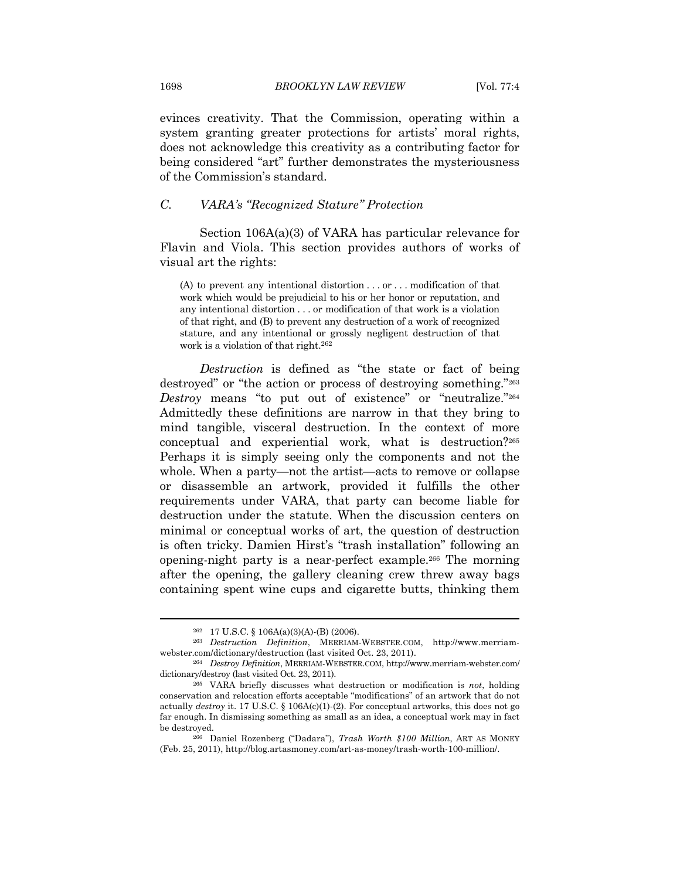evinces creativity. That the Commission, operating within a system granting greater protections for artists' moral rights, does not acknowledge this creativity as a contributing factor for being considered "art" further demonstrates the mysteriousness of the Commission's standard.

### *C. VARA's "Recognized Stature" Protection*

Section 106A(a)(3) of VARA has particular relevance for Flavin and Viola. This section provides authors of works of visual art the rights:

> (A) to prevent any intentional distortion . . . or . . . modification of that work which would be prejudicial to his or her honor or reputation, and any intentional distortion . . . or modification of that work is a violation of that right, and (B) to prevent any destruction of a work of recognized stature, and any intentional or grossly negligent destruction of that work is a violation of that right.[262]

*Destruction* is defined as "the state or fact of being destroyed" or "the action or process of destroying something."[263] *Destroy* means "to put out of existence" or "neutralize."[264] Admittedly these definitions are narrow in that they bring to mind tangible, visceral destruction. In the context of more conceptual and experiential work, what is destruction?[265] Perhaps it is simply seeing only the components and not the whole. When a party—not the artist—acts to remove or collapse or disassemble an artwork, provided it fulfills the other requirements under VARA, that party can become liable for destruction under the statute. When the discussion centers on minimal or conceptual works of art, the question of destruction is often tricky. Damien Hirst's "trash installation" following an opening-night party is a near-perfect example.[266] The morning after the opening, the gallery cleaning crew threw away bags containing spent wine cups and cigarette butts, thinking them

---

[262] 17 U.S.C. § 106A(a)(3)(A)-(B) (2006).

[263] *Destruction Definition*, MERRIAM-WEBSTER.COM, http://www.merriam-webster.com/dictionary/destruction (last visited Oct. 23, 2011).

[264] *Destroy Definition*, MERRIAM-WEBSTER.COM, http://www.merriam-webster.com/dictionary/destroy (last visited Oct. 23, 2011).

[265] VARA briefly discusses what destruction or modification is *not*, holding conservation and relocation efforts acceptable "modifications" of an artwork that do not actually *destroy* it. 17 U.S.C. § 106A(c)(1)-(2). For conceptual artworks, this does not go far enough. In dismissing something as small as an idea, a conceptual work may in fact be destroyed.

[266] Daniel Rozenberg ("Dadara"), *Trash Worth $100 Million*, ART AS MONEY (Feb. 25, 2011), http://blog.artasmoney.com/art-as-money/trash-worth-100-million/.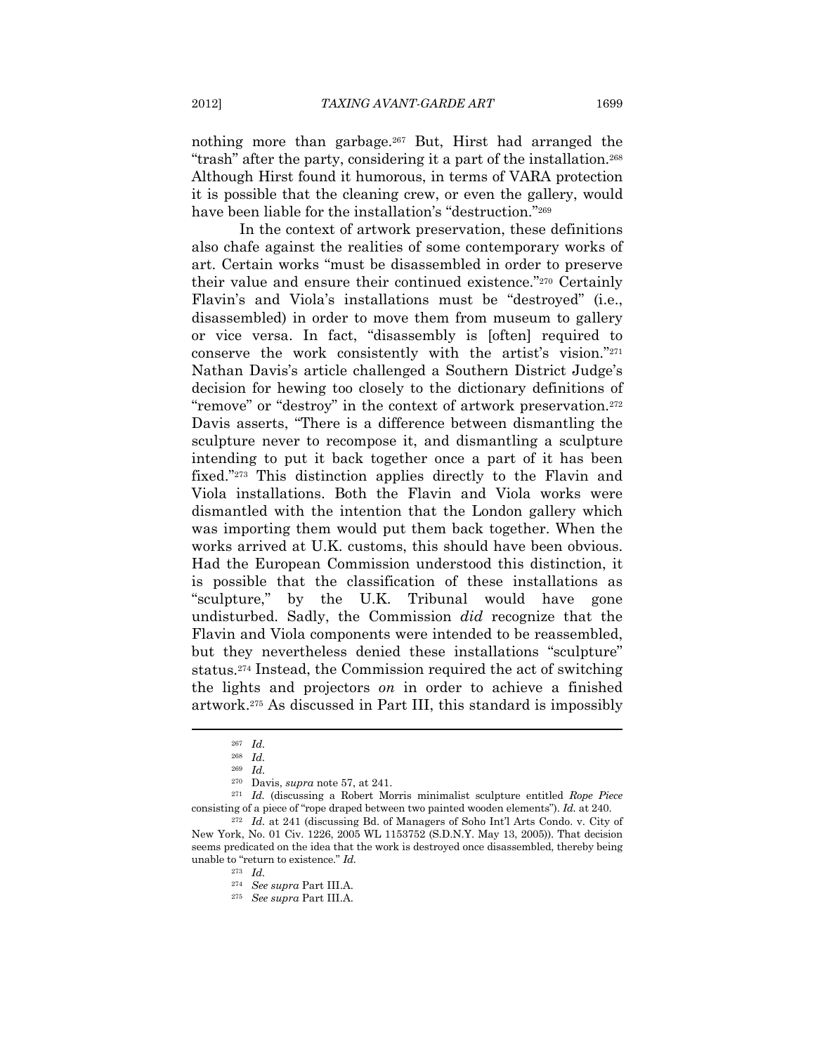nothing more than garbage.[267] But, Hirst had arranged the "trash" after the party, considering it a part of the installation.[268] Although Hirst found it humorous, in terms of VARA protection it is possible that the cleaning crew, or even the gallery, would have been liable for the installation's "destruction."[269]

In the context of artwork preservation, these definitions also chafe against the realities of some contemporary works of art. Certain works "must be disassembled in order to preserve their value and ensure their continued existence."[270] Certainly Flavin's and Viola's installations must be "destroyed" (i.e., disassembled) in order to move them from museum to gallery or vice versa. In fact, "disassembly is [often] required to conserve the work consistently with the artist's vision."[271] Nathan Davis's article challenged a Southern District Judge's decision for hewing too closely to the dictionary definitions of "remove" or "destroy" in the context of artwork preservation.[272] Davis asserts, "There is a difference between dismantling the sculpture never to recompose it, and dismantling a sculpture intending to put it back together once a part of it has been fixed."[273] This distinction applies directly to the Flavin and Viola installations. Both the Flavin and Viola works were dismantled with the intention that the London gallery which was importing them would put them back together. When the works arrived at U.K. customs, this should have been obvious. Had the European Commission understood this distinction, it is possible that the classification of these installations as "sculpture," by the U.K. Tribunal would have gone undisturbed. Sadly, the Commission *did* recognize that the Flavin and Viola components were intended to be reassembled, but they nevertheless denied these installations "sculpture" status.[274] Instead, the Commission required the act of switching the lights and projectors *on* in order to achieve a finished artwork.[275] As discussed in Part III, this standard is impossibly

---

[267] *Id.*

[268] *Id.*

[269] *Id.*

[270] Davis, *supra* note 57, at 241.

[271] *Id.* (discussing a Robert Morris minimalist sculpture entitled *Rope Piece* consisting of a piece of "rope draped between two painted wooden elements"). *Id.* at 240.

[272] *Id.* at 241 (discussing Bd. of Managers of Soho Int'l Arts Condo. v. City of New York, No. 01 Civ. 1226, 2005 WL 1153752 (S.D.N.Y. May 13, 2005)). That decision seems predicated on the idea that the work is destroyed once disassembled, thereby being unable to "return to existence." *Id.*

[273] *Id.*

[274] *See supra* Part III.A.

[275] *See supra* Part III.A.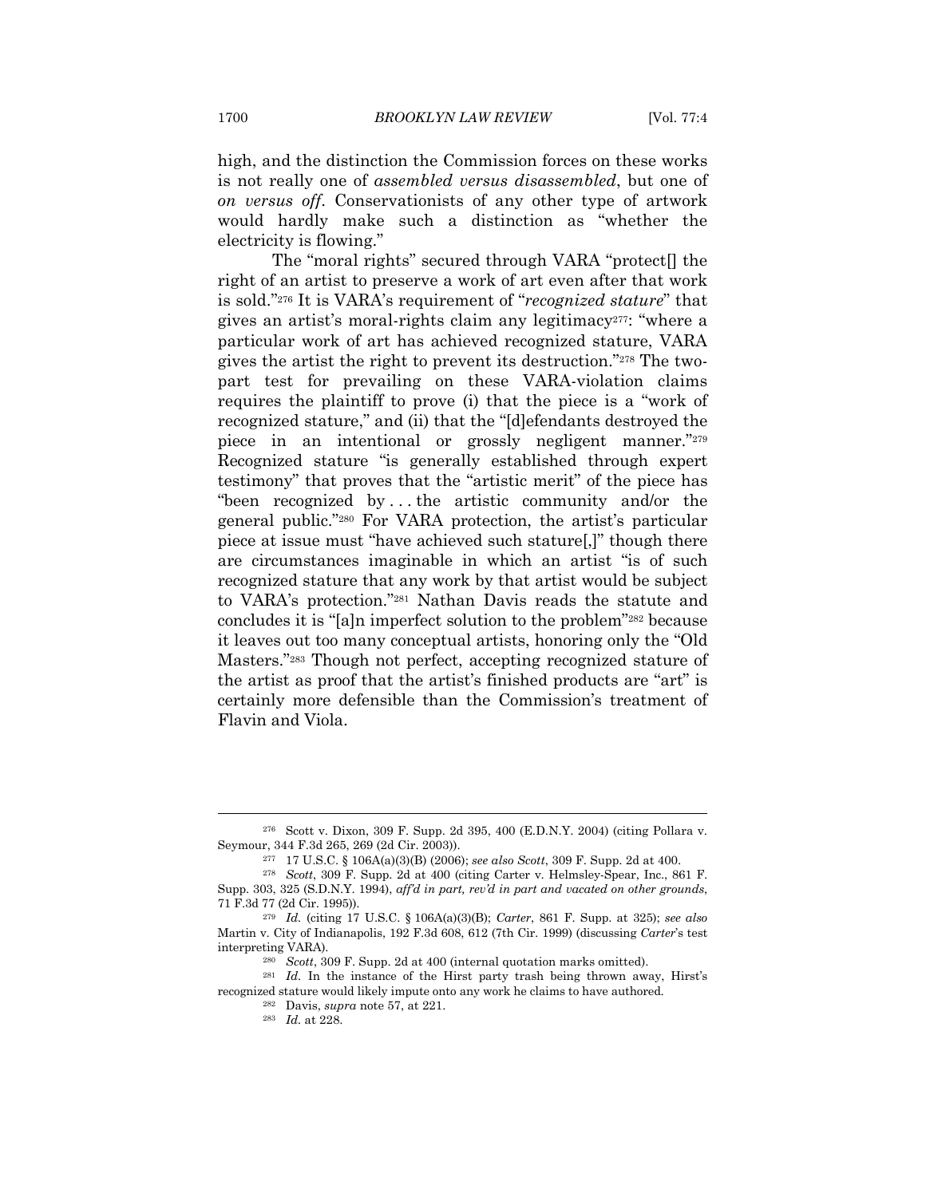high, and the distinction the Commission forces on these works is not really one of *assembled versus disassembled*, but one of *on versus off*. Conservationists of any other type of artwork would hardly make such a distinction as "whether the electricity is flowing."

The "moral rights" secured through VARA "protect[] the right of an artist to preserve a work of art even after that work is sold."[276] It is VARA's requirement of "*recognized stature*" that gives an artist's moral-rights claim any legitimacy[277]: "where a particular work of art has achieved recognized stature, VARA gives the artist the right to prevent its destruction."[278] The two-part test for prevailing on these VARA-violation claims requires the plaintiff to prove (i) that the piece is a "work of recognized stature," and (ii) that the "[d]efendants destroyed the piece in an intentional or grossly negligent manner."[279] Recognized stature "is generally established through expert testimony" that proves that the "artistic merit" of the piece has "been recognized by . . . the artistic community and/or the general public."[280] For VARA protection, the artist's particular piece at issue must "have achieved such stature[,]" though there are circumstances imaginable in which an artist "is of such recognized stature that any work by that artist would be subject to VARA's protection."[281] Nathan Davis reads the statute and concludes it is "[a]n imperfect solution to the problem"[282] because it leaves out too many conceptual artists, honoring only the "Old Masters."[283] Though not perfect, accepting recognized stature of the artist as proof that the artist's finished products are "art" is certainly more defensible than the Commission's treatment of Flavin and Viola.

---

[276] Scott v. Dixon, 309 F. Supp. 2d 395, 400 (E.D.N.Y. 2004) (citing Pollara v. Seymour, 344 F.3d 265, 269 (2d Cir. 2003)).

[277] 17 U.S.C. § 106A(a)(3)(B) (2006); *see also Scott*, 309 F. Supp. 2d at 400.

[278] *Scott*, 309 F. Supp. 2d at 400 (citing Carter v. Helmsley-Spear, Inc., 861 F. Supp. 303, 325 (S.D.N.Y. 1994), *aff'd in part, rev'd in part and vacated on other grounds*, 71 F.3d 77 (2d Cir. 1995)).

[279] *Id.* (citing 17 U.S.C. § 106A(a)(3)(B); *Carter*, 861 F. Supp. at 325); *see also* Martin v. City of Indianapolis, 192 F.3d 608, 612 (7th Cir. 1999) (discussing *Carter*'s test interpreting VARA).

[280] *Scott*, 309 F. Supp. 2d at 400 (internal quotation marks omitted).

[281] *Id.* In the instance of the Hirst party trash being thrown away, Hirst's recognized stature would likely impute onto any work he claims to have authored.

[282] Davis, *supra* note 57, at 221.

[283] *Id.* at 228.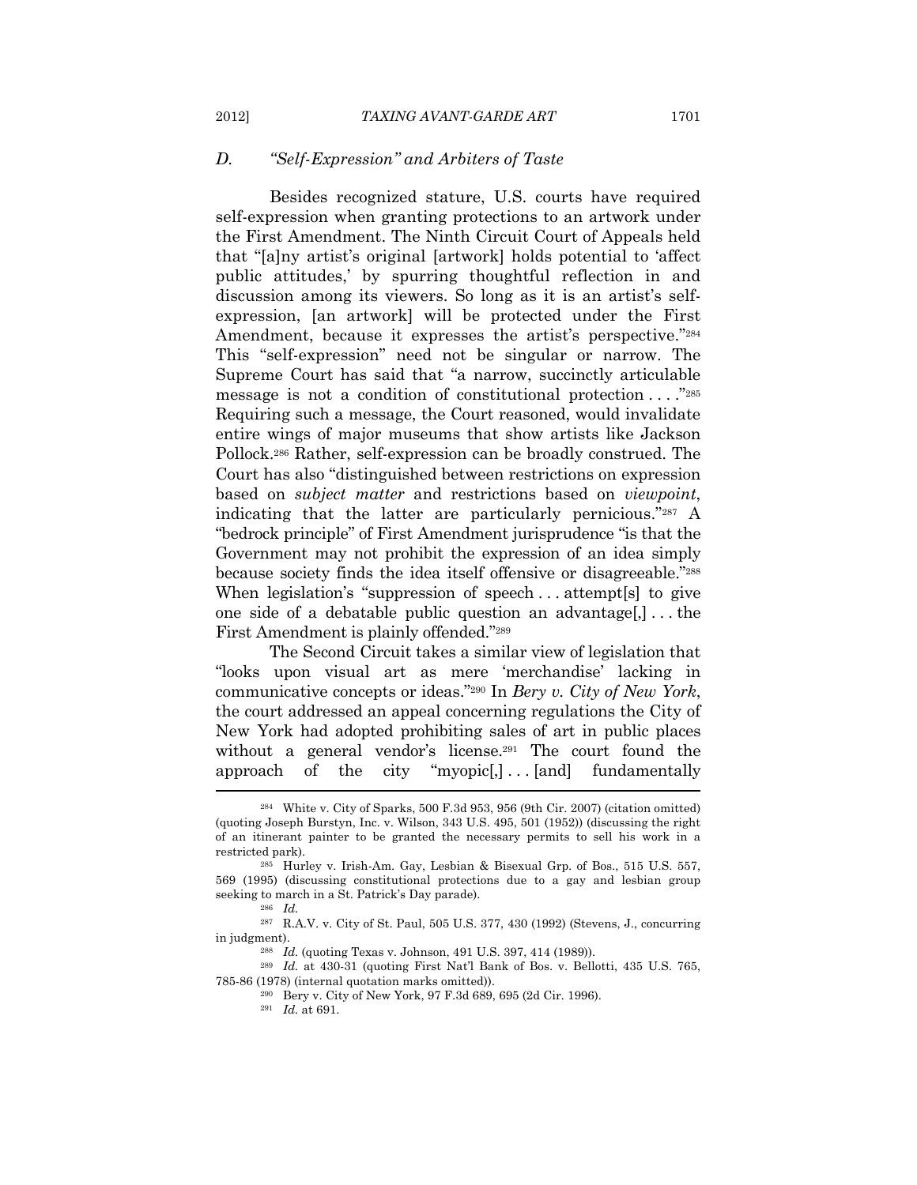### D. *"Self-Expression" and Arbiters of Taste*

Besides recognized stature, U.S. courts have required self-expression when granting protections to an artwork under the First Amendment. The Ninth Circuit Court of Appeals held that "[a]ny artist's original [artwork] holds potential to 'affect public attitudes,' by spurring thoughtful reflection in and discussion among its viewers. So long as it is an artist's self-expression, [an artwork] will be protected under the First Amendment, because it expresses the artist's perspective."[284] This "self-expression" need not be singular or narrow. The Supreme Court has said that "a narrow, succinctly articulable message is not a condition of constitutional protection . . . ."[285] Requiring such a message, the Court reasoned, would invalidate entire wings of major museums that show artists like Jackson Pollock.[286] Rather, self-expression can be broadly construed. The Court has also "distinguished between restrictions on expression based on *subject matter* and restrictions based on *viewpoint*, indicating that the latter are particularly pernicious."[287] A "bedrock principle" of First Amendment jurisprudence "is that the Government may not prohibit the expression of an idea simply because society finds the idea itself offensive or disagreeable."[288] When legislation's "suppression of speech . . . attempt[s] to give one side of a debatable public question an advantage[,] . . . the First Amendment is plainly offended."[289]

The Second Circuit takes a similar view of legislation that "looks upon visual art as mere 'merchandise' lacking in communicative concepts or ideas."[290] In *Bery v. City of New York*, the court addressed an appeal concerning regulations the City of New York had adopted prohibiting sales of art in public places without a general vendor's license.[291] The court found the approach of the city "myopic[,] . . . [and] fundamentally

---

[284] White v. City of Sparks, 500 F.3d 953, 956 (9th Cir. 2007) (citation omitted) (quoting Joseph Burstyn, Inc. v. Wilson, 343 U.S. 495, 501 (1952)) (discussing the right of an itinerant painter to be granted the necessary permits to sell his work in a restricted park).

[285] Hurley v. Irish-Am. Gay, Lesbian & Bisexual Grp. of Bos., 515 U.S. 557, 569 (1995) (discussing constitutional protections due to a gay and lesbian group seeking to march in a St. Patrick's Day parade).

[286] *Id.*

[287] R.A.V. v. City of St. Paul, 505 U.S. 377, 430 (1992) (Stevens, J., concurring in judgment).

[288] *Id.* (quoting Texas v. Johnson, 491 U.S. 397, 414 (1989)).

[289] *Id.* at 430-31 (quoting First Nat'l Bank of Bos. v. Bellotti, 435 U.S. 765, 785-86 (1978) (internal quotation marks omitted)).

[290] Bery v. City of New York, 97 F.3d 689, 695 (2d Cir. 1996).

[291] *Id.* at 691.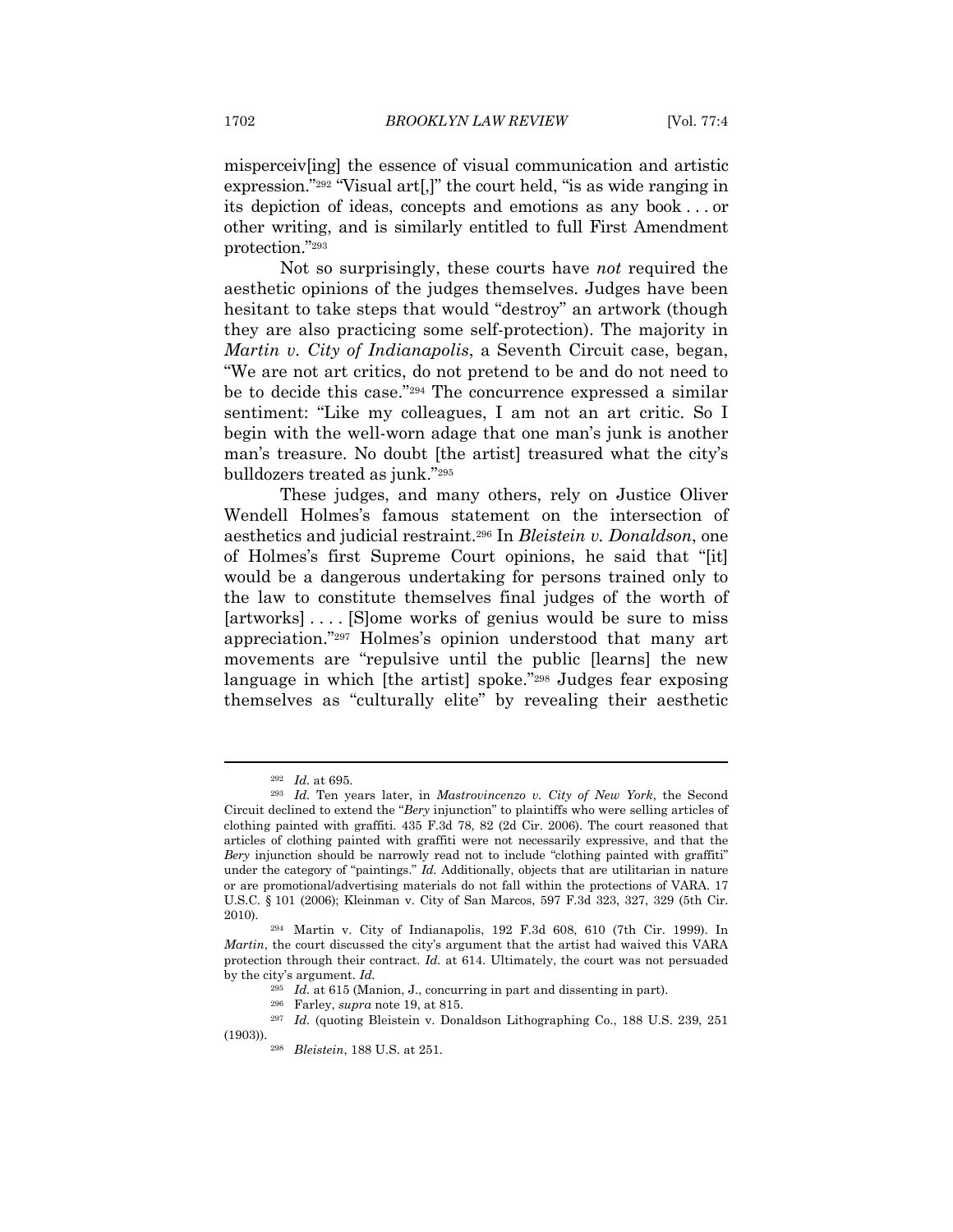misperceiv[ing] the essence of visual communication and artistic expression."[292] "Visual art[,]" the court held, "is as wide ranging in its depiction of ideas, concepts and emotions as any book . . . or other writing, and is similarly entitled to full First Amendment protection."[293]

Not so surprisingly, these courts have *not* required the aesthetic opinions of the judges themselves. Judges have been hesitant to take steps that would "destroy" an artwork (though they are also practicing some self-protection). The majority in *Martin v. City of Indianapolis*, a Seventh Circuit case, began, "We are not art critics, do not pretend to be and do not need to be to decide this case."[294] The concurrence expressed a similar sentiment: "Like my colleagues, I am not an art critic. So I begin with the well-worn adage that one man's junk is another man's treasure. No doubt [the artist] treasured what the city's bulldozers treated as junk."[295]

These judges, and many others, rely on Justice Oliver Wendell Holmes's famous statement on the intersection of aesthetics and judicial restraint.[296] In *Bleistein v. Donaldson*, one of Holmes's first Supreme Court opinions, he said that "[it] would be a dangerous undertaking for persons trained only to the law to constitute themselves final judges of the worth of [artworks] . . . . [S]ome works of genius would be sure to miss appreciation."[297] Holmes's opinion understood that many art movements are "repulsive until the public [learns] the new language in which [the artist] spoke."[298] Judges fear exposing themselves as "culturally elite" by revealing their aesthetic

---

[292] *Id.* at 695.

[293] *Id.* Ten years later, in *Mastrovincenzo v. City of New York*, the Second Circuit declined to extend the "*Bery* injunction" to plaintiffs who were selling articles of clothing painted with graffiti. 435 F.3d 78, 82 (2d Cir. 2006). The court reasoned that articles of clothing painted with graffiti were not necessarily expressive, and that the *Bery* injunction should be narrowly read not to include "clothing painted with graffiti" under the category of "paintings." *Id.* Additionally, objects that are utilitarian in nature or are promotional/advertising materials do not fall within the protections of VARA. 17 U.S.C. § 101 (2006); Kleinman v. City of San Marcos, 597 F.3d 323, 327, 329 (5th Cir. 2010).

[294] Martin v. City of Indianapolis, 192 F.3d 608, 610 (7th Cir. 1999). In *Martin*, the court discussed the city's argument that the artist had waived this VARA protection through their contract. *Id.* at 614. Ultimately, the court was not persuaded by the city's argument. *Id.*

[295] *Id.* at 615 (Manion, J., concurring in part and dissenting in part).

[296] Farley, *supra* note 19, at 815.

[297] *Id.* (quoting Bleistein v. Donaldson Lithographing Co., 188 U.S. 239, 251 (1903)).

[298] *Bleistein*, 188 U.S. at 251.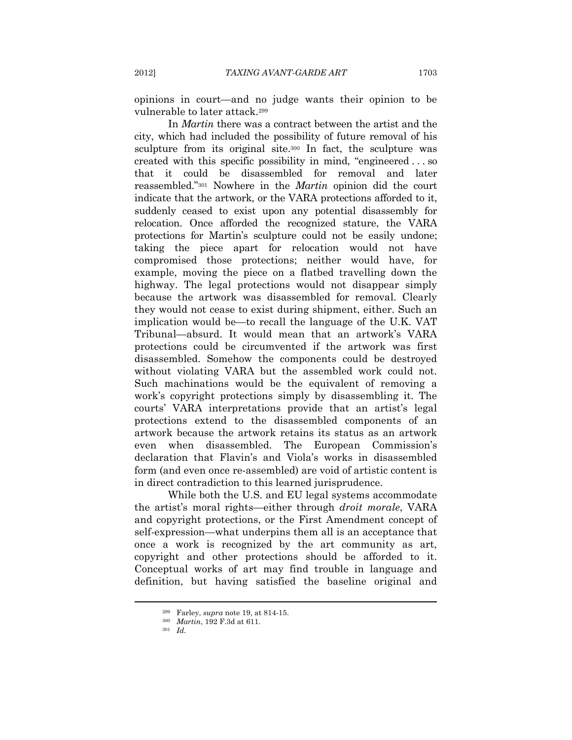opinions in court—and no judge wants their opinion to be vulnerable to later attack.[299]

In *Martin* there was a contract between the artist and the city, which had included the possibility of future removal of his sculpture from its original site.[300] In fact, the sculpture was created with this specific possibility in mind, "engineered . . . so that it could be disassembled for removal and later reassembled."[301] Nowhere in the *Martin* opinion did the court indicate that the artwork, or the VARA protections afforded to it, suddenly ceased to exist upon any potential disassembly for relocation. Once afforded the recognized stature, the VARA protections for Martin's sculpture could not be easily undone; taking the piece apart for relocation would not have compromised those protections; neither would have, for example, moving the piece on a flatbed travelling down the highway. The legal protections would not disappear simply because the artwork was disassembled for removal. Clearly they would not cease to exist during shipment, either. Such an implication would be—to recall the language of the U.K. VAT Tribunal—absurd. It would mean that an artwork's VARA protections could be circumvented if the artwork was first disassembled. Somehow the components could be destroyed without violating VARA but the assembled work could not. Such machinations would be the equivalent of removing a work's copyright protections simply by disassembling it. The courts' VARA interpretations provide that an artist's legal protections extend to the disassembled components of an artwork because the artwork retains its status as an artwork even when disassembled. The European Commission's declaration that Flavin's and Viola's works in disassembled form (and even once re-assembled) are void of artistic content is in direct contradiction to this learned jurisprudence.

While both the U.S. and EU legal systems accommodate the artist's moral rights—either through *droit morale*, VARA and copyright protections, or the First Amendment concept of self-expression—what underpins them all is an acceptance that once a work is recognized by the art community as art, copyright and other protections should be afforded to it. Conceptual works of art may find trouble in language and definition, but having satisfied the baseline original and

---

[299] Farley, *supra* note 19, at 814-15.

[300] *Martin*, 192 F.3d at 611.

[301] *Id.*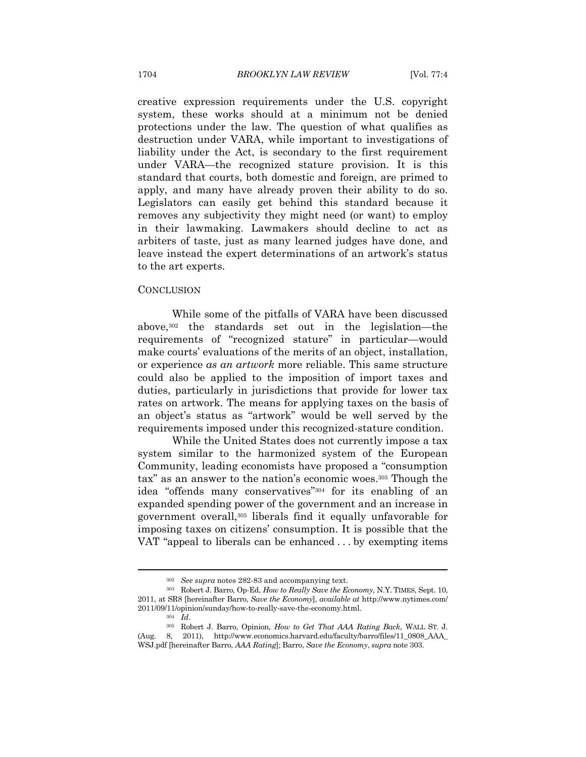creative expression requirements under the U.S. copyright system, these works should at a minimum not be denied protections under the law. The question of what qualifies as destruction under VARA, while important to investigations of liability under the Act, is secondary to the first requirement under VARA—the recognized stature provision. It is this standard that courts, both domestic and foreign, are primed to apply, and many have already proven their ability to do so. Legislators can easily get behind this standard because it removes any subjectivity they might need (or want) to employ in their lawmaking. Lawmakers should decline to act as arbiters of taste, just as many learned judges have done, and leave instead the expert determinations of an artwork's status to the art experts.

## CONCLUSION

While some of the pitfalls of VARA have been discussed above,[302] the standards set out in the legislation—the requirements of "recognized stature" in particular—would make courts' evaluations of the merits of an object, installation, or experience *as an artwork* more reliable. This same structure could also be applied to the imposition of import taxes and duties, particularly in jurisdictions that provide for lower tax rates on artwork. The means for applying taxes on the basis of an object's status as "artwork" would be well served by the requirements imposed under this recognized-stature condition.

While the United States does not currently impose a tax system similar to the harmonized system of the European Community, leading economists have proposed a "consumption tax" as an answer to the nation's economic woes.[303] Though the idea "offends many conservatives"[304] for its enabling of an expanded spending power of the government and an increase in government overall,[305] liberals find it equally unfavorable for imposing taxes on citizens' consumption. It is possible that the VAT "appeal to liberals can be enhanced . . . by exempting items

---

[302] *See supra* notes 282-83 and accompanying text.

[303] Robert J. Barro, Op-Ed, *How to Really Save the Economy*, N.Y. TIMES, Sept. 10, 2011, at SR8 [hereinafter Barro, *Save the Economy*], *available at* http://www.nytimes.com/2011/09/11/opinion/sunday/how-to-really-save-the-economy.html.

[304] *Id.*

[305] Robert J. Barro, Opinion, *How to Get That AAA Rating Back*, WALL ST. J. (Aug. 8, 2011), http://www.economics.harvard.edu/faculty/barro/files/11_0808_AAA_WSJ.pdf [hereinafter Barro, *AAA Rating*]; Barro, *Save the Economy*, *supra* note 303.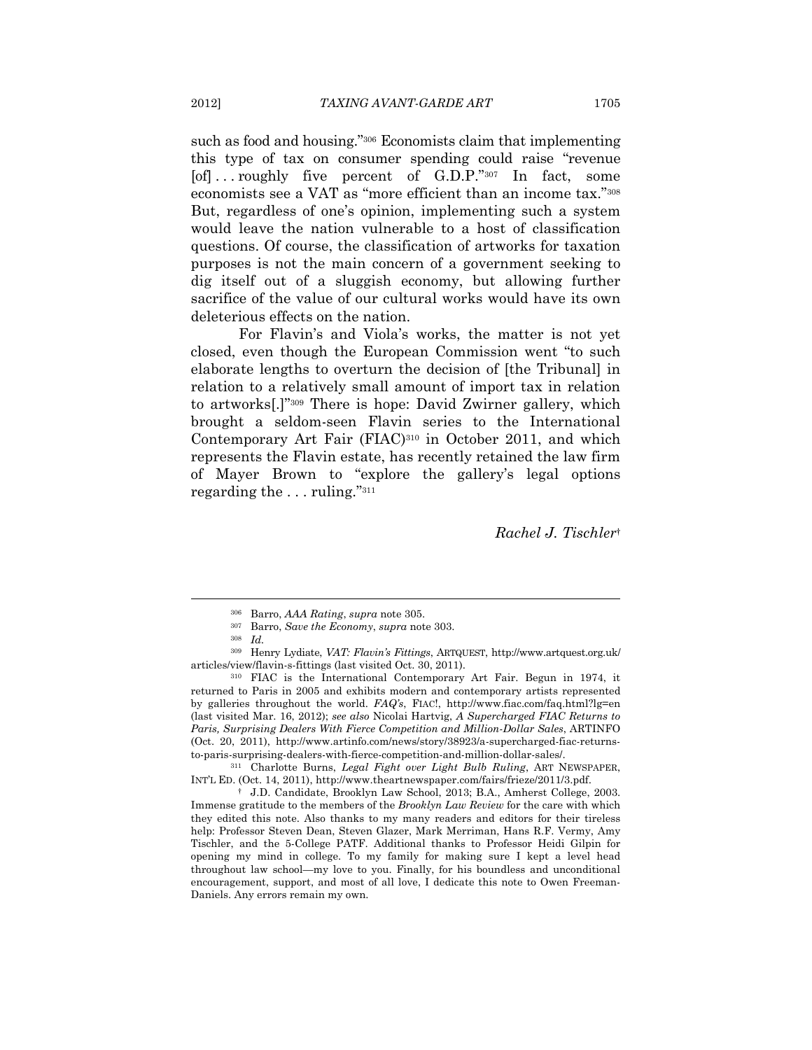such as food and housing."[306] Economists claim that implementing this type of tax on consumer spending could raise "revenue [of] . . . roughly five percent of G.D.P."[307] In fact, some economists see a VAT as "more efficient than an income tax."[308] But, regardless of one's opinion, implementing such a system would leave the nation vulnerable to a host of classification questions. Of course, the classification of artworks for taxation purposes is not the main concern of a government seeking to dig itself out of a sluggish economy, but allowing further sacrifice of the value of our cultural works would have its own deleterious effects on the nation.

For Flavin's and Viola's works, the matter is not yet closed, even though the European Commission went "to such elaborate lengths to overturn the decision of [the Tribunal] in relation to a relatively small amount of import tax in relation to artworks[.]"[309] There is hope: David Zwirner gallery, which brought a seldom-seen Flavin series to the International Contemporary Art Fair (FIAC)[310] in October 2011, and which represents the Flavin estate, has recently retained the law firm of Mayer Brown to "explore the gallery's legal options regarding the . . . ruling."[311]

*Rachel J. Tischler*[†]

---

[306] Barro, *AAA Rating*, *supra* note 305.

[307] Barro, *Save the Economy*, *supra* note 303.

[308] *Id.*

[309] Henry Lydiate, *VAT: Flavin's Fittings*, ARTQUEST, http://www.artquest.org.uk/articles/view/flavin-s-fittings (last visited Oct. 30, 2011).

[310] FIAC is the International Contemporary Art Fair. Begun in 1974, it returned to Paris in 2005 and exhibits modern and contemporary artists represented by galleries throughout the world. *FAQ's*, FIAC!, http://www.fiac.com/faq.html?lg=en (last visited Mar. 16, 2012); *see also* Nicolai Hartvig, *A Supercharged FIAC Returns to Paris, Surprising Dealers With Fierce Competition and Million-Dollar Sales*, ARTINFO (Oct. 20, 2011), http://www.artinfo.com/news/story/38923/a-supercharged-fiac-returns-to-paris-surprising-dealers-with-fierce-competition-and-million-dollar-sales/.

[311] Charlotte Burns, *Legal Fight over Light Bulb Ruling*, ART NEWSPAPER, INT'L ED. (Oct. 14, 2011), http://www.theartnewspaper.com/fairs/frieze/2011/3.pdf.

[†] J.D. Candidate, Brooklyn Law School, 2013; B.A., Amherst College, 2003. Immense gratitude to the members of the *Brooklyn Law Review* for the care with which they edited this note. Also thanks to my many readers and editors for their tireless help: Professor Steven Dean, Steven Glazer, Mark Merriman, Hans R.F. Vermy, Amy Tischler, and the 5-College PATF. Additional thanks to Professor Heidi Gilpin for opening my mind in college. To my family for making sure I kept a level head throughout law school—my love to you. Finally, for his boundless and unconditional encouragement, support, and most of all love, I dedicate this note to Owen Freeman-Daniels. Any errors remain my own.